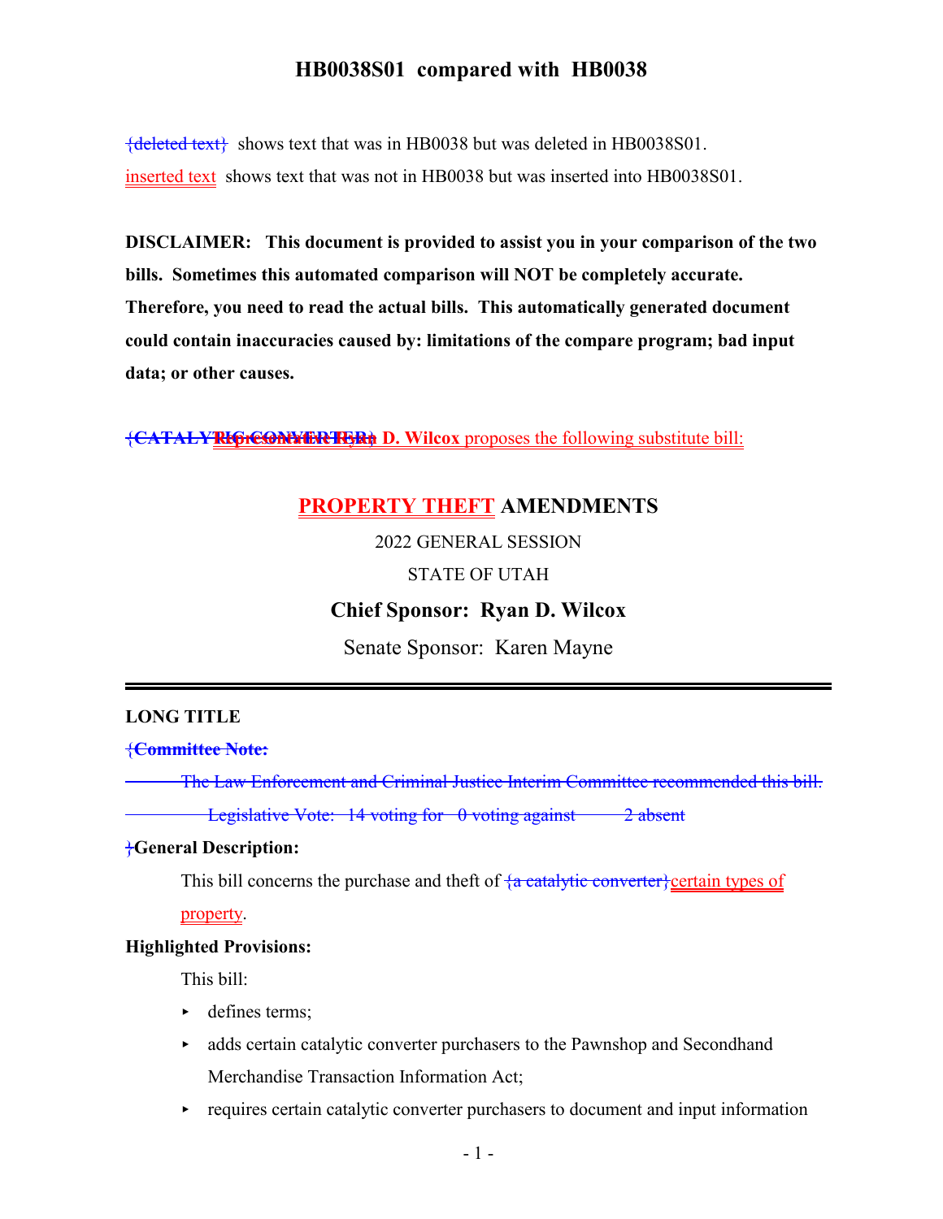# HB0038S01 compared with HB0038

{deleted text} shows text that was in HB0038 but was deleted in HB0038S01.

inserted text shows text that was not in HB0038 but was inserted into HB0038S01.

**DISCLAIMER: This document is provided to assist you in your comparison of the two bills. Sometimes this automated comparison will NOT be completely accurate. Therefore, you need to read the actual bills. This automatically generated document could contain inaccuracies caused by: limitations of the compare program; bad input data; or other causes.**

{**CATALYTIC CONVERTER**}**Representative Ryan D. Wilcox** proposes the following substitute bill:

## PROPERTY THEFT AMENDMENTS

2022 GENERAL SESSION

STATE OF UTAH

**Chief Sponsor: Ryan D. Wilcox**

Senate Sponsor: Karen Mayne

---

**LONG TITLE**

{**Committee Note:**

The Law Enforcement and Criminal Justice Interim Committee recommended this bill.

Legislative Vote: 14 voting for 0 voting against 2 absent

}**General Description:**

This bill concerns the purchase and theft of {a catalytic converter}certain types of property.

**Highlighted Provisions:**

This bill:

- defines terms;
- adds certain catalytic converter purchasers to the Pawnshop and Secondhand Merchandise Transaction Information Act;
- requires certain catalytic converter purchasers to document and input information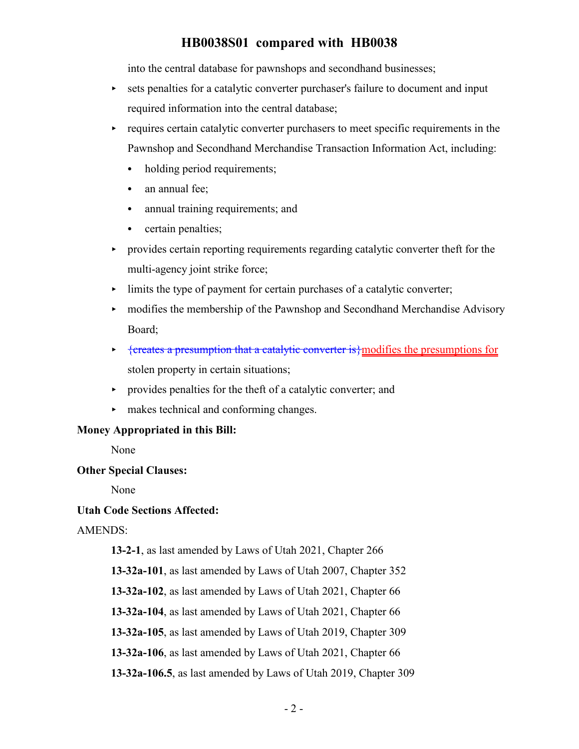into the central database for pawnshops and secondhand businesses;

- sets penalties for a catalytic converter purchaser's failure to document and input required information into the central database;
- requires certain catalytic converter purchasers to meet specific requirements in the Pawnshop and Secondhand Merchandise Transaction Information Act, including:
  - holding period requirements;
  - an annual fee;
  - annual training requirements; and
  - certain penalties;
- provides certain reporting requirements regarding catalytic converter theft for the multi-agency joint strike force;
- limits the type of payment for certain purchases of a catalytic converter;
- modifies the membership of the Pawnshop and Secondhand Merchandise Advisory Board;
- ~~{creates a presumption that a catalytic converter is}~~modifies the presumptions for stolen property in certain situations;
- provides penalties for the theft of a catalytic converter; and
- makes technical and conforming changes.

**Money Appropriated in this Bill:**

None

**Other Special Clauses:**

None

**Utah Code Sections Affected:**

AMENDS:

**13-2-1**, as last amended by Laws of Utah 2021, Chapter 266

**13-32a-101**, as last amended by Laws of Utah 2007, Chapter 352

**13-32a-102**, as last amended by Laws of Utah 2021, Chapter 66

**13-32a-104**, as last amended by Laws of Utah 2021, Chapter 66

**13-32a-105**, as last amended by Laws of Utah 2019, Chapter 309

**13-32a-106**, as last amended by Laws of Utah 2021, Chapter 66

**13-32a-106.5**, as last amended by Laws of Utah 2019, Chapter 309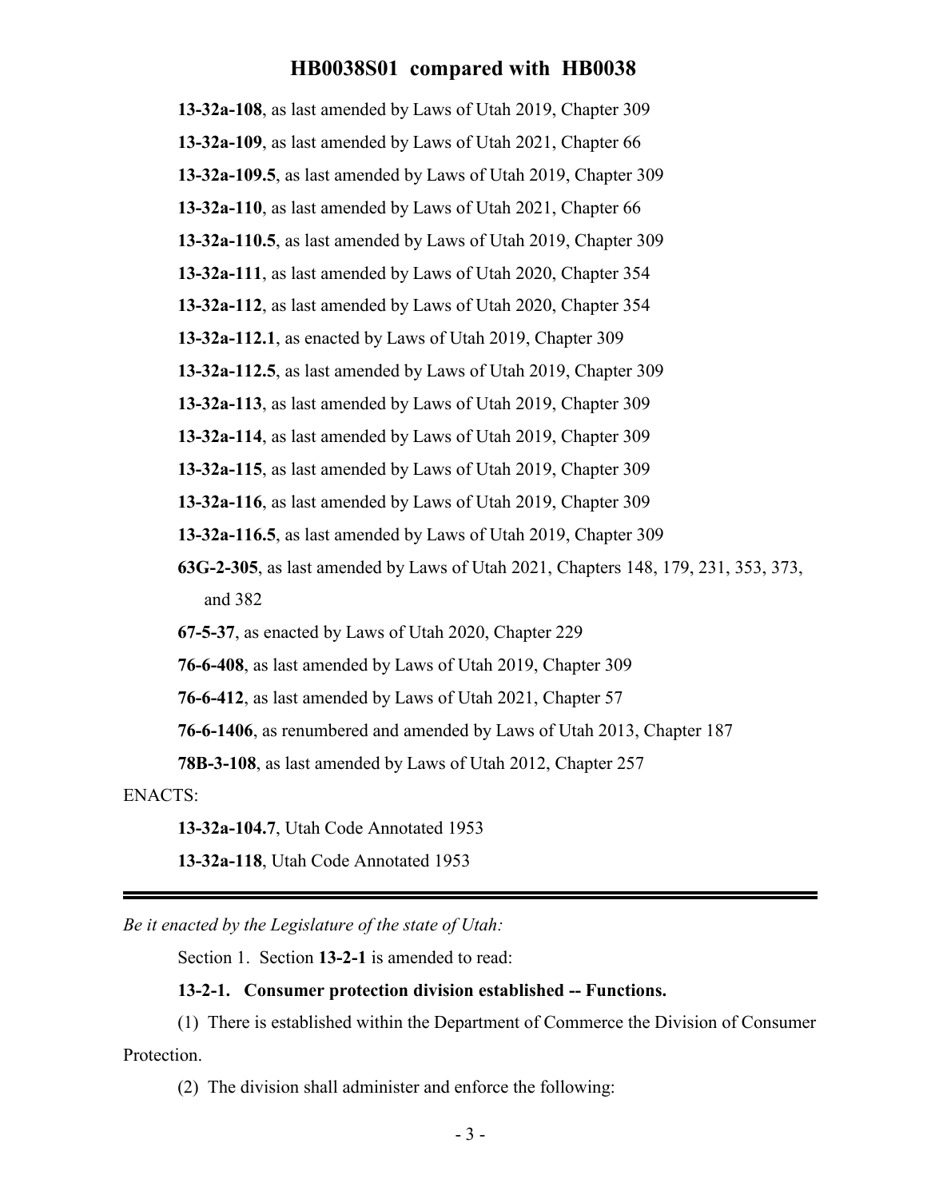**13-32a-108**, as last amended by Laws of Utah 2019, Chapter 309

**13-32a-109**, as last amended by Laws of Utah 2021, Chapter 66

**13-32a-109.5**, as last amended by Laws of Utah 2019, Chapter 309

**13-32a-110**, as last amended by Laws of Utah 2021, Chapter 66

**13-32a-110.5**, as last amended by Laws of Utah 2019, Chapter 309

**13-32a-111**, as last amended by Laws of Utah 2020, Chapter 354

**13-32a-112**, as last amended by Laws of Utah 2020, Chapter 354

**13-32a-112.1**, as enacted by Laws of Utah 2019, Chapter 309

**13-32a-112.5**, as last amended by Laws of Utah 2019, Chapter 309

**13-32a-113**, as last amended by Laws of Utah 2019, Chapter 309

**13-32a-114**, as last amended by Laws of Utah 2019, Chapter 309

**13-32a-115**, as last amended by Laws of Utah 2019, Chapter 309

**13-32a-116**, as last amended by Laws of Utah 2019, Chapter 309

**13-32a-116.5**, as last amended by Laws of Utah 2019, Chapter 309

**63G-2-305**, as last amended by Laws of Utah 2021, Chapters 148, 179, 231, 353, 373, and 382

**67-5-37**, as enacted by Laws of Utah 2020, Chapter 229

**76-6-408**, as last amended by Laws of Utah 2019, Chapter 309

**76-6-412**, as last amended by Laws of Utah 2021, Chapter 57

**76-6-1406**, as renumbered and amended by Laws of Utah 2013, Chapter 187

**78B-3-108**, as last amended by Laws of Utah 2012, Chapter 257

ENACTS:

**13-32a-104.7**, Utah Code Annotated 1953

**13-32a-118**, Utah Code Annotated 1953

---

*Be it enacted by the Legislature of the state of Utah:*

Section 1. Section **13-2-1** is amended to read:

**13-2-1. Consumer protection division established -- Functions.**

(1) There is established within the Department of Commerce the Division of Consumer Protection.

(2) The division shall administer and enforce the following: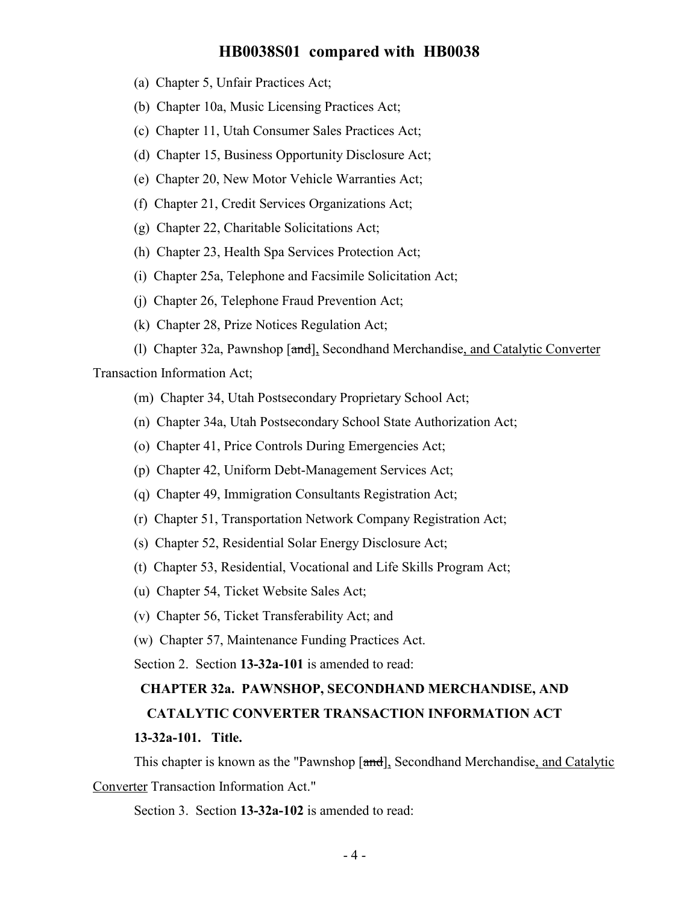(a) Chapter 5, Unfair Practices Act;

(b) Chapter 10a, Music Licensing Practices Act;

(c) Chapter 11, Utah Consumer Sales Practices Act;

(d) Chapter 15, Business Opportunity Disclosure Act;

(e) Chapter 20, New Motor Vehicle Warranties Act;

(f) Chapter 21, Credit Services Organizations Act;

(g) Chapter 22, Charitable Solicitations Act;

(h) Chapter 23, Health Spa Services Protection Act;

(i) Chapter 25a, Telephone and Facsimile Solicitation Act;

(j) Chapter 26, Telephone Fraud Prevention Act;

(k) Chapter 28, Prize Notices Regulation Act;

(l) Chapter 32a, Pawnshop [~~and~~], Secondhand Merchandise, and Catalytic Converter Transaction Information Act;

(m) Chapter 34, Utah Postsecondary Proprietary School Act;

(n) Chapter 34a, Utah Postsecondary School State Authorization Act;

(o) Chapter 41, Price Controls During Emergencies Act;

(p) Chapter 42, Uniform Debt-Management Services Act;

(q) Chapter 49, Immigration Consultants Registration Act;

(r) Chapter 51, Transportation Network Company Registration Act;

(s) Chapter 52, Residential Solar Energy Disclosure Act;

(t) Chapter 53, Residential, Vocational and Life Skills Program Act;

(u) Chapter 54, Ticket Website Sales Act;

(v) Chapter 56, Ticket Transferability Act; and

(w) Chapter 57, Maintenance Funding Practices Act.

Section 2. Section **13-32a-101** is amended to read:

**CHAPTER 32a. PAWNSHOP, SECONDHAND MERCHANDISE, AND CATALYTIC CONVERTER TRANSACTION INFORMATION ACT**

**13-32a-101. Title.**

This chapter is known as the "Pawnshop [~~and~~], Secondhand Merchandise, and Catalytic Converter Transaction Information Act."

Section 3. Section **13-32a-102** is amended to read: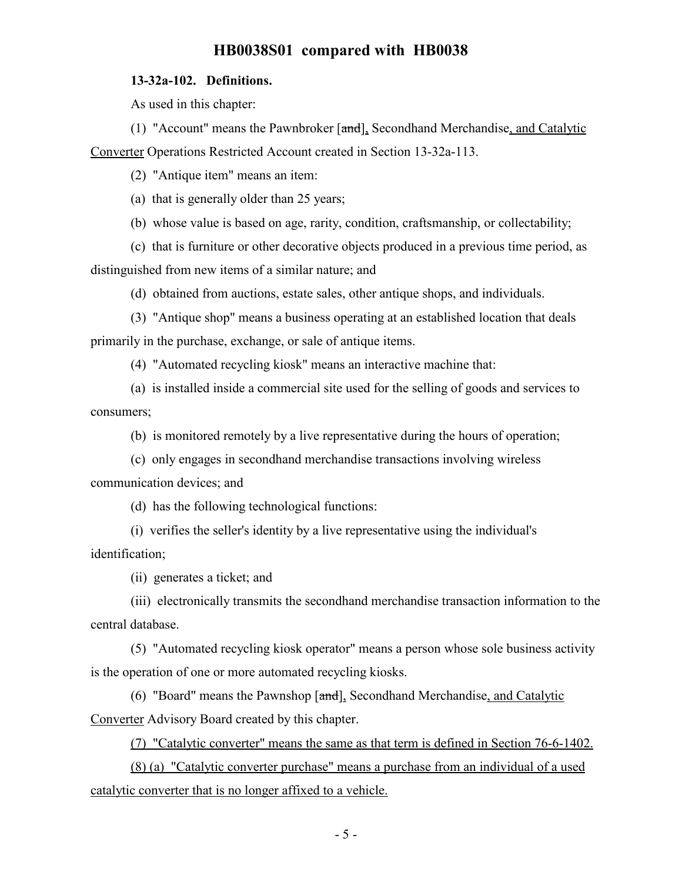**13-32a-102. Definitions.**

As used in this chapter:

(1) "Account" means the Pawnbroker [~~and~~], Secondhand Merchandise, and Catalytic Converter Operations Restricted Account created in Section 13-32a-113.

(2) "Antique item" means an item:

(a) that is generally older than 25 years;

(b) whose value is based on age, rarity, condition, craftsmanship, or collectability;

(c) that is furniture or other decorative objects produced in a previous time period, as distinguished from new items of a similar nature; and

(d) obtained from auctions, estate sales, other antique shops, and individuals.

(3) "Antique shop" means a business operating at an established location that deals primarily in the purchase, exchange, or sale of antique items.

(4) "Automated recycling kiosk" means an interactive machine that:

(a) is installed inside a commercial site used for the selling of goods and services to consumers;

(b) is monitored remotely by a live representative during the hours of operation;

(c) only engages in secondhand merchandise transactions involving wireless communication devices; and

(d) has the following technological functions:

(i) verifies the seller's identity by a live representative using the individual's identification;

(ii) generates a ticket; and

(iii) electronically transmits the secondhand merchandise transaction information to the central database.

(5) "Automated recycling kiosk operator" means a person whose sole business activity is the operation of one or more automated recycling kiosks.

(6) "Board" means the Pawnshop [~~and~~], Secondhand Merchandise, and Catalytic Converter Advisory Board created by this chapter.

(7) "Catalytic converter" means the same as that term is defined in Section 76-6-1402.

(8) (a) "Catalytic converter purchase" means a purchase from an individual of a used catalytic converter that is no longer affixed to a vehicle.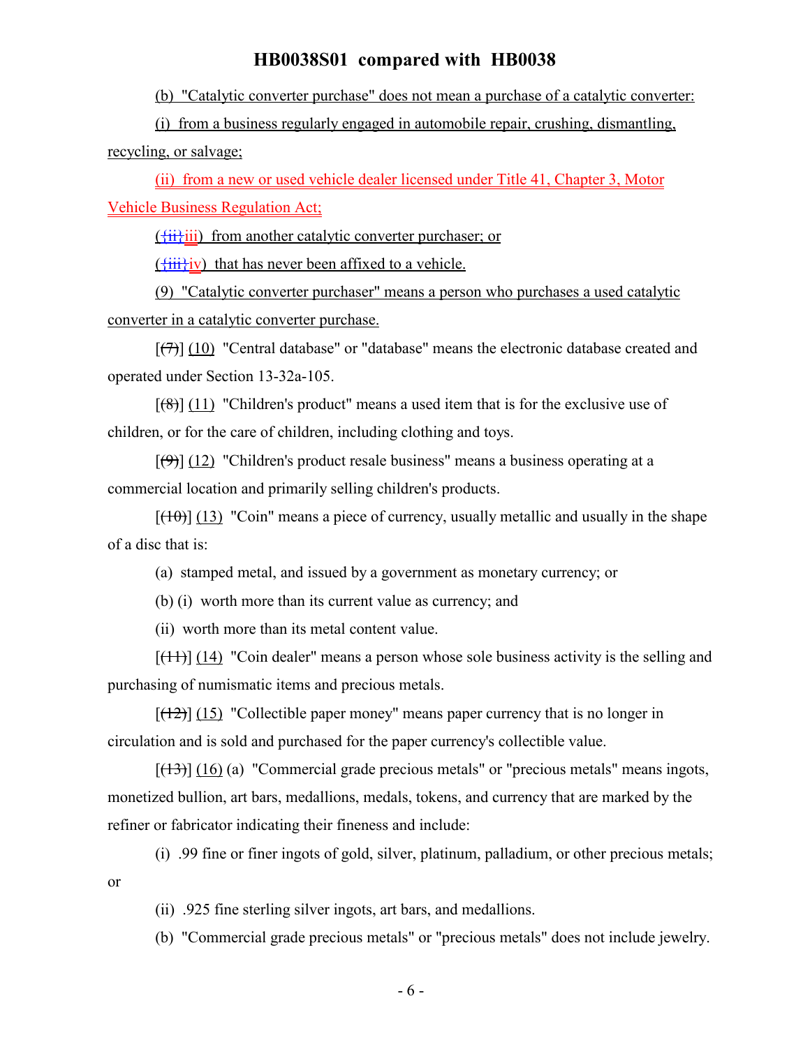(b) "Catalytic converter purchase" does not mean a purchase of a catalytic converter:

(i) from a business regularly engaged in automobile repair, crushing, dismantling, recycling, or salvage;

(ii) from a new or used vehicle dealer licensed under Title 41, Chapter 3, Motor Vehicle Business Regulation Act;

({ii}iii) from another catalytic converter purchaser; or

({iii}iv) that has never been affixed to a vehicle.

(9) "Catalytic converter purchaser" means a person who purchases a used catalytic converter in a catalytic converter purchase.

[(7)] (10) "Central database" or "database" means the electronic database created and operated under Section 13-32a-105.

[(8)] (11) "Children's product" means a used item that is for the exclusive use of children, or for the care of children, including clothing and toys.

[(9)] (12) "Children's product resale business" means a business operating at a commercial location and primarily selling children's products.

[(10)] (13) "Coin" means a piece of currency, usually metallic and usually in the shape of a disc that is:

(a) stamped metal, and issued by a government as monetary currency; or

(b) (i) worth more than its current value as currency; and

(ii) worth more than its metal content value.

[(11)] (14) "Coin dealer" means a person whose sole business activity is the selling and purchasing of numismatic items and precious metals.

[(12)] (15) "Collectible paper money" means paper currency that is no longer in circulation and is sold and purchased for the paper currency's collectible value.

[(13)] (16) (a) "Commercial grade precious metals" or "precious metals" means ingots, monetized bullion, art bars, medallions, medals, tokens, and currency that are marked by the refiner or fabricator indicating their fineness and include:

(i) .99 fine or finer ingots of gold, silver, platinum, palladium, or other precious metals; or

(ii) .925 fine sterling silver ingots, art bars, and medallions.

(b) "Commercial grade precious metals" or "precious metals" does not include jewelry.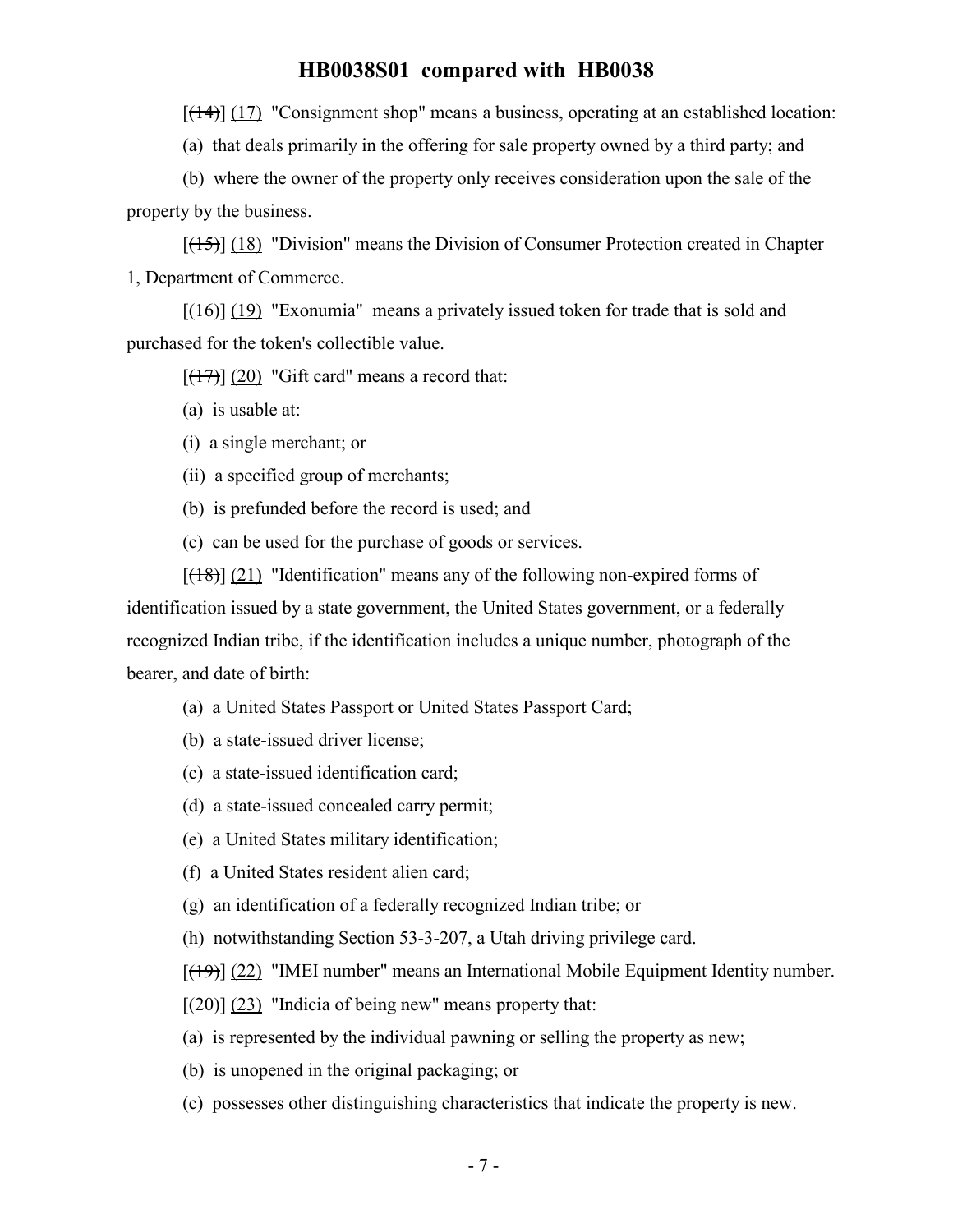[~~(14)~~] (17) "Consignment shop" means a business, operating at an established location:

(a) that deals primarily in the offering for sale property owned by a third party; and

(b) where the owner of the property only receives consideration upon the sale of the property by the business.

[~~(15)~~] (18) "Division" means the Division of Consumer Protection created in Chapter 1, Department of Commerce.

[~~(16)~~] (19) "Exonumia" means a privately issued token for trade that is sold and purchased for the token's collectible value.

[~~(17)~~] (20) "Gift card" means a record that:

(a) is usable at:

(i) a single merchant; or

(ii) a specified group of merchants;

(b) is prefunded before the record is used; and

(c) can be used for the purchase of goods or services.

[~~(18)~~] (21) "Identification" means any of the following non-expired forms of identification issued by a state government, the United States government, or a federally recognized Indian tribe, if the identification includes a unique number, photograph of the bearer, and date of birth:

(a) a United States Passport or United States Passport Card;

(b) a state-issued driver license;

(c) a state-issued identification card;

(d) a state-issued concealed carry permit;

(e) a United States military identification;

(f) a United States resident alien card;

(g) an identification of a federally recognized Indian tribe; or

(h) notwithstanding Section 53-3-207, a Utah driving privilege card.

[~~(19)~~] (22) "IMEI number" means an International Mobile Equipment Identity number.

[~~(20)~~] (23) "Indicia of being new" means property that:

(a) is represented by the individual pawning or selling the property as new;

(b) is unopened in the original packaging; or

(c) possesses other distinguishing characteristics that indicate the property is new.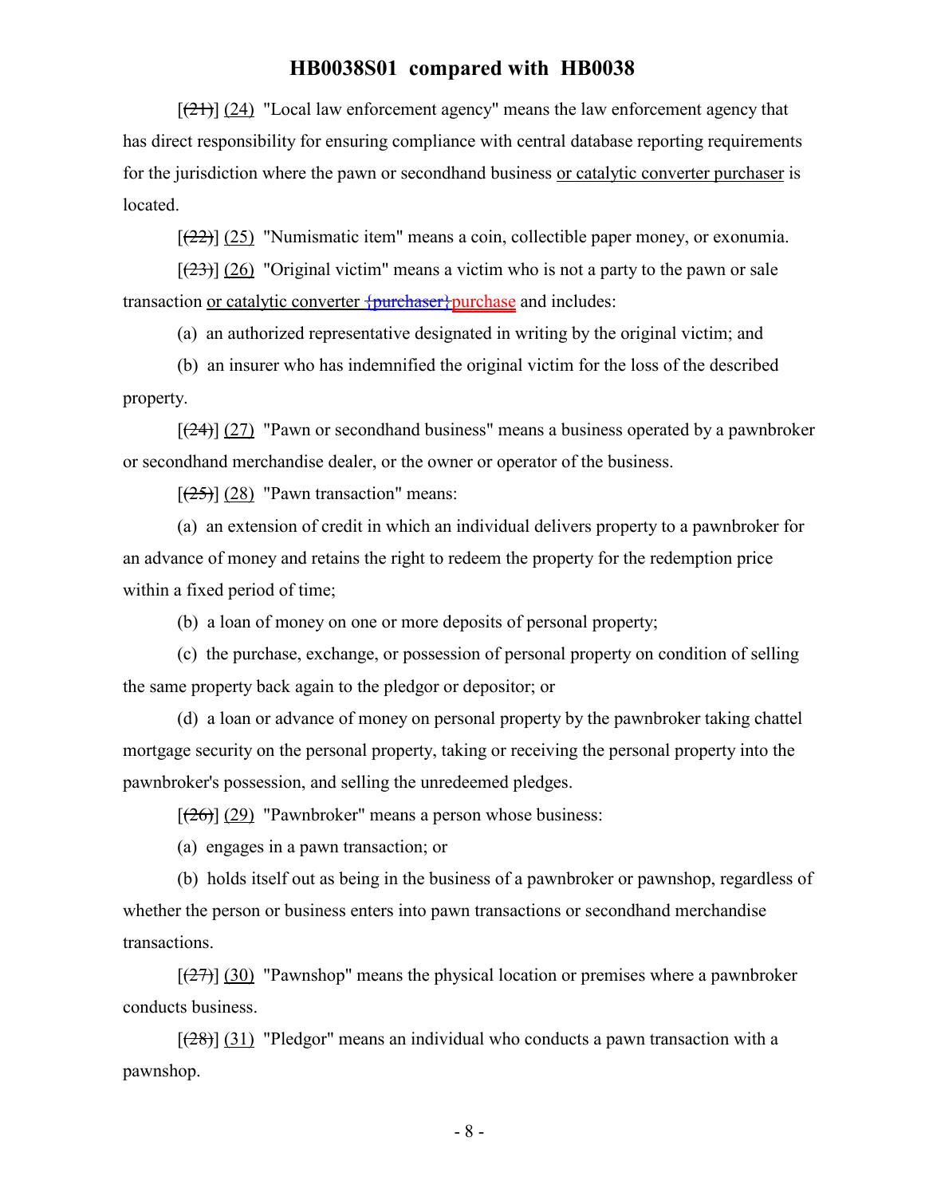[~~(21)~~] (24) "Local law enforcement agency" means the law enforcement agency that has direct responsibility for ensuring compliance with central database reporting requirements for the jurisdiction where the pawn or secondhand business or catalytic converter purchaser is located.

[~~(22)~~] (25) "Numismatic item" means a coin, collectible paper money, or exonumia.

[~~(23)~~] (26) "Original victim" means a victim who is not a party to the pawn or sale transaction or catalytic converter ~~{purchaser}~~purchase and includes:

(a) an authorized representative designated in writing by the original victim; and

(b) an insurer who has indemnified the original victim for the loss of the described property.

[~~(24)~~] (27) "Pawn or secondhand business" means a business operated by a pawnbroker or secondhand merchandise dealer, or the owner or operator of the business.

[~~(25)~~] (28) "Pawn transaction" means:

(a) an extension of credit in which an individual delivers property to a pawnbroker for an advance of money and retains the right to redeem the property for the redemption price within a fixed period of time;

(b) a loan of money on one or more deposits of personal property;

(c) the purchase, exchange, or possession of personal property on condition of selling the same property back again to the pledgor or depositor; or

(d) a loan or advance of money on personal property by the pawnbroker taking chattel mortgage security on the personal property, taking or receiving the personal property into the pawnbroker's possession, and selling the unredeemed pledges.

[~~(26)~~] (29) "Pawnbroker" means a person whose business:

(a) engages in a pawn transaction; or

(b) holds itself out as being in the business of a pawnbroker or pawnshop, regardless of whether the person or business enters into pawn transactions or secondhand merchandise transactions.

[~~(27)~~] (30) "Pawnshop" means the physical location or premises where a pawnbroker conducts business.

[~~(28)~~] (31) "Pledgor" means an individual who conducts a pawn transaction with a pawnshop.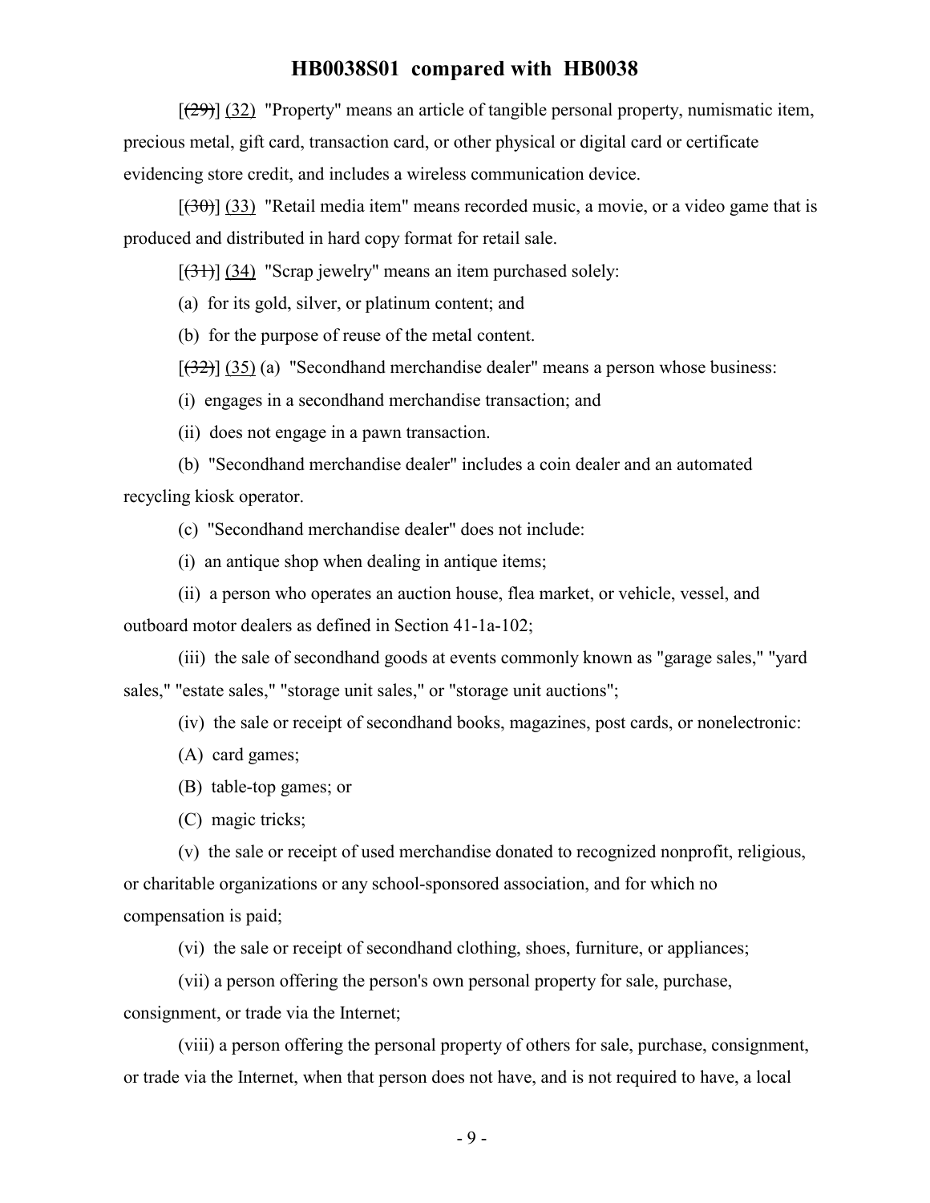[~~(29)~~] (32) "Property" means an article of tangible personal property, numismatic item, precious metal, gift card, transaction card, or other physical or digital card or certificate evidencing store credit, and includes a wireless communication device.

[~~(30)~~] (33) "Retail media item" means recorded music, a movie, or a video game that is produced and distributed in hard copy format for retail sale.

[~~(31)~~] (34) "Scrap jewelry" means an item purchased solely:

(a) for its gold, silver, or platinum content; and

(b) for the purpose of reuse of the metal content.

[~~(32)~~] (35) (a) "Secondhand merchandise dealer" means a person whose business:

(i) engages in a secondhand merchandise transaction; and

(ii) does not engage in a pawn transaction.

(b) "Secondhand merchandise dealer" includes a coin dealer and an automated recycling kiosk operator.

(c) "Secondhand merchandise dealer" does not include:

(i) an antique shop when dealing in antique items;

(ii) a person who operates an auction house, flea market, or vehicle, vessel, and outboard motor dealers as defined in Section 41-1a-102;

(iii) the sale of secondhand goods at events commonly known as "garage sales," "yard sales," "estate sales," "storage unit sales," or "storage unit auctions";

(iv) the sale or receipt of secondhand books, magazines, post cards, or nonelectronic:

(A) card games;

(B) table-top games; or

(C) magic tricks;

(v) the sale or receipt of used merchandise donated to recognized nonprofit, religious, or charitable organizations or any school-sponsored association, and for which no compensation is paid;

(vi) the sale or receipt of secondhand clothing, shoes, furniture, or appliances;

(vii) a person offering the person's own personal property for sale, purchase, consignment, or trade via the Internet;

(viii) a person offering the personal property of others for sale, purchase, consignment, or trade via the Internet, when that person does not have, and is not required to have, a local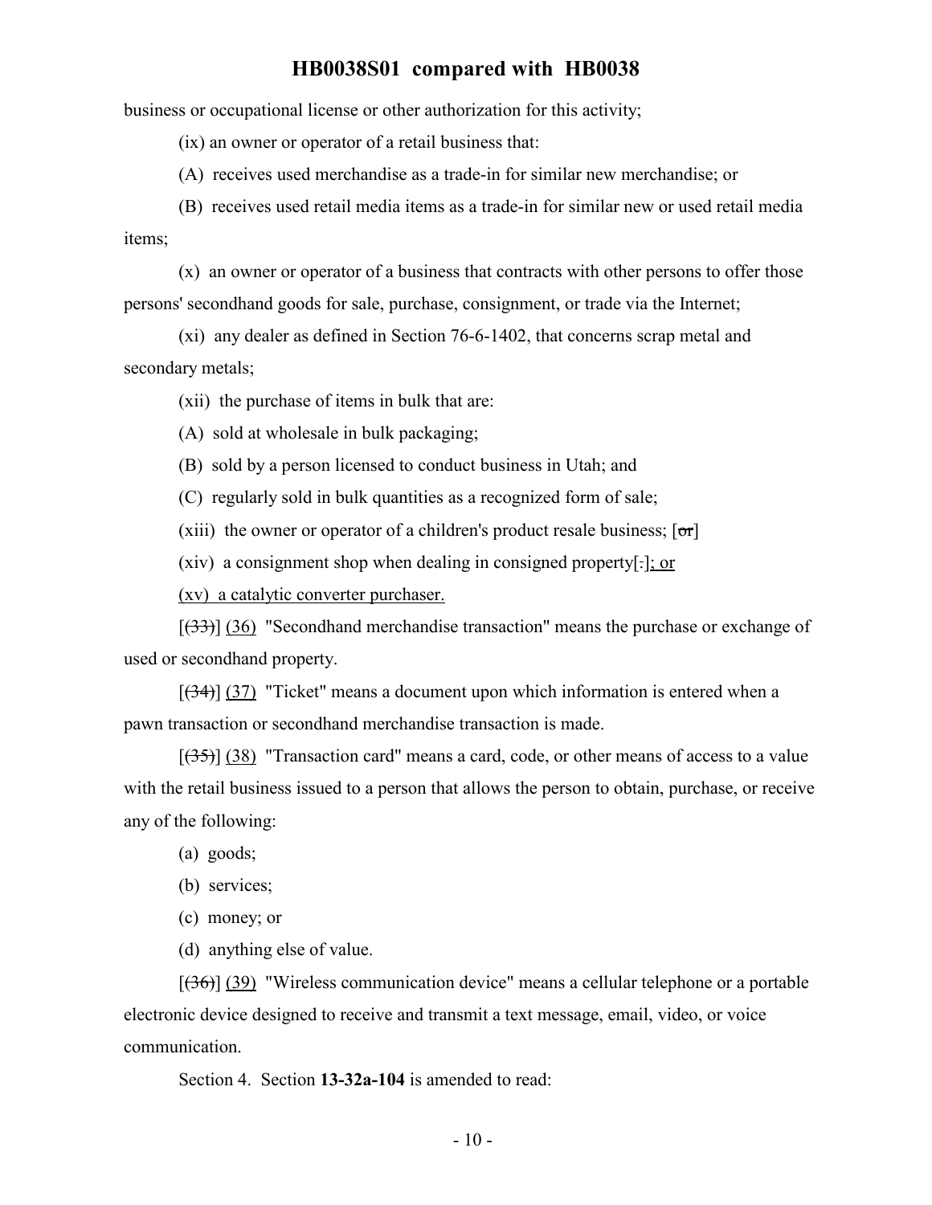business or occupational license or other authorization for this activity;

(ix) an owner or operator of a retail business that:

(A) receives used merchandise as a trade-in for similar new merchandise; or

(B) receives used retail media items as a trade-in for similar new or used retail media items;

(x) an owner or operator of a business that contracts with other persons to offer those persons' secondhand goods for sale, purchase, consignment, or trade via the Internet;

(xi) any dealer as defined in Section 76-6-1402, that concerns scrap metal and secondary metals;

(xii) the purchase of items in bulk that are:

(A) sold at wholesale in bulk packaging;

(B) sold by a person licensed to conduct business in Utah; and

(C) regularly sold in bulk quantities as a recognized form of sale;

(xiii) the owner or operator of a children's product resale business; [~~or~~]

(xiv) a consignment shop when dealing in consigned property[~~.~~]; or

(xv) a catalytic converter purchaser.

[~~(33)~~] (36) "Secondhand merchandise transaction" means the purchase or exchange of used or secondhand property.

[~~(34)~~] (37) "Ticket" means a document upon which information is entered when a pawn transaction or secondhand merchandise transaction is made.

[~~(35)~~] (38) "Transaction card" means a card, code, or other means of access to a value with the retail business issued to a person that allows the person to obtain, purchase, or receive any of the following:

(a) goods;

(b) services;

(c) money; or

(d) anything else of value.

[~~(36)~~] (39) "Wireless communication device" means a cellular telephone or a portable electronic device designed to receive and transmit a text message, email, video, or voice communication.

Section 4. Section **13-32a-104** is amended to read: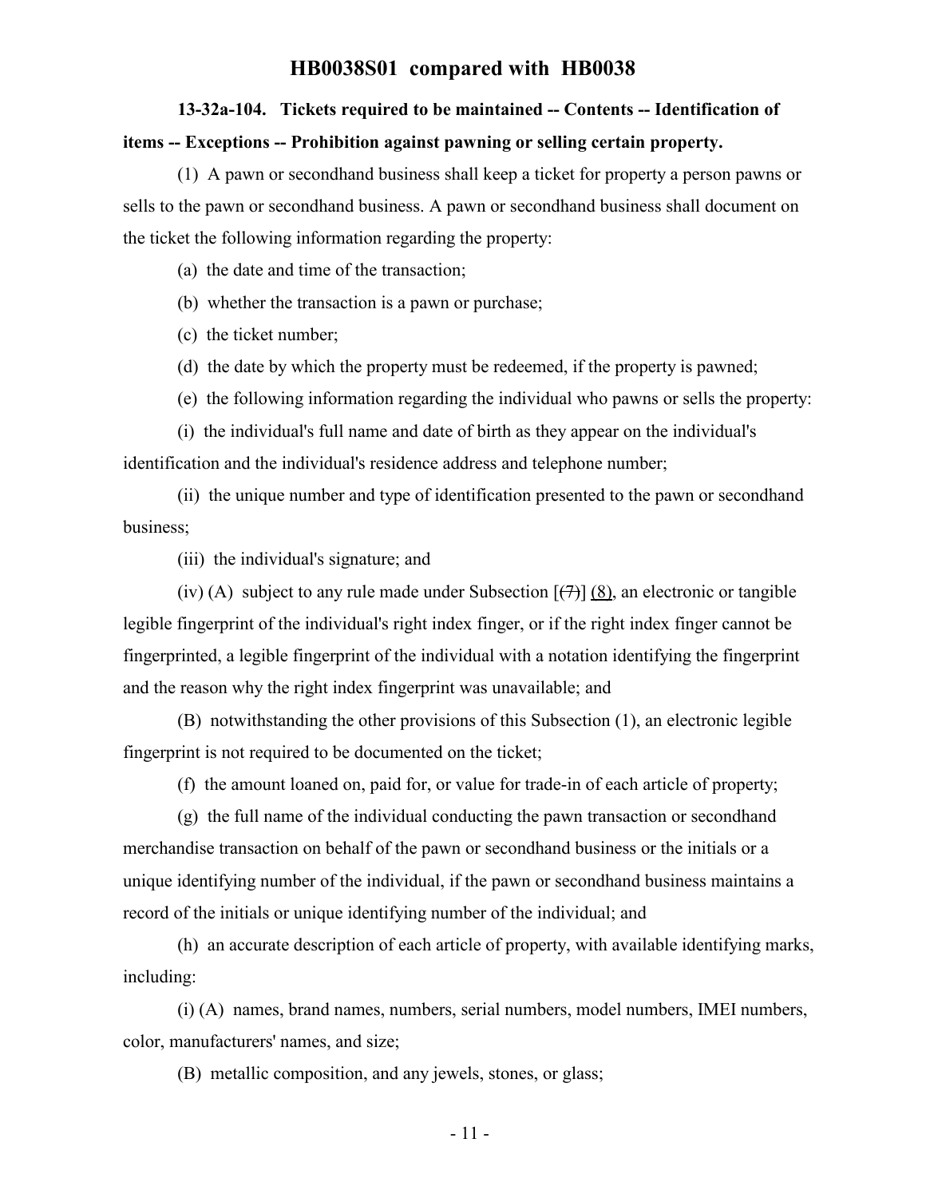**13-32a-104. Tickets required to be maintained -- Contents -- Identification of items -- Exceptions -- Prohibition against pawning or selling certain property.**

(1) A pawn or secondhand business shall keep a ticket for property a person pawns or sells to the pawn or secondhand business. A pawn or secondhand business shall document on the ticket the following information regarding the property:

(a) the date and time of the transaction;

(b) whether the transaction is a pawn or purchase;

(c) the ticket number;

(d) the date by which the property must be redeemed, if the property is pawned;

(e) the following information regarding the individual who pawns or sells the property:

(i) the individual's full name and date of birth as they appear on the individual's identification and the individual's residence address and telephone number;

(ii) the unique number and type of identification presented to the pawn or secondhand business;

(iii) the individual's signature; and

(iv) (A) subject to any rule made under Subsection [~~(7)~~] (8), an electronic or tangible legible fingerprint of the individual's right index finger, or if the right index finger cannot be fingerprinted, a legible fingerprint of the individual with a notation identifying the fingerprint and the reason why the right index fingerprint was unavailable; and

(B) notwithstanding the other provisions of this Subsection (1), an electronic legible fingerprint is not required to be documented on the ticket;

(f) the amount loaned on, paid for, or value for trade-in of each article of property;

(g) the full name of the individual conducting the pawn transaction or secondhand merchandise transaction on behalf of the pawn or secondhand business or the initials or a unique identifying number of the individual, if the pawn or secondhand business maintains a record of the initials or unique identifying number of the individual; and

(h) an accurate description of each article of property, with available identifying marks, including:

(i) (A) names, brand names, numbers, serial numbers, model numbers, IMEI numbers, color, manufacturers' names, and size;

(B) metallic composition, and any jewels, stones, or glass;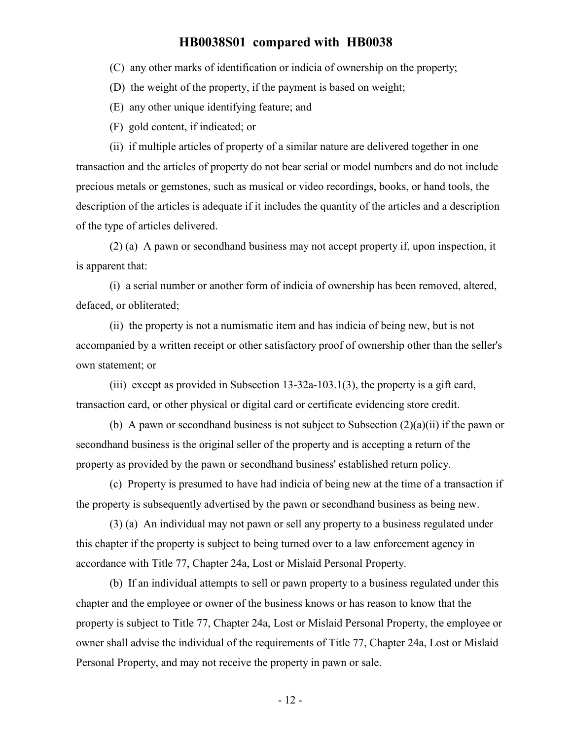(C) any other marks of identification or indicia of ownership on the property;

(D) the weight of the property, if the payment is based on weight;

(E) any other unique identifying feature; and

(F) gold content, if indicated; or

(ii) if multiple articles of property of a similar nature are delivered together in one transaction and the articles of property do not bear serial or model numbers and do not include precious metals or gemstones, such as musical or video recordings, books, or hand tools, the description of the articles is adequate if it includes the quantity of the articles and a description of the type of articles delivered.

(2) (a) A pawn or secondhand business may not accept property if, upon inspection, it is apparent that:

(i) a serial number or another form of indicia of ownership has been removed, altered, defaced, or obliterated;

(ii) the property is not a numismatic item and has indicia of being new, but is not accompanied by a written receipt or other satisfactory proof of ownership other than the seller's own statement; or

(iii) except as provided in Subsection 13-32a-103.1(3), the property is a gift card, transaction card, or other physical or digital card or certificate evidencing store credit.

(b) A pawn or secondhand business is not subject to Subsection (2)(a)(ii) if the pawn or secondhand business is the original seller of the property and is accepting a return of the property as provided by the pawn or secondhand business' established return policy.

(c) Property is presumed to have had indicia of being new at the time of a transaction if the property is subsequently advertised by the pawn or secondhand business as being new.

(3) (a) An individual may not pawn or sell any property to a business regulated under this chapter if the property is subject to being turned over to a law enforcement agency in accordance with Title 77, Chapter 24a, Lost or Mislaid Personal Property.

(b) If an individual attempts to sell or pawn property to a business regulated under this chapter and the employee or owner of the business knows or has reason to know that the property is subject to Title 77, Chapter 24a, Lost or Mislaid Personal Property, the employee or owner shall advise the individual of the requirements of Title 77, Chapter 24a, Lost or Mislaid Personal Property, and may not receive the property in pawn or sale.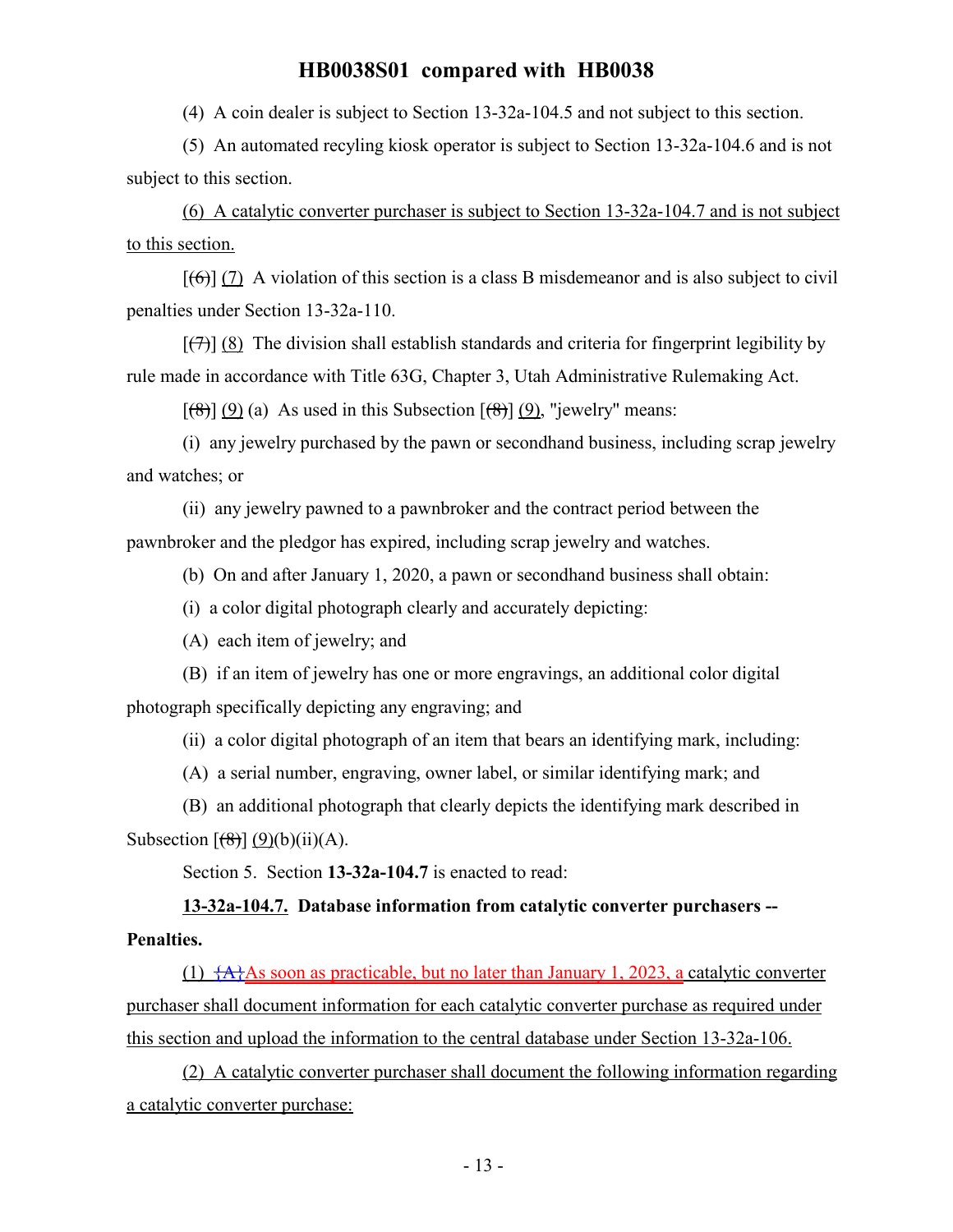(4) A coin dealer is subject to Section 13-32a-104.5 and not subject to this section.

(5) An automated recyling kiosk operator is subject to Section 13-32a-104.6 and is not subject to this section.

(6) A catalytic converter purchaser is subject to Section 13-32a-104.7 and is not subject to this section.

[(6)] (7) A violation of this section is a class B misdemeanor and is also subject to civil penalties under Section 13-32a-110.

[(7)] (8) The division shall establish standards and criteria for fingerprint legibility by rule made in accordance with Title 63G, Chapter 3, Utah Administrative Rulemaking Act.

[(8)] (9) (a) As used in this Subsection [(8)] (9), "jewelry" means:

(i) any jewelry purchased by the pawn or secondhand business, including scrap jewelry and watches; or

(ii) any jewelry pawned to a pawnbroker and the contract period between the pawnbroker and the pledgor has expired, including scrap jewelry and watches.

(b) On and after January 1, 2020, a pawn or secondhand business shall obtain:

(i) a color digital photograph clearly and accurately depicting:

(A) each item of jewelry; and

(B) if an item of jewelry has one or more engravings, an additional color digital photograph specifically depicting any engraving; and

(ii) a color digital photograph of an item that bears an identifying mark, including:

(A) a serial number, engraving, owner label, or similar identifying mark; and

(B) an additional photograph that clearly depicts the identifying mark described in Subsection [(8)] (9)(b)(ii)(A).

Section 5. Section **13-32a-104.7** is enacted to read:

**13-32a-104.7. Database information from catalytic converter purchasers -- Penalties.**

(1) {A}As soon as practicable, but no later than January 1, 2023, a catalytic converter purchaser shall document information for each catalytic converter purchase as required under this section and upload the information to the central database under Section 13-32a-106.

(2) A catalytic converter purchaser shall document the following information regarding a catalytic converter purchase: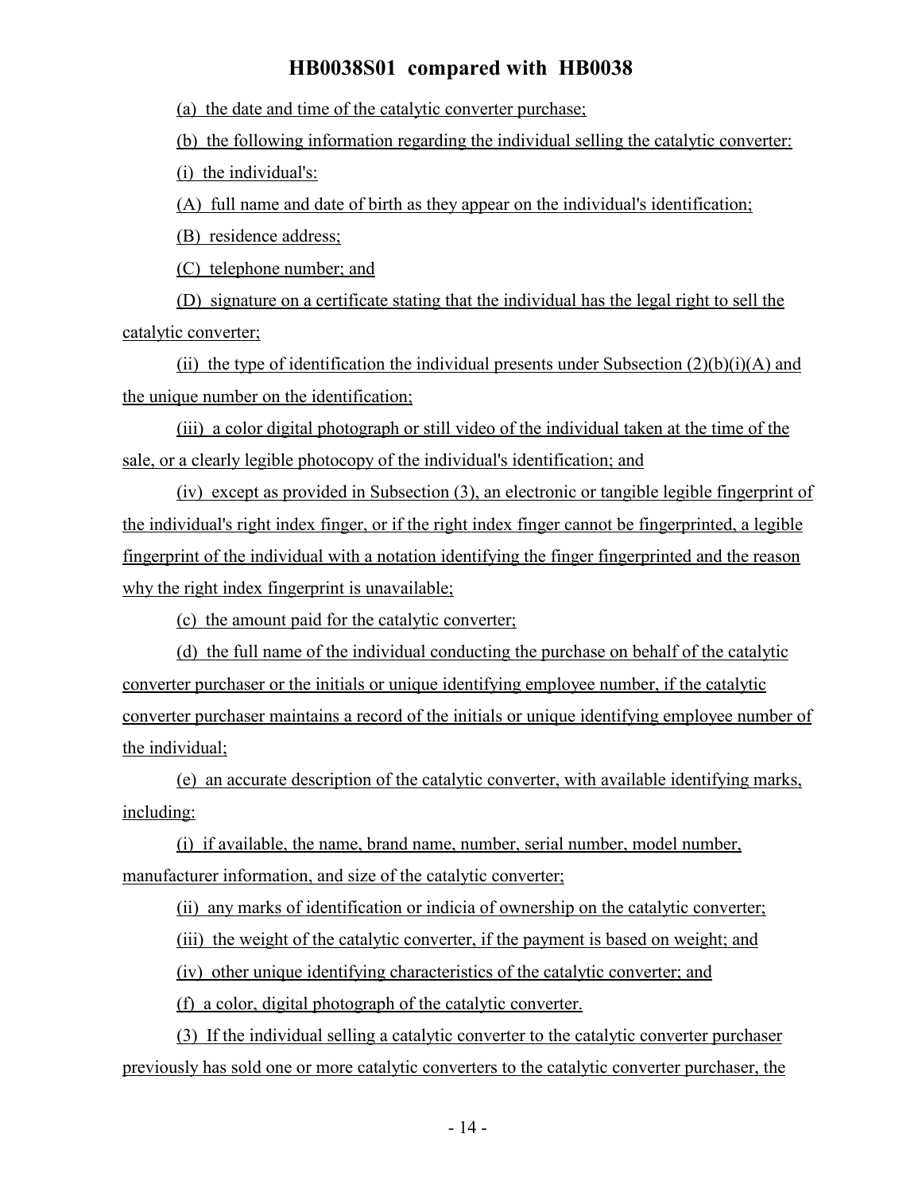(a) the date and time of the catalytic converter purchase;

(b) the following information regarding the individual selling the catalytic converter:

(i) the individual's:

(A) full name and date of birth as they appear on the individual's identification;

(B) residence address;

(C) telephone number; and

(D) signature on a certificate stating that the individual has the legal right to sell the catalytic converter;

(ii) the type of identification the individual presents under Subsection (2)(b)(i)(A) and the unique number on the identification;

(iii) a color digital photograph or still video of the individual taken at the time of the sale, or a clearly legible photocopy of the individual's identification; and

(iv) except as provided in Subsection (3), an electronic or tangible legible fingerprint of the individual's right index finger, or if the right index finger cannot be fingerprinted, a legible fingerprint of the individual with a notation identifying the finger fingerprinted and the reason why the right index fingerprint is unavailable;

(c) the amount paid for the catalytic converter;

(d) the full name of the individual conducting the purchase on behalf of the catalytic converter purchaser or the initials or unique identifying employee number, if the catalytic converter purchaser maintains a record of the initials or unique identifying employee number of the individual;

(e) an accurate description of the catalytic converter, with available identifying marks, including:

(i) if available, the name, brand name, number, serial number, model number, manufacturer information, and size of the catalytic converter;

(ii) any marks of identification or indicia of ownership on the catalytic converter;

(iii) the weight of the catalytic converter, if the payment is based on weight; and

(iv) other unique identifying characteristics of the catalytic converter; and

(f) a color, digital photograph of the catalytic converter.

(3) If the individual selling a catalytic converter to the catalytic converter purchaser previously has sold one or more catalytic converters to the catalytic converter purchaser, the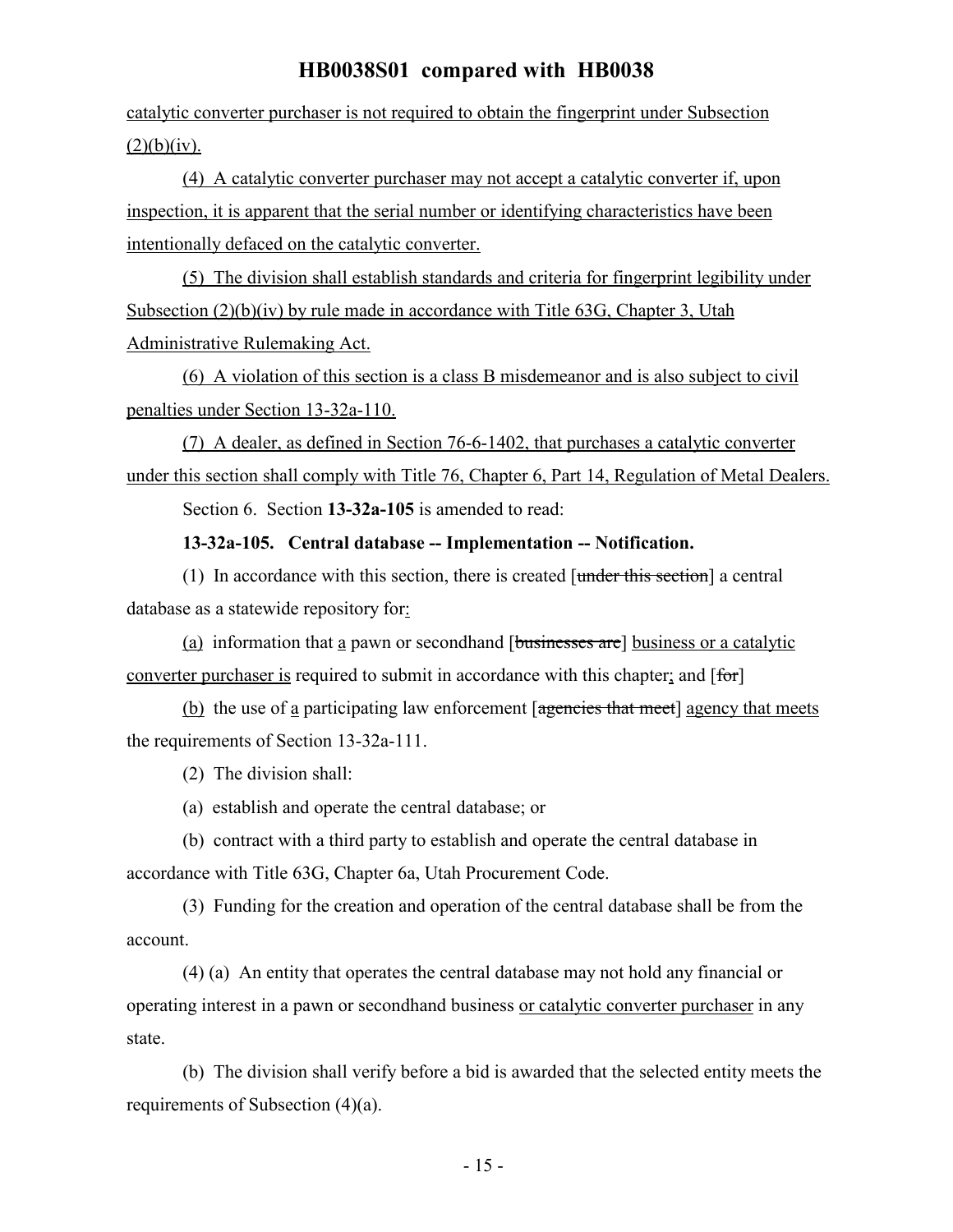catalytic converter purchaser is not required to obtain the fingerprint under Subsection (2)(b)(iv).

(4) A catalytic converter purchaser may not accept a catalytic converter if, upon inspection, it is apparent that the serial number or identifying characteristics have been intentionally defaced on the catalytic converter.

(5) The division shall establish standards and criteria for fingerprint legibility under Subsection (2)(b)(iv) by rule made in accordance with Title 63G, Chapter 3, Utah Administrative Rulemaking Act.

(6) A violation of this section is a class B misdemeanor and is also subject to civil penalties under Section 13-32a-110.

(7) A dealer, as defined in Section 76-6-1402, that purchases a catalytic converter under this section shall comply with Title 76, Chapter 6, Part 14, Regulation of Metal Dealers.

Section 6. Section **13-32a-105** is amended to read:

**13-32a-105. Central database -- Implementation -- Notification.**

(1) In accordance with this section, there is created [~~under this section~~] a central database as a statewide repository for:

(a) information that a pawn or secondhand [~~businesses are~~] business or a catalytic converter purchaser is required to submit in accordance with this chapter; and [~~for~~]

(b) the use of a participating law enforcement [~~agencies that meet~~] agency that meets the requirements of Section 13-32a-111.

(2) The division shall:

(a) establish and operate the central database; or

(b) contract with a third party to establish and operate the central database in accordance with Title 63G, Chapter 6a, Utah Procurement Code.

(3) Funding for the creation and operation of the central database shall be from the account.

(4) (a) An entity that operates the central database may not hold any financial or operating interest in a pawn or secondhand business or catalytic converter purchaser in any state.

(b) The division shall verify before a bid is awarded that the selected entity meets the requirements of Subsection (4)(a).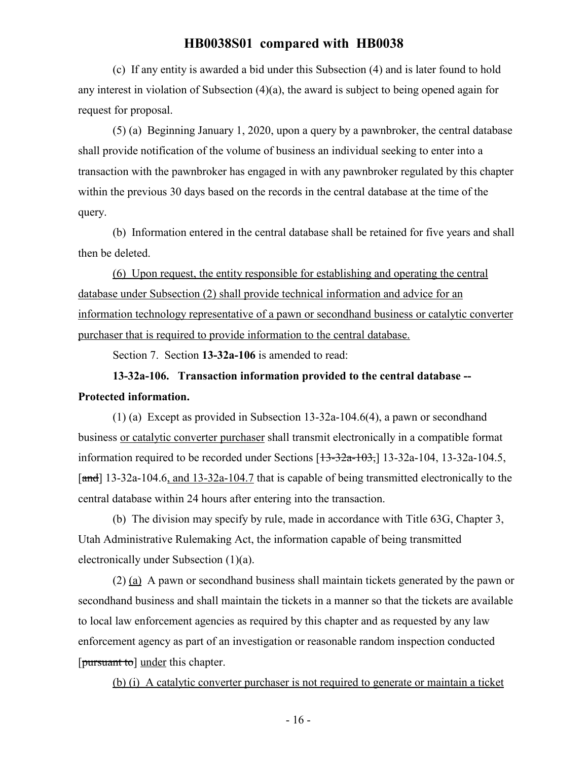(c) If any entity is awarded a bid under this Subsection (4) and is later found to hold any interest in violation of Subsection (4)(a), the award is subject to being opened again for request for proposal.

(5) (a) Beginning January 1, 2020, upon a query by a pawnbroker, the central database shall provide notification of the volume of business an individual seeking to enter into a transaction with the pawnbroker has engaged in with any pawnbroker regulated by this chapter within the previous 30 days based on the records in the central database at the time of the query.

(b) Information entered in the central database shall be retained for five years and shall then be deleted.

<u>(6) Upon request, the entity responsible for establishing and operating the central database under Subsection (2) shall provide technical information and advice for an information technology representative of a pawn or secondhand business or catalytic converter purchaser that is required to provide information to the central database.</u>

Section 7. Section **13-32a-106** is amended to read:

**13-32a-106. Transaction information provided to the central database -- Protected information.**

(1) (a) Except as provided in Subsection 13-32a-104.6(4), a pawn or secondhand business <u>or catalytic converter purchaser</u> shall transmit electronically in a compatible format information required to be recorded under Sections [~~13-32a-103,~~] 13-32a-104, 13-32a-104.5, [~~and~~] 13-32a-104.6<u>, and 13-32a-104.7</u> that is capable of being transmitted electronically to the central database within 24 hours after entering into the transaction.

(b) The division may specify by rule, made in accordance with Title 63G, Chapter 3, Utah Administrative Rulemaking Act, the information capable of being transmitted electronically under Subsection (1)(a).

(2) <u>(a)</u> A pawn or secondhand business shall maintain tickets generated by the pawn or secondhand business and shall maintain the tickets in a manner so that the tickets are available to local law enforcement agencies as required by this chapter and as requested by any law enforcement agency as part of an investigation or reasonable random inspection conducted [~~pursuant to~~] <u>under</u> this chapter.

<u>(b) (i) A catalytic converter purchaser is not required to generate or maintain a ticket</u>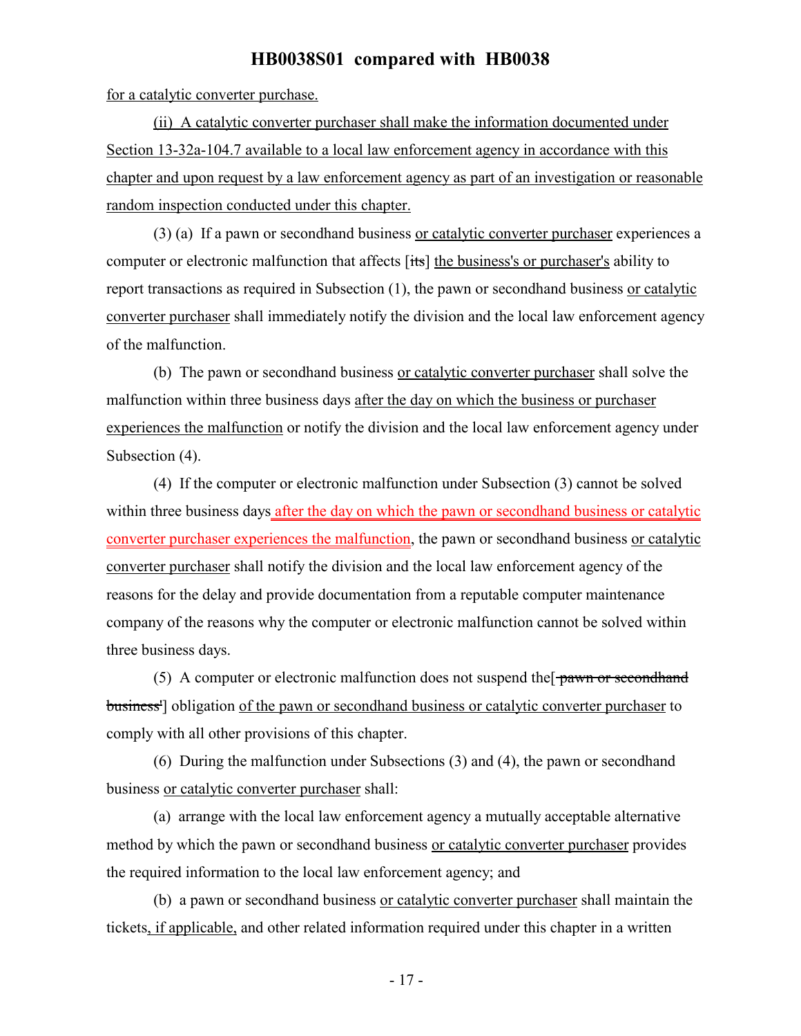for a catalytic converter purchase.

(ii) A catalytic converter purchaser shall make the information documented under Section 13-32a-104.7 available to a local law enforcement agency in accordance with this chapter and upon request by a law enforcement agency as part of an investigation or reasonable random inspection conducted under this chapter.

(3) (a) If a pawn or secondhand business or catalytic converter purchaser experiences a computer or electronic malfunction that affects [its] the business's or purchaser's ability to report transactions as required in Subsection (1), the pawn or secondhand business or catalytic converter purchaser shall immediately notify the division and the local law enforcement agency of the malfunction.

(b) The pawn or secondhand business or catalytic converter purchaser shall solve the malfunction within three business days after the day on which the business or purchaser experiences the malfunction or notify the division and the local law enforcement agency under Subsection (4).

(4) If the computer or electronic malfunction under Subsection (3) cannot be solved within three business days after the day on which the pawn or secondhand business or catalytic converter purchaser experiences the malfunction, the pawn or secondhand business or catalytic converter purchaser shall notify the division and the local law enforcement agency of the reasons for the delay and provide documentation from a reputable computer maintenance company of the reasons why the computer or electronic malfunction cannot be solved within three business days.

(5) A computer or electronic malfunction does not suspend the[ pawn or secondhand business'] obligation of the pawn or secondhand business or catalytic converter purchaser to comply with all other provisions of this chapter.

(6) During the malfunction under Subsections (3) and (4), the pawn or secondhand business or catalytic converter purchaser shall:

(a) arrange with the local law enforcement agency a mutually acceptable alternative method by which the pawn or secondhand business or catalytic converter purchaser provides the required information to the local law enforcement agency; and

(b) a pawn or secondhand business or catalytic converter purchaser shall maintain the tickets, if applicable, and other related information required under this chapter in a written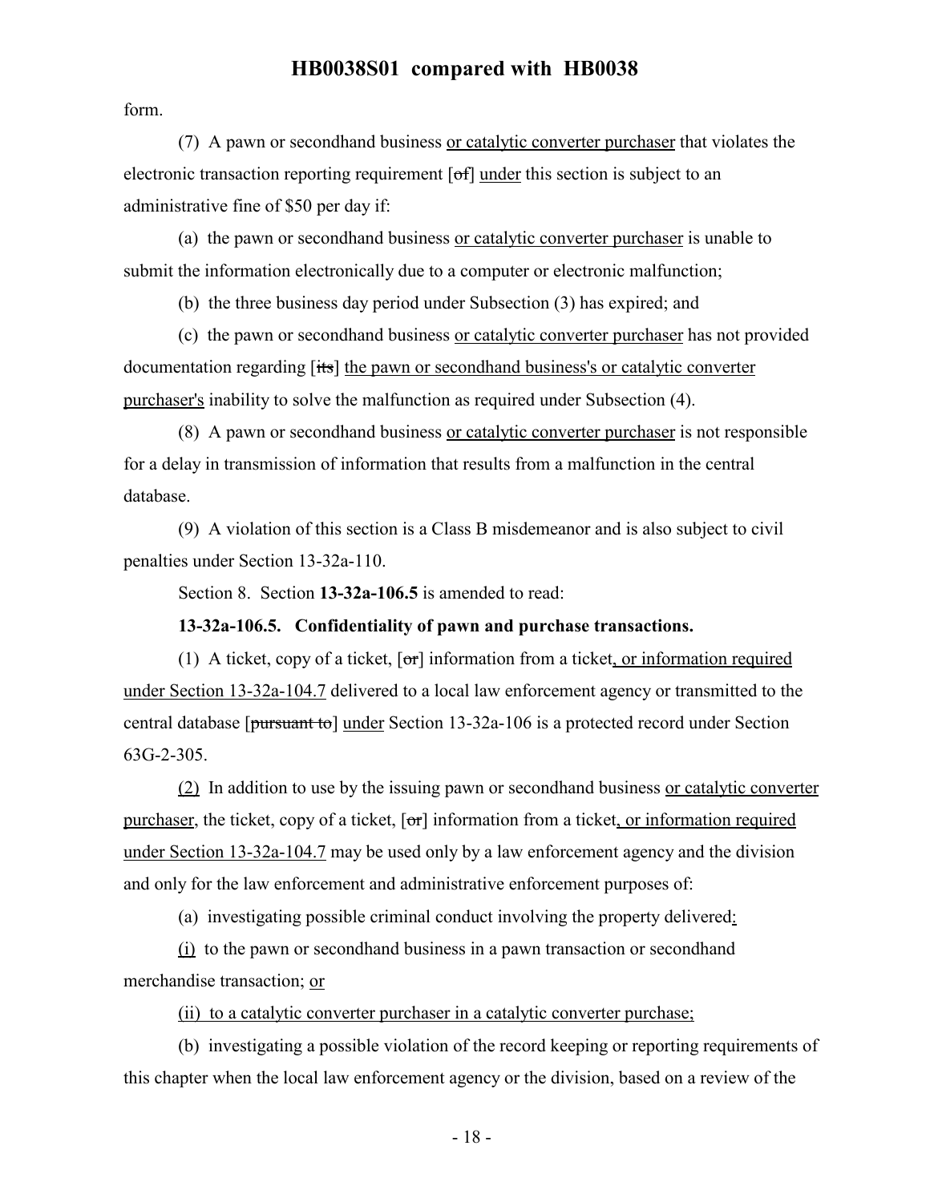form.

(7) A pawn or secondhand business or catalytic converter purchaser that violates the electronic transaction reporting requirement [of] under this section is subject to an administrative fine of $50 per day if:

(a) the pawn or secondhand business or catalytic converter purchaser is unable to submit the information electronically due to a computer or electronic malfunction;

(b) the three business day period under Subsection (3) has expired; and

(c) the pawn or secondhand business or catalytic converter purchaser has not provided documentation regarding [its] the pawn or secondhand business's or catalytic converter purchaser's inability to solve the malfunction as required under Subsection (4).

(8) A pawn or secondhand business or catalytic converter purchaser is not responsible for a delay in transmission of information that results from a malfunction in the central database.

(9) A violation of this section is a Class B misdemeanor and is also subject to civil penalties under Section 13-32a-110.

Section 8. Section **13-32a-106.5** is amended to read:

**13-32a-106.5. Confidentiality of pawn and purchase transactions.**

(1) A ticket, copy of a ticket, [or] information from a ticket, or information required under Section 13-32a-104.7 delivered to a local law enforcement agency or transmitted to the central database [pursuant to] under Section 13-32a-106 is a protected record under Section 63G-2-305.

(2) In addition to use by the issuing pawn or secondhand business or catalytic converter purchaser, the ticket, copy of a ticket, [or] information from a ticket, or information required under Section 13-32a-104.7 may be used only by a law enforcement agency and the division and only for the law enforcement and administrative enforcement purposes of:

(a) investigating possible criminal conduct involving the property delivered:

(i) to the pawn or secondhand business in a pawn transaction or secondhand merchandise transaction; or

(ii) to a catalytic converter purchaser in a catalytic converter purchase;

(b) investigating a possible violation of the record keeping or reporting requirements of this chapter when the local law enforcement agency or the division, based on a review of the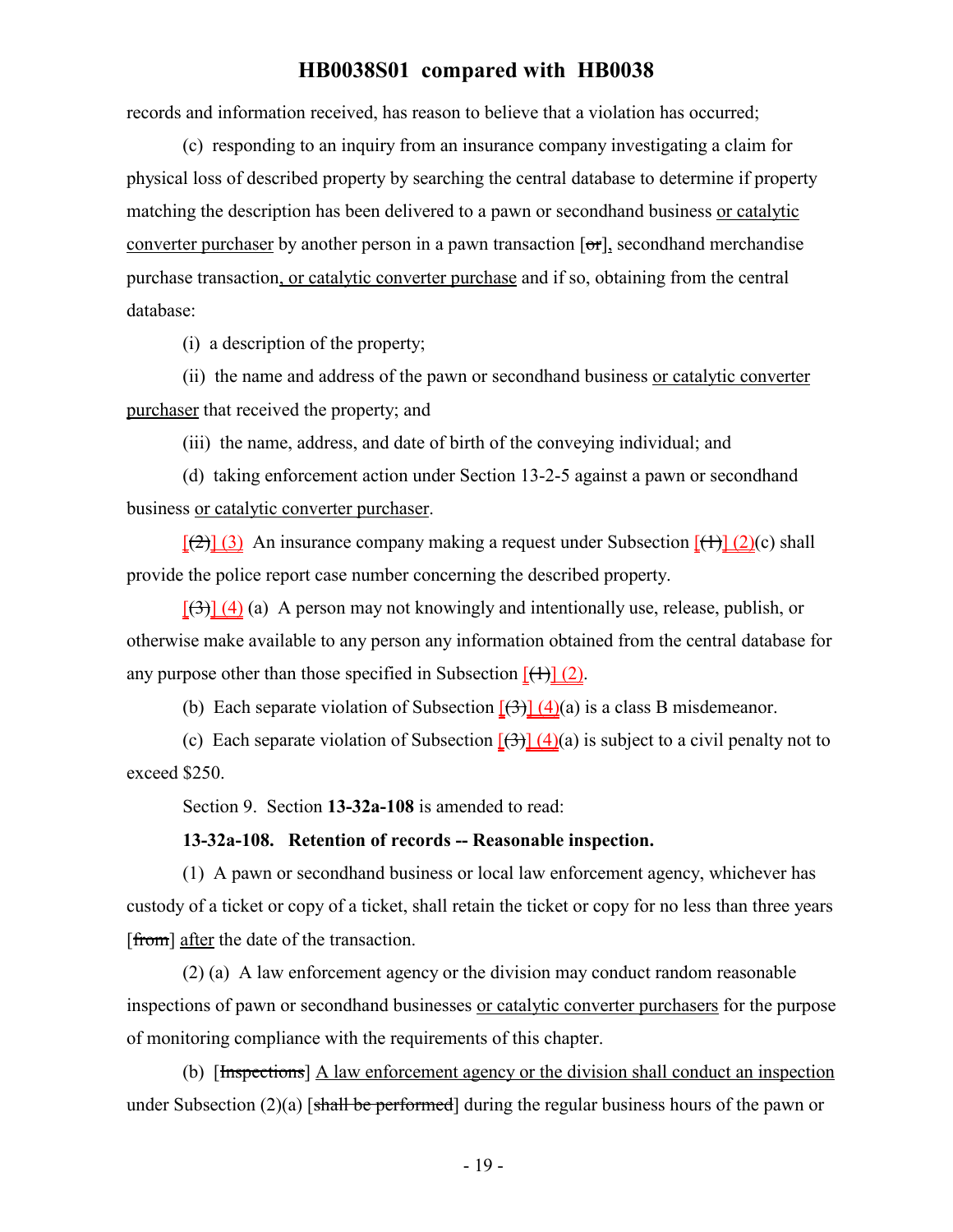records and information received, has reason to believe that a violation has occurred;

(c) responding to an inquiry from an insurance company investigating a claim for physical loss of described property by searching the central database to determine if property matching the description has been delivered to a pawn or secondhand business or catalytic converter purchaser by another person in a pawn transaction [~~or~~], secondhand merchandise purchase transaction, or catalytic converter purchase and if so, obtaining from the central database:

(i) a description of the property;

(ii) the name and address of the pawn or secondhand business or catalytic converter purchaser that received the property; and

(iii) the name, address, and date of birth of the conveying individual; and

(d) taking enforcement action under Section 13-2-5 against a pawn or secondhand business or catalytic converter purchaser.

[~~(2)~~] (3) An insurance company making a request under Subsection [~~(1)~~] (2)(c) shall provide the police report case number concerning the described property.

[~~(3)~~] (4) (a) A person may not knowingly and intentionally use, release, publish, or otherwise make available to any person any information obtained from the central database for any purpose other than those specified in Subsection [~~(1)~~] (2).

(b) Each separate violation of Subsection [~~(3)~~] (4)(a) is a class B misdemeanor.

(c) Each separate violation of Subsection [~~(3)~~] (4)(a) is subject to a civil penalty not to exceed $250.

Section 9. Section **13-32a-108** is amended to read:

**13-32a-108. Retention of records -- Reasonable inspection.**

(1) A pawn or secondhand business or local law enforcement agency, whichever has custody of a ticket or copy of a ticket, shall retain the ticket or copy for no less than three years [~~from~~] after the date of the transaction.

(2) (a) A law enforcement agency or the division may conduct random reasonable inspections of pawn or secondhand businesses or catalytic converter purchasers for the purpose of monitoring compliance with the requirements of this chapter.

(b) [~~Inspections~~] A law enforcement agency or the division shall conduct an inspection under Subsection (2)(a) [~~shall be performed~~] during the regular business hours of the pawn or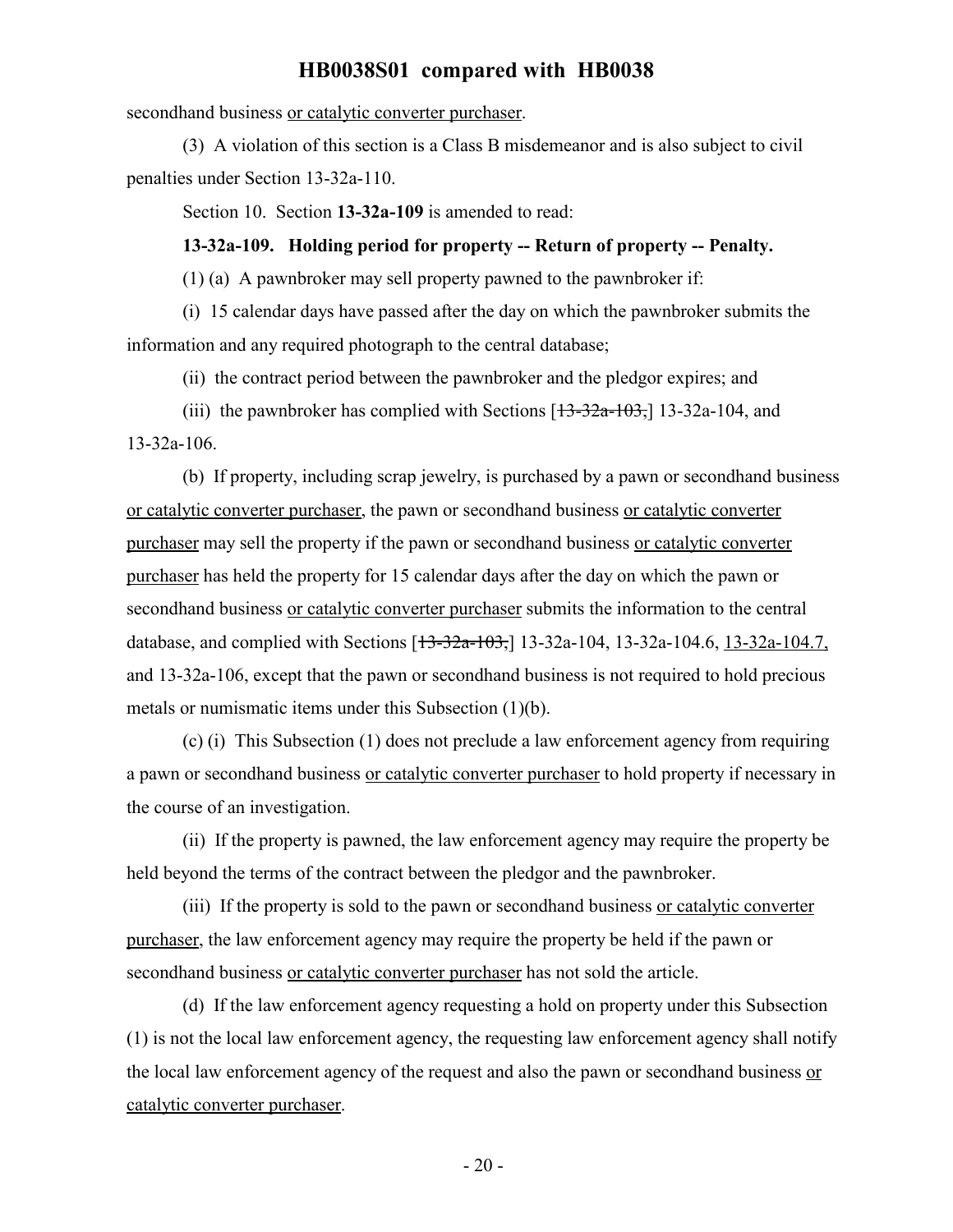secondhand business or catalytic converter purchaser.

(3) A violation of this section is a Class B misdemeanor and is also subject to civil penalties under Section 13-32a-110.

Section 10. Section **13-32a-109** is amended to read:

**13-32a-109. Holding period for property -- Return of property -- Penalty.**

(1) (a) A pawnbroker may sell property pawned to the pawnbroker if:

(i) 15 calendar days have passed after the day on which the pawnbroker submits the information and any required photograph to the central database;

(ii) the contract period between the pawnbroker and the pledgor expires; and

(iii) the pawnbroker has complied with Sections [~~13-32a-103,~~] 13-32a-104, and 13-32a-106.

(b) If property, including scrap jewelry, is purchased by a pawn or secondhand business or catalytic converter purchaser, the pawn or secondhand business or catalytic converter purchaser may sell the property if the pawn or secondhand business or catalytic converter purchaser has held the property for 15 calendar days after the day on which the pawn or secondhand business or catalytic converter purchaser submits the information to the central database, and complied with Sections [~~13-32a-103,~~] 13-32a-104, 13-32a-104.6, 13-32a-104.7, and 13-32a-106, except that the pawn or secondhand business is not required to hold precious metals or numismatic items under this Subsection (1)(b).

(c) (i) This Subsection (1) does not preclude a law enforcement agency from requiring a pawn or secondhand business or catalytic converter purchaser to hold property if necessary in the course of an investigation.

(ii) If the property is pawned, the law enforcement agency may require the property be held beyond the terms of the contract between the pledgor and the pawnbroker.

(iii) If the property is sold to the pawn or secondhand business or catalytic converter purchaser, the law enforcement agency may require the property be held if the pawn or secondhand business or catalytic converter purchaser has not sold the article.

(d) If the law enforcement agency requesting a hold on property under this Subsection (1) is not the local law enforcement agency, the requesting law enforcement agency shall notify the local law enforcement agency of the request and also the pawn or secondhand business or catalytic converter purchaser.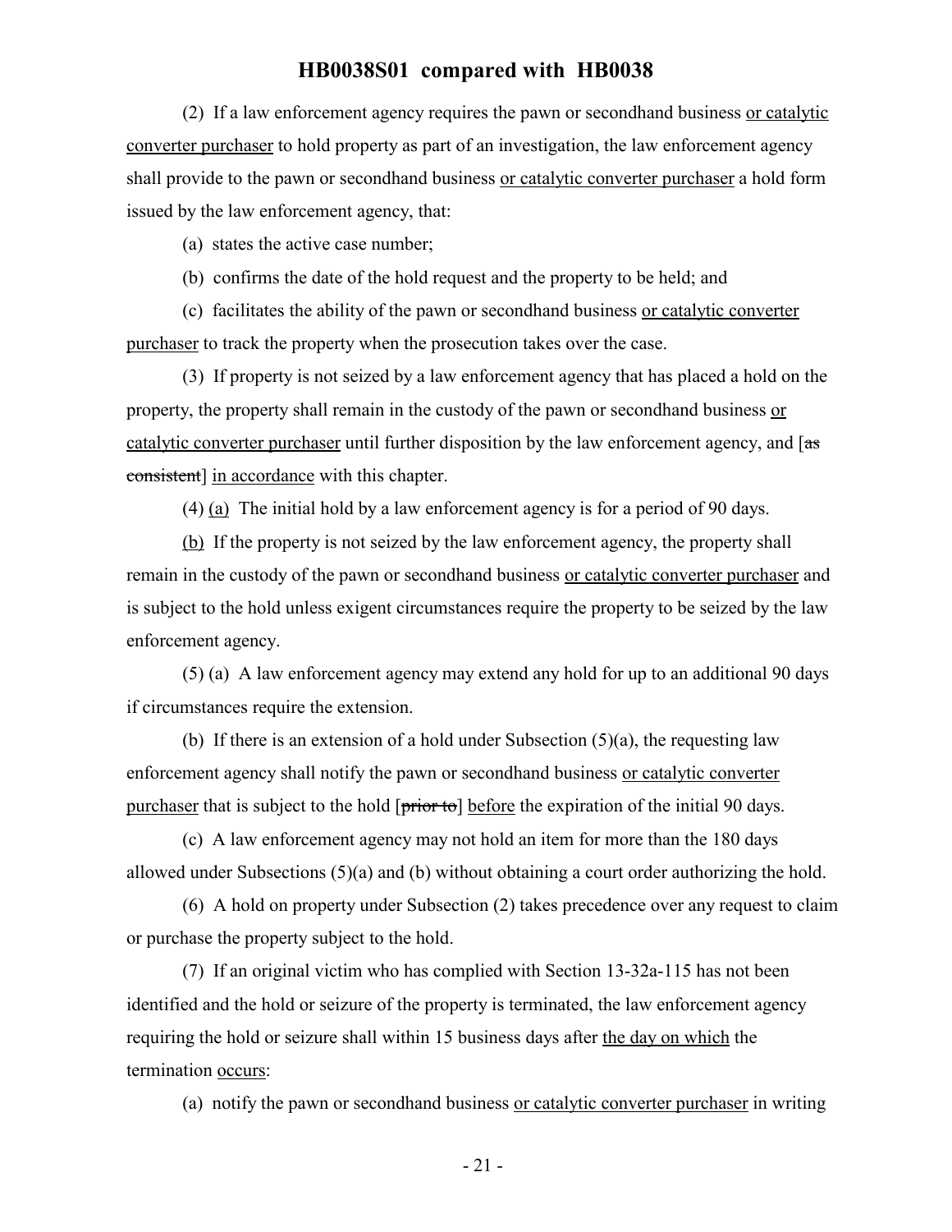(2) If a law enforcement agency requires the pawn or secondhand business or catalytic converter purchaser to hold property as part of an investigation, the law enforcement agency shall provide to the pawn or secondhand business or catalytic converter purchaser a hold form issued by the law enforcement agency, that:

(a) states the active case number;

(b) confirms the date of the hold request and the property to be held; and

(c) facilitates the ability of the pawn or secondhand business or catalytic converter purchaser to track the property when the prosecution takes over the case.

(3) If property is not seized by a law enforcement agency that has placed a hold on the property, the property shall remain in the custody of the pawn or secondhand business or catalytic converter purchaser until further disposition by the law enforcement agency, and [as consistent] in accordance with this chapter.

(4) (a) The initial hold by a law enforcement agency is for a period of 90 days.

(b) If the property is not seized by the law enforcement agency, the property shall remain in the custody of the pawn or secondhand business or catalytic converter purchaser and is subject to the hold unless exigent circumstances require the property to be seized by the law enforcement agency.

(5) (a) A law enforcement agency may extend any hold for up to an additional 90 days if circumstances require the extension.

(b) If there is an extension of a hold under Subsection (5)(a), the requesting law enforcement agency shall notify the pawn or secondhand business or catalytic converter purchaser that is subject to the hold [prior to] before the expiration of the initial 90 days.

(c) A law enforcement agency may not hold an item for more than the 180 days allowed under Subsections (5)(a) and (b) without obtaining a court order authorizing the hold.

(6) A hold on property under Subsection (2) takes precedence over any request to claim or purchase the property subject to the hold.

(7) If an original victim who has complied with Section 13-32a-115 has not been identified and the hold or seizure of the property is terminated, the law enforcement agency requiring the hold or seizure shall within 15 business days after the day on which the termination occurs:

(a) notify the pawn or secondhand business or catalytic converter purchaser in writing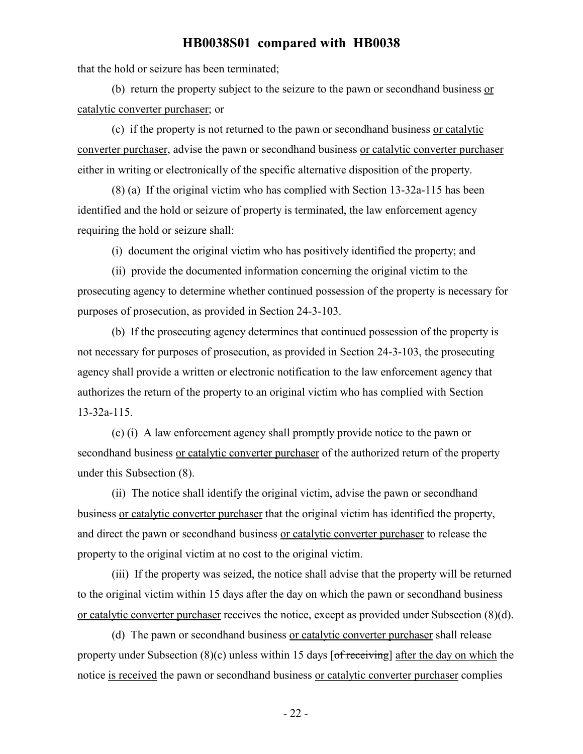that the hold or seizure has been terminated;

(b) return the property subject to the seizure to the pawn or secondhand business or catalytic converter purchaser; or

(c) if the property is not returned to the pawn or secondhand business or catalytic converter purchaser, advise the pawn or secondhand business or catalytic converter purchaser either in writing or electronically of the specific alternative disposition of the property.

(8) (a) If the original victim who has complied with Section 13-32a-115 has been identified and the hold or seizure of property is terminated, the law enforcement agency requiring the hold or seizure shall:

(i) document the original victim who has positively identified the property; and

(ii) provide the documented information concerning the original victim to the prosecuting agency to determine whether continued possession of the property is necessary for purposes of prosecution, as provided in Section 24-3-103.

(b) If the prosecuting agency determines that continued possession of the property is not necessary for purposes of prosecution, as provided in Section 24-3-103, the prosecuting agency shall provide a written or electronic notification to the law enforcement agency that authorizes the return of the property to an original victim who has complied with Section 13-32a-115.

(c) (i) A law enforcement agency shall promptly provide notice to the pawn or secondhand business or catalytic converter purchaser of the authorized return of the property under this Subsection (8).

(ii) The notice shall identify the original victim, advise the pawn or secondhand business or catalytic converter purchaser that the original victim has identified the property, and direct the pawn or secondhand business or catalytic converter purchaser to release the property to the original victim at no cost to the original victim.

(iii) If the property was seized, the notice shall advise that the property will be returned to the original victim within 15 days after the day on which the pawn or secondhand business or catalytic converter purchaser receives the notice, except as provided under Subsection (8)(d).

(d) The pawn or secondhand business or catalytic converter purchaser shall release property under Subsection (8)(c) unless within 15 days [~~of receiving~~] after the day on which the notice is received the pawn or secondhand business or catalytic converter purchaser complies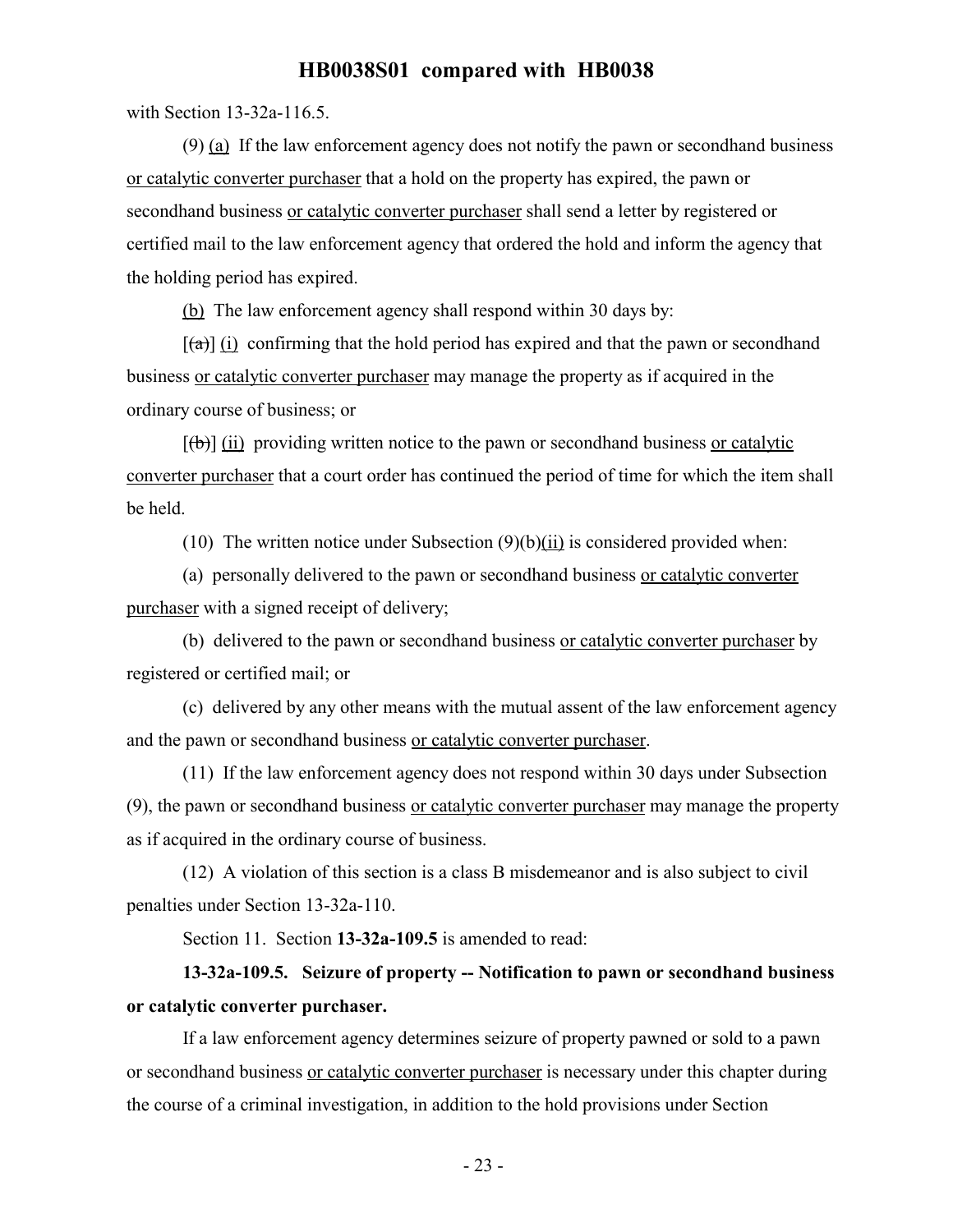with Section 13-32a-116.5.

(9) (a) If the law enforcement agency does not notify the pawn or secondhand business or catalytic converter purchaser that a hold on the property has expired, the pawn or secondhand business or catalytic converter purchaser shall send a letter by registered or certified mail to the law enforcement agency that ordered the hold and inform the agency that the holding period has expired.

(b) The law enforcement agency shall respond within 30 days by:

[(a)] (i) confirming that the hold period has expired and that the pawn or secondhand business or catalytic converter purchaser may manage the property as if acquired in the ordinary course of business; or

[(b)] (ii) providing written notice to the pawn or secondhand business or catalytic converter purchaser that a court order has continued the period of time for which the item shall be held.

(10) The written notice under Subsection (9)(b)(ii) is considered provided when:

(a) personally delivered to the pawn or secondhand business or catalytic converter purchaser with a signed receipt of delivery;

(b) delivered to the pawn or secondhand business or catalytic converter purchaser by registered or certified mail; or

(c) delivered by any other means with the mutual assent of the law enforcement agency and the pawn or secondhand business or catalytic converter purchaser.

(11) If the law enforcement agency does not respond within 30 days under Subsection (9), the pawn or secondhand business or catalytic converter purchaser may manage the property as if acquired in the ordinary course of business.

(12) A violation of this section is a class B misdemeanor and is also subject to civil penalties under Section 13-32a-110.

Section 11. Section **13-32a-109.5** is amended to read:

**13-32a-109.5. Seizure of property -- Notification to pawn or secondhand business or catalytic converter purchaser.**

If a law enforcement agency determines seizure of property pawned or sold to a pawn or secondhand business or catalytic converter purchaser is necessary under this chapter during the course of a criminal investigation, in addition to the hold provisions under Section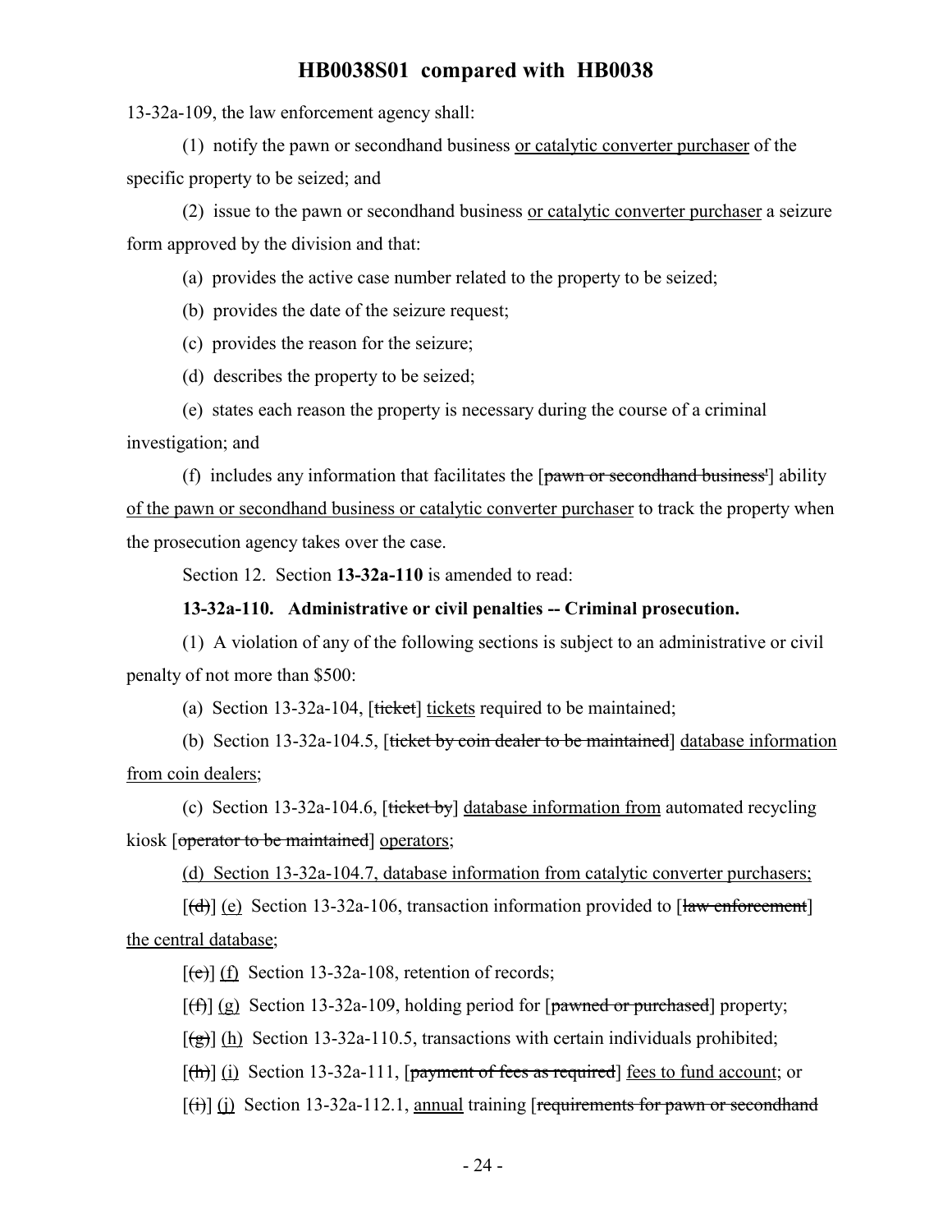13-32a-109, the law enforcement agency shall:

(1) notify the pawn or secondhand business <u>or catalytic converter purchaser</u> of the specific property to be seized; and

(2) issue to the pawn or secondhand business <u>or catalytic converter purchaser</u> a seizure form approved by the division and that:

(a) provides the active case number related to the property to be seized;

(b) provides the date of the seizure request;

(c) provides the reason for the seizure;

(d) describes the property to be seized;

(e) states each reason the property is necessary during the course of a criminal investigation; and

(f) includes any information that facilitates the [~~pawn or secondhand business'~~] ability <u>of the pawn or secondhand business or catalytic converter purchaser</u> to track the property when the prosecution agency takes over the case.

Section 12. Section **13-32a-110** is amended to read:

**13-32a-110. Administrative or civil penalties -- Criminal prosecution.**

(1) A violation of any of the following sections is subject to an administrative or civil penalty of not more than $500:

(a) Section 13-32a-104, [~~ticket~~] <u>tickets</u> required to be maintained;

(b) Section 13-32a-104.5, [~~ticket by coin dealer to be maintained~~] <u>database information from coin dealers</u>;

(c) Section 13-32a-104.6, [~~ticket by~~] <u>database information from</u> automated recycling kiosk [~~operator to be maintained~~] <u>operators</u>;

<u>(d) Section 13-32a-104.7, database information from catalytic converter purchasers;</u>

[~~(d)~~] <u>(e)</u> Section 13-32a-106, transaction information provided to [~~law enforcement~~] <u>the central database</u>;

[~~(e)~~] <u>(f)</u> Section 13-32a-108, retention of records;

[~~(f)~~] <u>(g)</u> Section 13-32a-109, holding period for [~~pawned or purchased~~] property;

[~~(g)~~] <u>(h)</u> Section 13-32a-110.5, transactions with certain individuals prohibited;

[~~(h)~~] <u>(i)</u> Section 13-32a-111, [~~payment of fees as required~~] <u>fees to fund account</u>; or

[~~(i)~~] <u>(j)</u> Section 13-32a-112.1, <u>annual</u> training [~~requirements for pawn or secondhand~~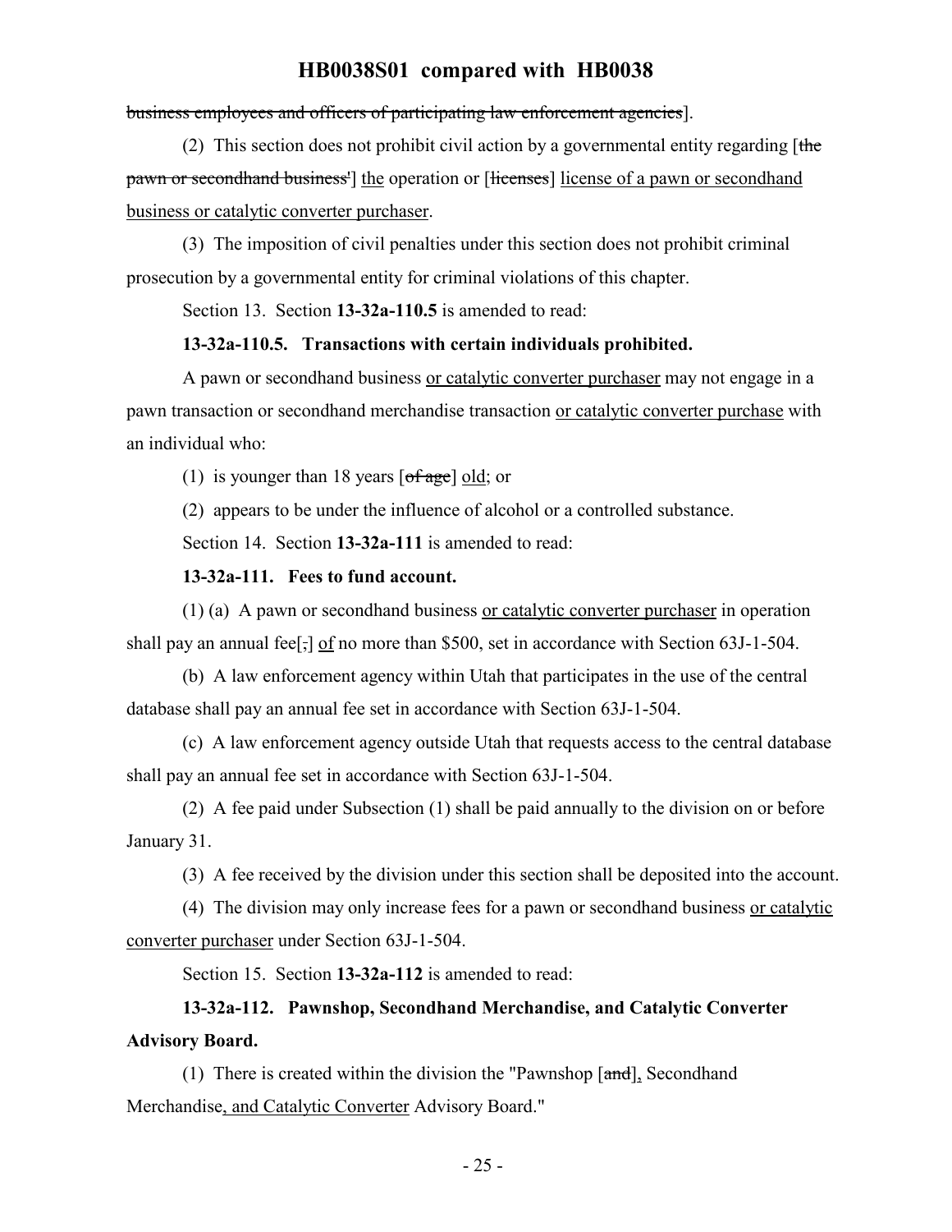~~business employees and officers of participating law enforcement agencies~~].

(2) This section does not prohibit civil action by a governmental entity regarding [~~the pawn or secondhand business'~~] <u>the</u> operation or [~~licenses~~] <u>license of a pawn or secondhand business or catalytic converter purchaser</u>.

(3) The imposition of civil penalties under this section does not prohibit criminal prosecution by a governmental entity for criminal violations of this chapter.

Section 13. Section **13-32a-110.5** is amended to read:

**13-32a-110.5. Transactions with certain individuals prohibited.**

A pawn or secondhand business <u>or catalytic converter purchaser</u> may not engage in a pawn transaction or secondhand merchandise transaction <u>or catalytic converter purchase</u> with an individual who:

(1) is younger than 18 years [~~of age~~] <u>old</u>; or

(2) appears to be under the influence of alcohol or a controlled substance.

Section 14. Section **13-32a-111** is amended to read:

**13-32a-111. Fees to fund account.**

(1) (a) A pawn or secondhand business <u>or catalytic converter purchaser</u> in operation shall pay an annual fee[~~,~~] <u>of</u> no more than $500, set in accordance with Section 63J-1-504.

(b) A law enforcement agency within Utah that participates in the use of the central database shall pay an annual fee set in accordance with Section 63J-1-504.

(c) A law enforcement agency outside Utah that requests access to the central database shall pay an annual fee set in accordance with Section 63J-1-504.

(2) A fee paid under Subsection (1) shall be paid annually to the division on or before January 31.

(3) A fee received by the division under this section shall be deposited into the account.

(4) The division may only increase fees for a pawn or secondhand business <u>or catalytic converter purchaser</u> under Section 63J-1-504.

Section 15. Section **13-32a-112** is amended to read:

**13-32a-112. Pawnshop, Secondhand Merchandise, and Catalytic Converter Advisory Board.**

(1) There is created within the division the "Pawnshop [~~and~~]<u>,</u> Secondhand Merchandise<u>, and Catalytic Converter</u> Advisory Board."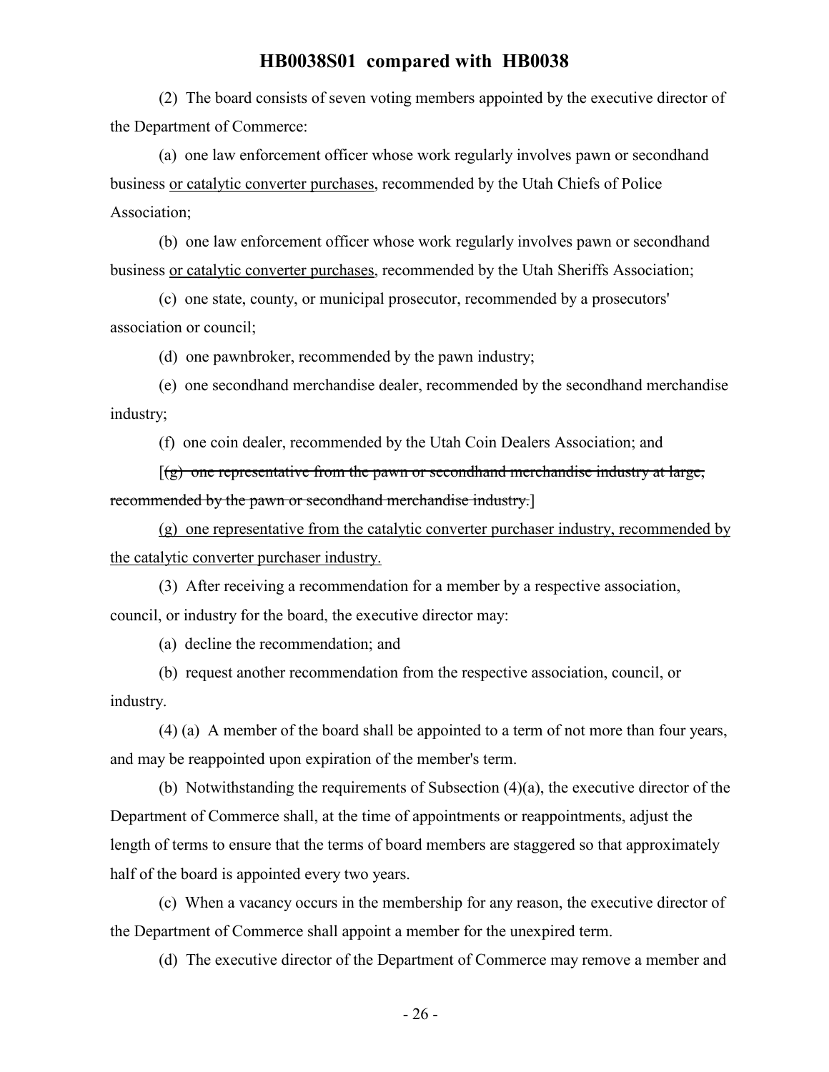(2) The board consists of seven voting members appointed by the executive director of the Department of Commerce:

(a) one law enforcement officer whose work regularly involves pawn or secondhand business <u>or catalytic converter purchases</u>, recommended by the Utah Chiefs of Police Association;

(b) one law enforcement officer whose work regularly involves pawn or secondhand business <u>or catalytic converter purchases</u>, recommended by the Utah Sheriffs Association;

(c) one state, county, or municipal prosecutor, recommended by a prosecutors' association or council;

(d) one pawnbroker, recommended by the pawn industry;

(e) one secondhand merchandise dealer, recommended by the secondhand merchandise industry;

(f) one coin dealer, recommended by the Utah Coin Dealers Association; and

[~~(g) one representative from the pawn or secondhand merchandise industry at large, recommended by the pawn or secondhand merchandise industry.~~]

<u>(g) one representative from the catalytic converter purchaser industry, recommended by the catalytic converter purchaser industry.</u>

(3) After receiving a recommendation for a member by a respective association, council, or industry for the board, the executive director may:

(a) decline the recommendation; and

(b) request another recommendation from the respective association, council, or industry.

(4) (a) A member of the board shall be appointed to a term of not more than four years, and may be reappointed upon expiration of the member's term.

(b) Notwithstanding the requirements of Subsection (4)(a), the executive director of the Department of Commerce shall, at the time of appointments or reappointments, adjust the length of terms to ensure that the terms of board members are staggered so that approximately half of the board is appointed every two years.

(c) When a vacancy occurs in the membership for any reason, the executive director of the Department of Commerce shall appoint a member for the unexpired term.

(d) The executive director of the Department of Commerce may remove a member and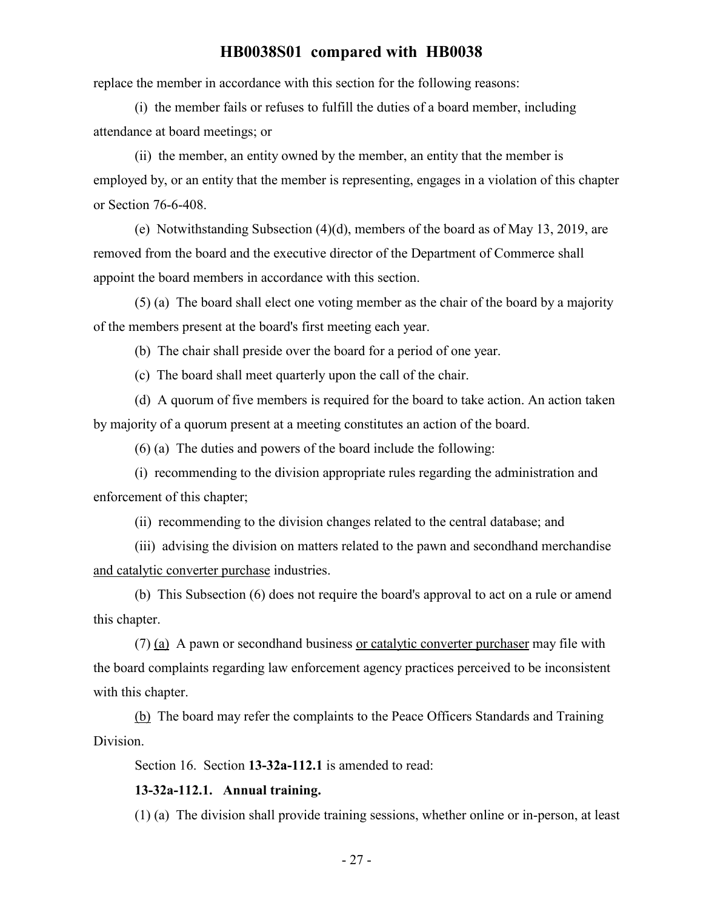replace the member in accordance with this section for the following reasons:

(i) the member fails or refuses to fulfill the duties of a board member, including attendance at board meetings; or

(ii) the member, an entity owned by the member, an entity that the member is employed by, or an entity that the member is representing, engages in a violation of this chapter or Section 76-6-408.

(e) Notwithstanding Subsection (4)(d), members of the board as of May 13, 2019, are removed from the board and the executive director of the Department of Commerce shall appoint the board members in accordance with this section.

(5) (a) The board shall elect one voting member as the chair of the board by a majority of the members present at the board's first meeting each year.

(b) The chair shall preside over the board for a period of one year.

(c) The board shall meet quarterly upon the call of the chair.

(d) A quorum of five members is required for the board to take action. An action taken by majority of a quorum present at a meeting constitutes an action of the board.

(6) (a) The duties and powers of the board include the following:

(i) recommending to the division appropriate rules regarding the administration and enforcement of this chapter;

(ii) recommending to the division changes related to the central database; and

(iii) advising the division on matters related to the pawn and secondhand merchandise <u>and catalytic converter purchase</u> industries.

(b) This Subsection (6) does not require the board's approval to act on a rule or amend this chapter.

(7) <u>(a)</u> A pawn or secondhand business <u>or catalytic converter purchaser</u> may file with the board complaints regarding law enforcement agency practices perceived to be inconsistent with this chapter.

<u>(b)</u> The board may refer the complaints to the Peace Officers Standards and Training Division.

Section 16. Section **13-32a-112.1** is amended to read:

**13-32a-112.1. Annual training.**

(1) (a) The division shall provide training sessions, whether online or in-person, at least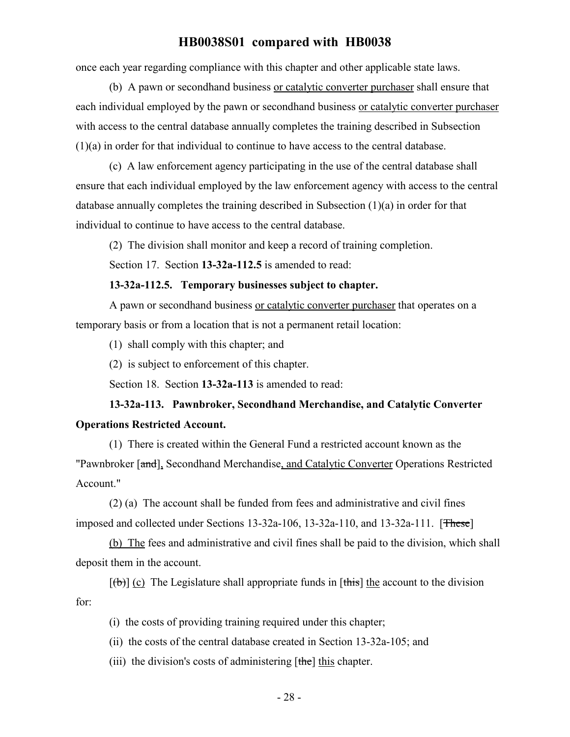once each year regarding compliance with this chapter and other applicable state laws.

(b) A pawn or secondhand business or catalytic converter purchaser shall ensure that each individual employed by the pawn or secondhand business or catalytic converter purchaser with access to the central database annually completes the training described in Subsection (1)(a) in order for that individual to continue to have access to the central database.

(c) A law enforcement agency participating in the use of the central database shall ensure that each individual employed by the law enforcement agency with access to the central database annually completes the training described in Subsection (1)(a) in order for that individual to continue to have access to the central database.

(2) The division shall monitor and keep a record of training completion.

Section 17. Section **13-32a-112.5** is amended to read:

**13-32a-112.5. Temporary businesses subject to chapter.**

A pawn or secondhand business or catalytic converter purchaser that operates on a temporary basis or from a location that is not a permanent retail location:

(1) shall comply with this chapter; and

(2) is subject to enforcement of this chapter.

Section 18. Section **13-32a-113** is amended to read:

**13-32a-113. Pawnbroker, Secondhand Merchandise, and Catalytic Converter Operations Restricted Account.**

(1) There is created within the General Fund a restricted account known as the "Pawnbroker [~~and~~], Secondhand Merchandise, and Catalytic Converter Operations Restricted Account."

(2) (a) The account shall be funded from fees and administrative and civil fines imposed and collected under Sections 13-32a-106, 13-32a-110, and 13-32a-111. [~~These~~]

(b) The fees and administrative and civil fines shall be paid to the division, which shall deposit them in the account.

[~~(b)~~] (c) The Legislature shall appropriate funds in [~~this~~] the account to the division for:

(i) the costs of providing training required under this chapter;

(ii) the costs of the central database created in Section 13-32a-105; and

(iii) the division's costs of administering [~~the~~] this chapter.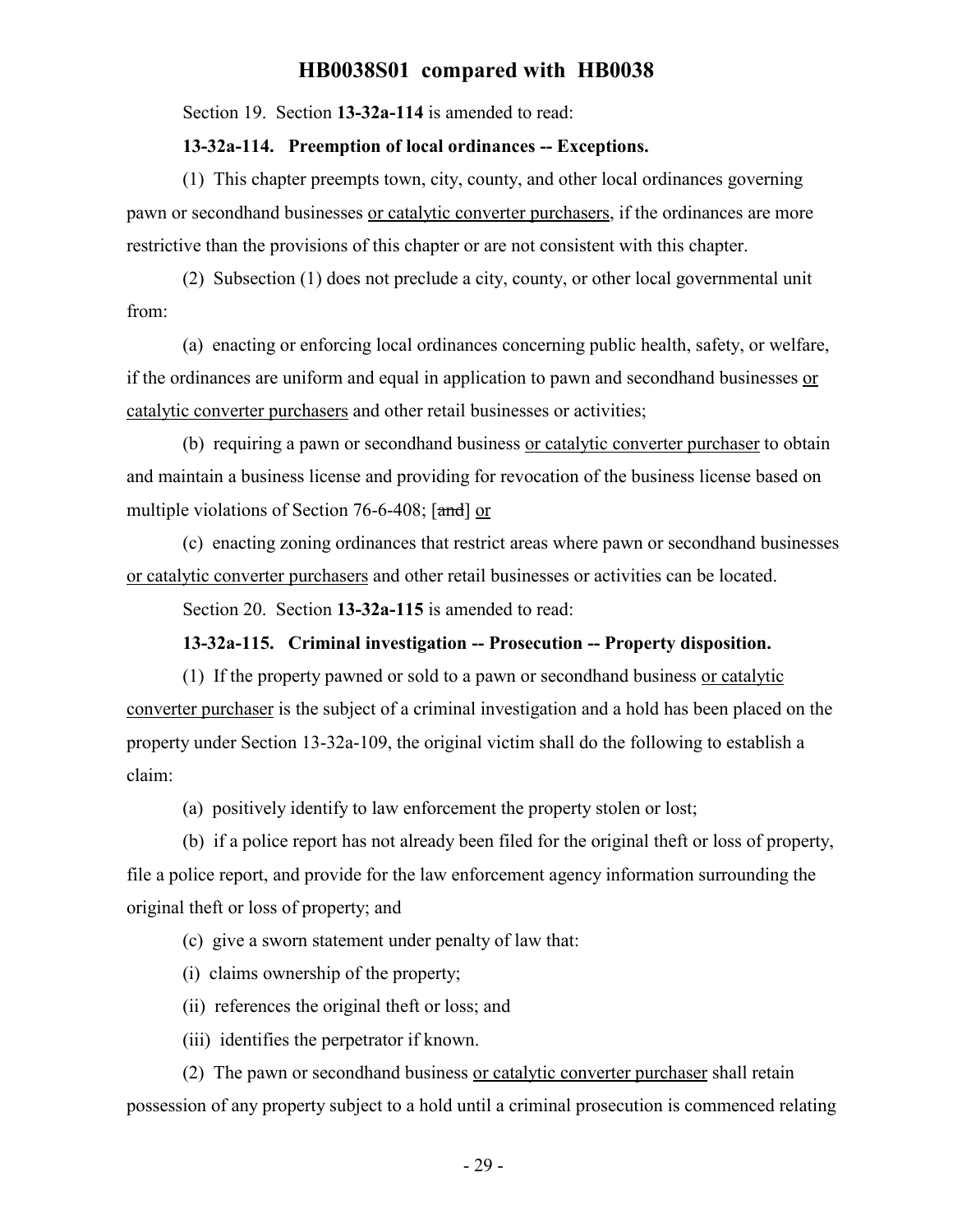Section 19. Section **13-32a-114** is amended to read:

**13-32a-114. Preemption of local ordinances -- Exceptions.**

(1) This chapter preempts town, city, county, and other local ordinances governing pawn or secondhand businesses <u>or catalytic converter purchasers</u>, if the ordinances are more restrictive than the provisions of this chapter or are not consistent with this chapter.

(2) Subsection (1) does not preclude a city, county, or other local governmental unit from:

(a) enacting or enforcing local ordinances concerning public health, safety, or welfare, if the ordinances are uniform and equal in application to pawn and secondhand businesses <u>or catalytic converter purchasers</u> and other retail businesses or activities;

(b) requiring a pawn or secondhand business <u>or catalytic converter purchaser</u> to obtain and maintain a business license and providing for revocation of the business license based on multiple violations of Section 76-6-408; [~~and~~] <u>or</u>

(c) enacting zoning ordinances that restrict areas where pawn or secondhand businesses <u>or catalytic converter purchasers</u> and other retail businesses or activities can be located.

Section 20. Section **13-32a-115** is amended to read:

**13-32a-115. Criminal investigation -- Prosecution -- Property disposition.**

(1) If the property pawned or sold to a pawn or secondhand business <u>or catalytic converter purchaser</u> is the subject of a criminal investigation and a hold has been placed on the property under Section 13-32a-109, the original victim shall do the following to establish a claim:

(a) positively identify to law enforcement the property stolen or lost;

(b) if a police report has not already been filed for the original theft or loss of property, file a police report, and provide for the law enforcement agency information surrounding the original theft or loss of property; and

(c) give a sworn statement under penalty of law that:

(i) claims ownership of the property;

(ii) references the original theft or loss; and

(iii) identifies the perpetrator if known.

(2) The pawn or secondhand business <u>or catalytic converter purchaser</u> shall retain possession of any property subject to a hold until a criminal prosecution is commenced relating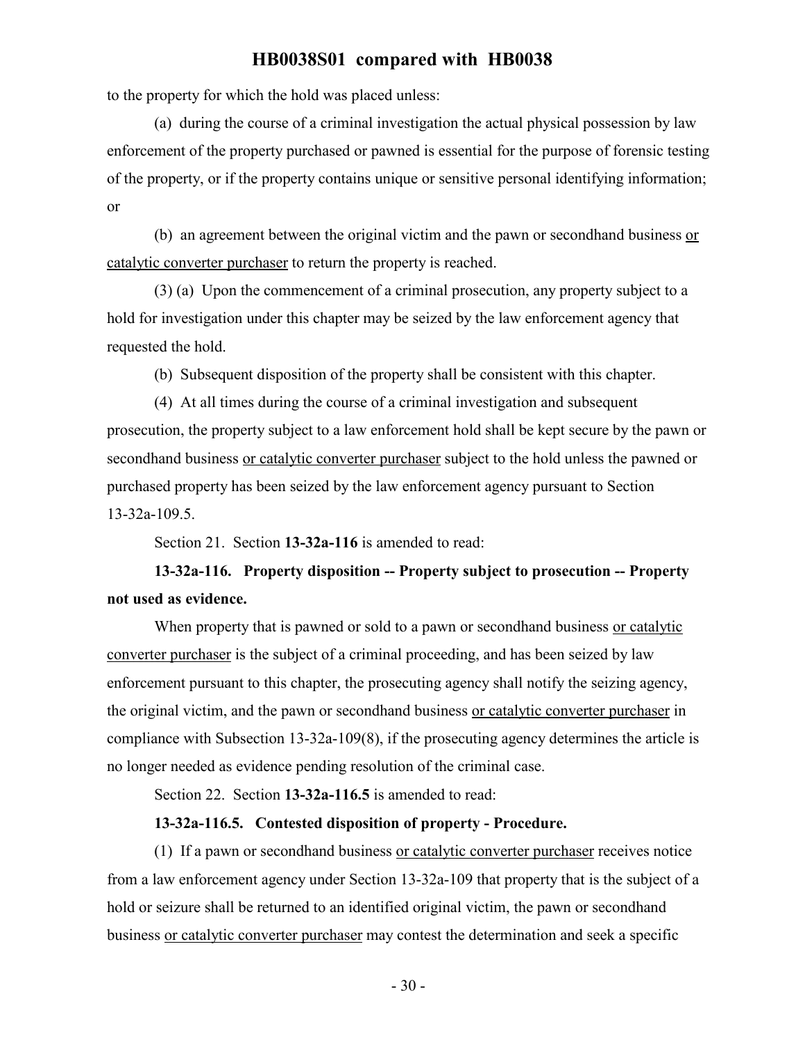to the property for which the hold was placed unless:

(a) during the course of a criminal investigation the actual physical possession by law enforcement of the property purchased or pawned is essential for the purpose of forensic testing of the property, or if the property contains unique or sensitive personal identifying information; or

(b) an agreement between the original victim and the pawn or secondhand business <u>or catalytic converter purchaser</u> to return the property is reached.

(3) (a) Upon the commencement of a criminal prosecution, any property subject to a hold for investigation under this chapter may be seized by the law enforcement agency that requested the hold.

(b) Subsequent disposition of the property shall be consistent with this chapter.

(4) At all times during the course of a criminal investigation and subsequent prosecution, the property subject to a law enforcement hold shall be kept secure by the pawn or secondhand business <u>or catalytic converter purchaser</u> subject to the hold unless the pawned or purchased property has been seized by the law enforcement agency pursuant to Section 13-32a-109.5.

Section 21. Section **13-32a-116** is amended to read:

**13-32a-116. Property disposition -- Property subject to prosecution -- Property not used as evidence.**

When property that is pawned or sold to a pawn or secondhand business <u>or catalytic converter purchaser</u> is the subject of a criminal proceeding, and has been seized by law enforcement pursuant to this chapter, the prosecuting agency shall notify the seizing agency, the original victim, and the pawn or secondhand business <u>or catalytic converter purchaser</u> in compliance with Subsection 13-32a-109(8), if the prosecuting agency determines the article is no longer needed as evidence pending resolution of the criminal case.

Section 22. Section **13-32a-116.5** is amended to read:

**13-32a-116.5. Contested disposition of property - Procedure.**

(1) If a pawn or secondhand business <u>or catalytic converter purchaser</u> receives notice from a law enforcement agency under Section 13-32a-109 that property that is the subject of a hold or seizure shall be returned to an identified original victim, the pawn or secondhand business <u>or catalytic converter purchaser</u> may contest the determination and seek a specific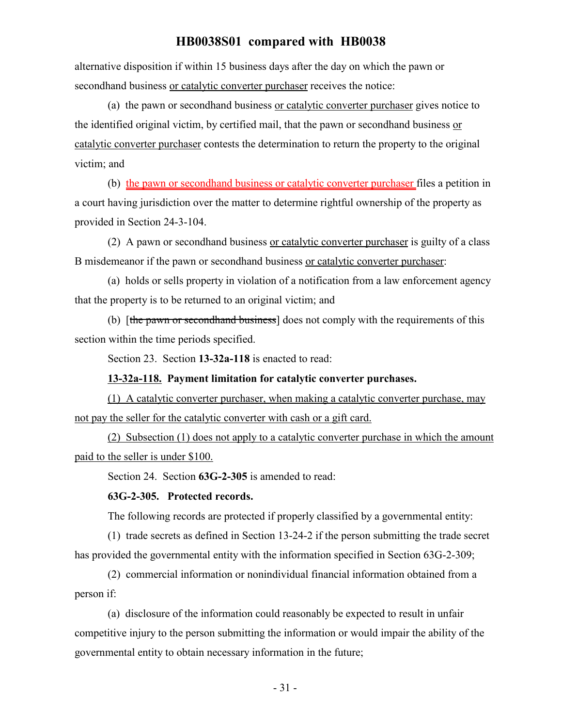alternative disposition if within 15 business days after the day on which the pawn or secondhand business or catalytic converter purchaser receives the notice:

(a) the pawn or secondhand business or catalytic converter purchaser gives notice to the identified original victim, by certified mail, that the pawn or secondhand business or catalytic converter purchaser contests the determination to return the property to the original victim; and

(b) the pawn or secondhand business or catalytic converter purchaser files a petition in a court having jurisdiction over the matter to determine rightful ownership of the property as provided in Section 24-3-104.

(2) A pawn or secondhand business or catalytic converter purchaser is guilty of a class B misdemeanor if the pawn or secondhand business or catalytic converter purchaser:

(a) holds or sells property in violation of a notification from a law enforcement agency that the property is to be returned to an original victim; and

(b) [~~the pawn or secondhand business~~] does not comply with the requirements of this section within the time periods specified.

Section 23. Section **13-32a-118** is enacted to read:

**13-32a-118. Payment limitation for catalytic converter purchases.**

(1) A catalytic converter purchaser, when making a catalytic converter purchase, may not pay the seller for the catalytic converter with cash or a gift card.

(2) Subsection (1) does not apply to a catalytic converter purchase in which the amount paid to the seller is under $100.

Section 24. Section **63G-2-305** is amended to read:

**63G-2-305. Protected records.**

The following records are protected if properly classified by a governmental entity:

(1) trade secrets as defined in Section 13-24-2 if the person submitting the trade secret has provided the governmental entity with the information specified in Section 63G-2-309;

(2) commercial information or nonindividual financial information obtained from a person if:

(a) disclosure of the information could reasonably be expected to result in unfair competitive injury to the person submitting the information or would impair the ability of the governmental entity to obtain necessary information in the future;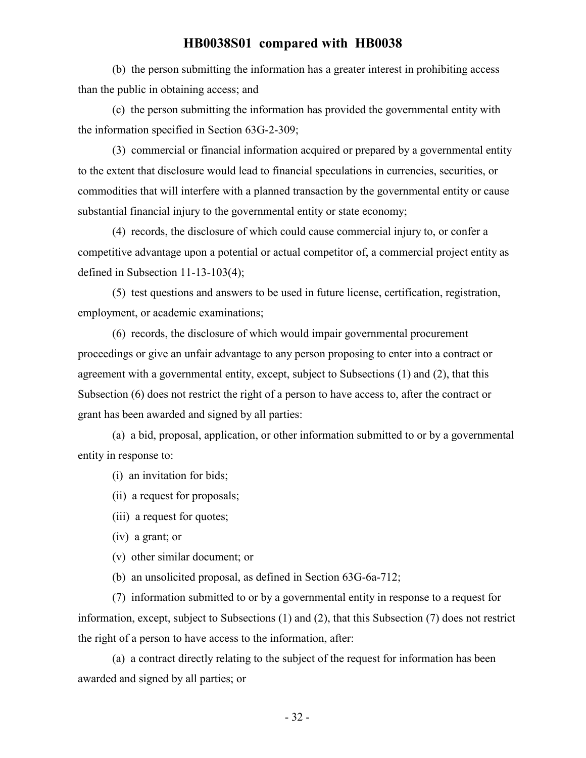(b) the person submitting the information has a greater interest in prohibiting access than the public in obtaining access; and

(c) the person submitting the information has provided the governmental entity with the information specified in Section 63G-2-309;

(3) commercial or financial information acquired or prepared by a governmental entity to the extent that disclosure would lead to financial speculations in currencies, securities, or commodities that will interfere with a planned transaction by the governmental entity or cause substantial financial injury to the governmental entity or state economy;

(4) records, the disclosure of which could cause commercial injury to, or confer a competitive advantage upon a potential or actual competitor of, a commercial project entity as defined in Subsection 11-13-103(4);

(5) test questions and answers to be used in future license, certification, registration, employment, or academic examinations;

(6) records, the disclosure of which would impair governmental procurement proceedings or give an unfair advantage to any person proposing to enter into a contract or agreement with a governmental entity, except, subject to Subsections (1) and (2), that this Subsection (6) does not restrict the right of a person to have access to, after the contract or grant has been awarded and signed by all parties:

(a) a bid, proposal, application, or other information submitted to or by a governmental entity in response to:

(i) an invitation for bids;

(ii) a request for proposals;

(iii) a request for quotes;

(iv) a grant; or

(v) other similar document; or

(b) an unsolicited proposal, as defined in Section 63G-6a-712;

(7) information submitted to or by a governmental entity in response to a request for information, except, subject to Subsections (1) and (2), that this Subsection (7) does not restrict the right of a person to have access to the information, after:

(a) a contract directly relating to the subject of the request for information has been awarded and signed by all parties; or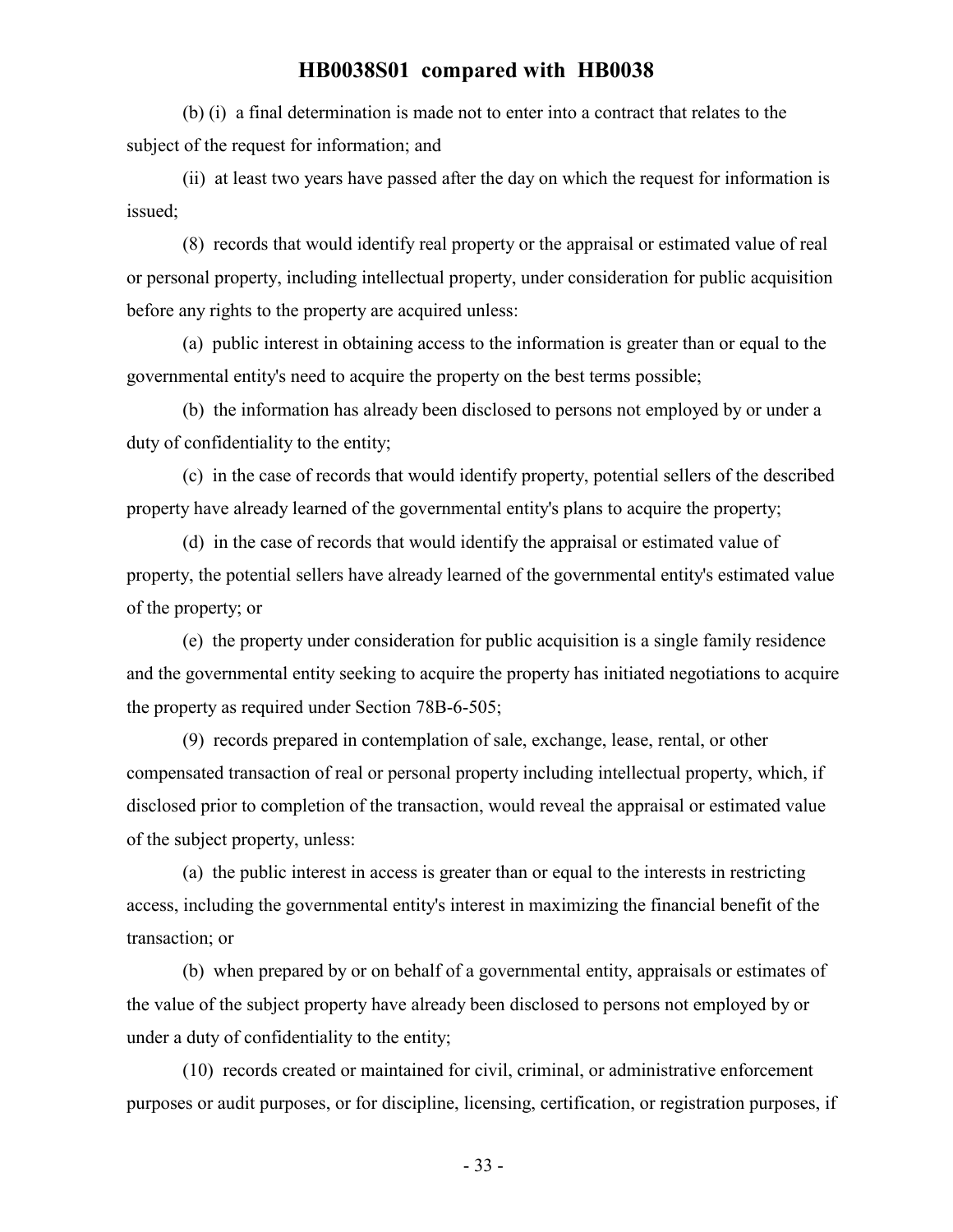(b) (i) a final determination is made not to enter into a contract that relates to the subject of the request for information; and

(ii) at least two years have passed after the day on which the request for information is issued;

(8) records that would identify real property or the appraisal or estimated value of real or personal property, including intellectual property, under consideration for public acquisition before any rights to the property are acquired unless:

(a) public interest in obtaining access to the information is greater than or equal to the governmental entity's need to acquire the property on the best terms possible;

(b) the information has already been disclosed to persons not employed by or under a duty of confidentiality to the entity;

(c) in the case of records that would identify property, potential sellers of the described property have already learned of the governmental entity's plans to acquire the property;

(d) in the case of records that would identify the appraisal or estimated value of property, the potential sellers have already learned of the governmental entity's estimated value of the property; or

(e) the property under consideration for public acquisition is a single family residence and the governmental entity seeking to acquire the property has initiated negotiations to acquire the property as required under Section 78B-6-505;

(9) records prepared in contemplation of sale, exchange, lease, rental, or other compensated transaction of real or personal property including intellectual property, which, if disclosed prior to completion of the transaction, would reveal the appraisal or estimated value of the subject property, unless:

(a) the public interest in access is greater than or equal to the interests in restricting access, including the governmental entity's interest in maximizing the financial benefit of the transaction; or

(b) when prepared by or on behalf of a governmental entity, appraisals or estimates of the value of the subject property have already been disclosed to persons not employed by or under a duty of confidentiality to the entity;

(10) records created or maintained for civil, criminal, or administrative enforcement purposes or audit purposes, or for discipline, licensing, certification, or registration purposes, if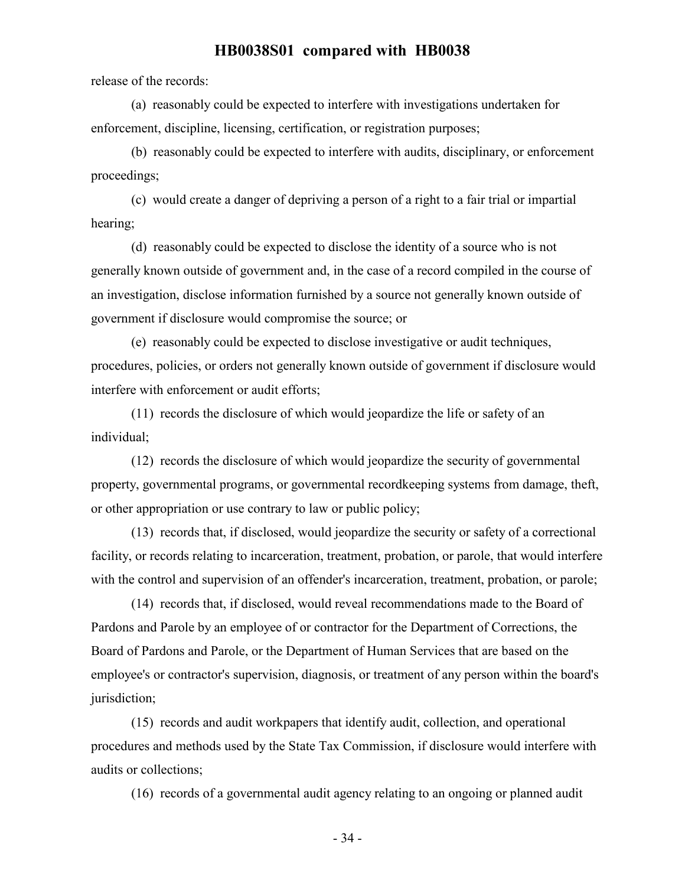release of the records:

(a) reasonably could be expected to interfere with investigations undertaken for enforcement, discipline, licensing, certification, or registration purposes;

(b) reasonably could be expected to interfere with audits, disciplinary, or enforcement proceedings;

(c) would create a danger of depriving a person of a right to a fair trial or impartial hearing;

(d) reasonably could be expected to disclose the identity of a source who is not generally known outside of government and, in the case of a record compiled in the course of an investigation, disclose information furnished by a source not generally known outside of government if disclosure would compromise the source; or

(e) reasonably could be expected to disclose investigative or audit techniques, procedures, policies, or orders not generally known outside of government if disclosure would interfere with enforcement or audit efforts;

(11) records the disclosure of which would jeopardize the life or safety of an individual;

(12) records the disclosure of which would jeopardize the security of governmental property, governmental programs, or governmental recordkeeping systems from damage, theft, or other appropriation or use contrary to law or public policy;

(13) records that, if disclosed, would jeopardize the security or safety of a correctional facility, or records relating to incarceration, treatment, probation, or parole, that would interfere with the control and supervision of an offender's incarceration, treatment, probation, or parole;

(14) records that, if disclosed, would reveal recommendations made to the Board of Pardons and Parole by an employee of or contractor for the Department of Corrections, the Board of Pardons and Parole, or the Department of Human Services that are based on the employee's or contractor's supervision, diagnosis, or treatment of any person within the board's jurisdiction;

(15) records and audit workpapers that identify audit, collection, and operational procedures and methods used by the State Tax Commission, if disclosure would interfere with audits or collections;

(16) records of a governmental audit agency relating to an ongoing or planned audit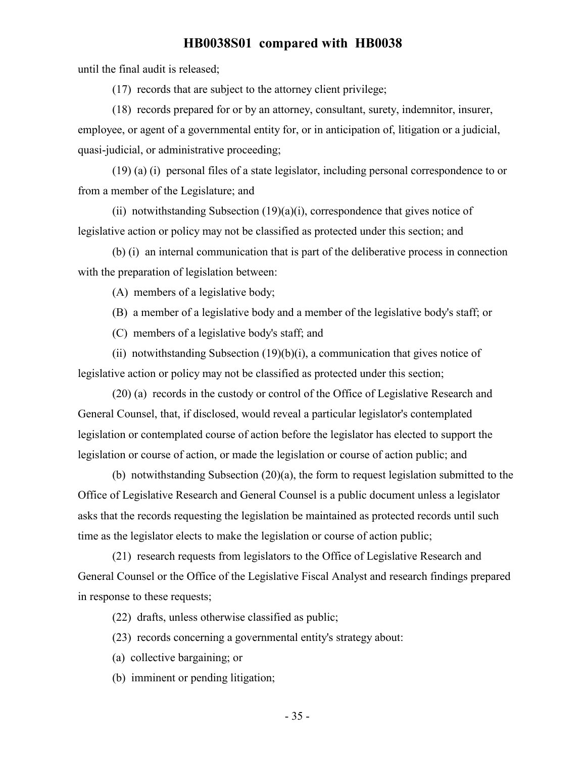until the final audit is released;

(17) records that are subject to the attorney client privilege;

(18) records prepared for or by an attorney, consultant, surety, indemnitor, insurer, employee, or agent of a governmental entity for, or in anticipation of, litigation or a judicial, quasi-judicial, or administrative proceeding;

(19) (a) (i) personal files of a state legislator, including personal correspondence to or from a member of the Legislature; and

(ii) notwithstanding Subsection (19)(a)(i), correspondence that gives notice of legislative action or policy may not be classified as protected under this section; and

(b) (i) an internal communication that is part of the deliberative process in connection with the preparation of legislation between:

(A) members of a legislative body;

(B) a member of a legislative body and a member of the legislative body's staff; or

(C) members of a legislative body's staff; and

(ii) notwithstanding Subsection (19)(b)(i), a communication that gives notice of legislative action or policy may not be classified as protected under this section;

(20) (a) records in the custody or control of the Office of Legislative Research and General Counsel, that, if disclosed, would reveal a particular legislator's contemplated legislation or contemplated course of action before the legislator has elected to support the legislation or course of action, or made the legislation or course of action public; and

(b) notwithstanding Subsection (20)(a), the form to request legislation submitted to the Office of Legislative Research and General Counsel is a public document unless a legislator asks that the records requesting the legislation be maintained as protected records until such time as the legislator elects to make the legislation or course of action public;

(21) research requests from legislators to the Office of Legislative Research and General Counsel or the Office of the Legislative Fiscal Analyst and research findings prepared in response to these requests;

(22) drafts, unless otherwise classified as public;

(23) records concerning a governmental entity's strategy about:

(a) collective bargaining; or

(b) imminent or pending litigation;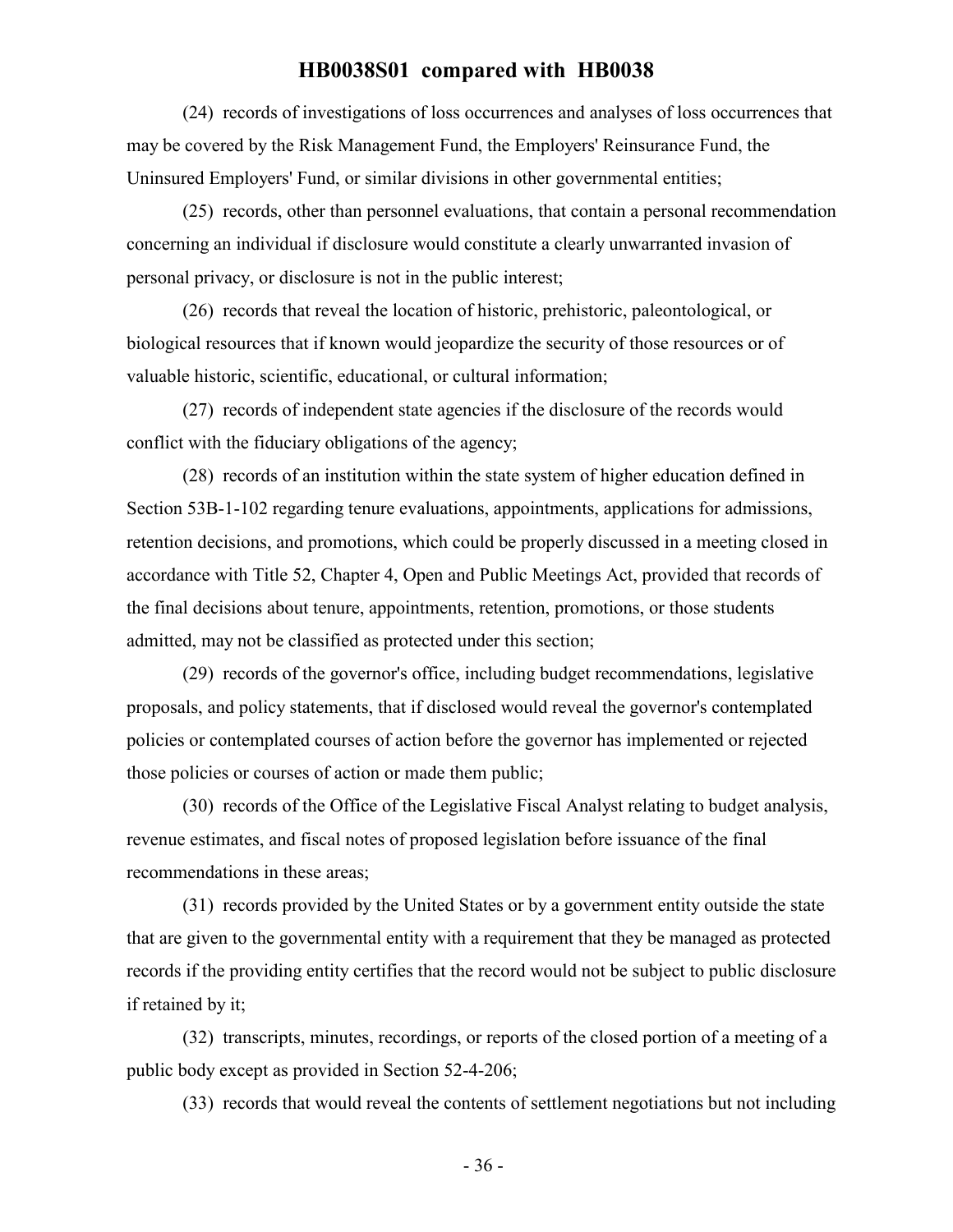(24) records of investigations of loss occurrences and analyses of loss occurrences that may be covered by the Risk Management Fund, the Employers' Reinsurance Fund, the Uninsured Employers' Fund, or similar divisions in other governmental entities;

(25) records, other than personnel evaluations, that contain a personal recommendation concerning an individual if disclosure would constitute a clearly unwarranted invasion of personal privacy, or disclosure is not in the public interest;

(26) records that reveal the location of historic, prehistoric, paleontological, or biological resources that if known would jeopardize the security of those resources or of valuable historic, scientific, educational, or cultural information;

(27) records of independent state agencies if the disclosure of the records would conflict with the fiduciary obligations of the agency;

(28) records of an institution within the state system of higher education defined in Section 53B-1-102 regarding tenure evaluations, appointments, applications for admissions, retention decisions, and promotions, which could be properly discussed in a meeting closed in accordance with Title 52, Chapter 4, Open and Public Meetings Act, provided that records of the final decisions about tenure, appointments, retention, promotions, or those students admitted, may not be classified as protected under this section;

(29) records of the governor's office, including budget recommendations, legislative proposals, and policy statements, that if disclosed would reveal the governor's contemplated policies or contemplated courses of action before the governor has implemented or rejected those policies or courses of action or made them public;

(30) records of the Office of the Legislative Fiscal Analyst relating to budget analysis, revenue estimates, and fiscal notes of proposed legislation before issuance of the final recommendations in these areas;

(31) records provided by the United States or by a government entity outside the state that are given to the governmental entity with a requirement that they be managed as protected records if the providing entity certifies that the record would not be subject to public disclosure if retained by it;

(32) transcripts, minutes, recordings, or reports of the closed portion of a meeting of a public body except as provided in Section 52-4-206;

(33) records that would reveal the contents of settlement negotiations but not including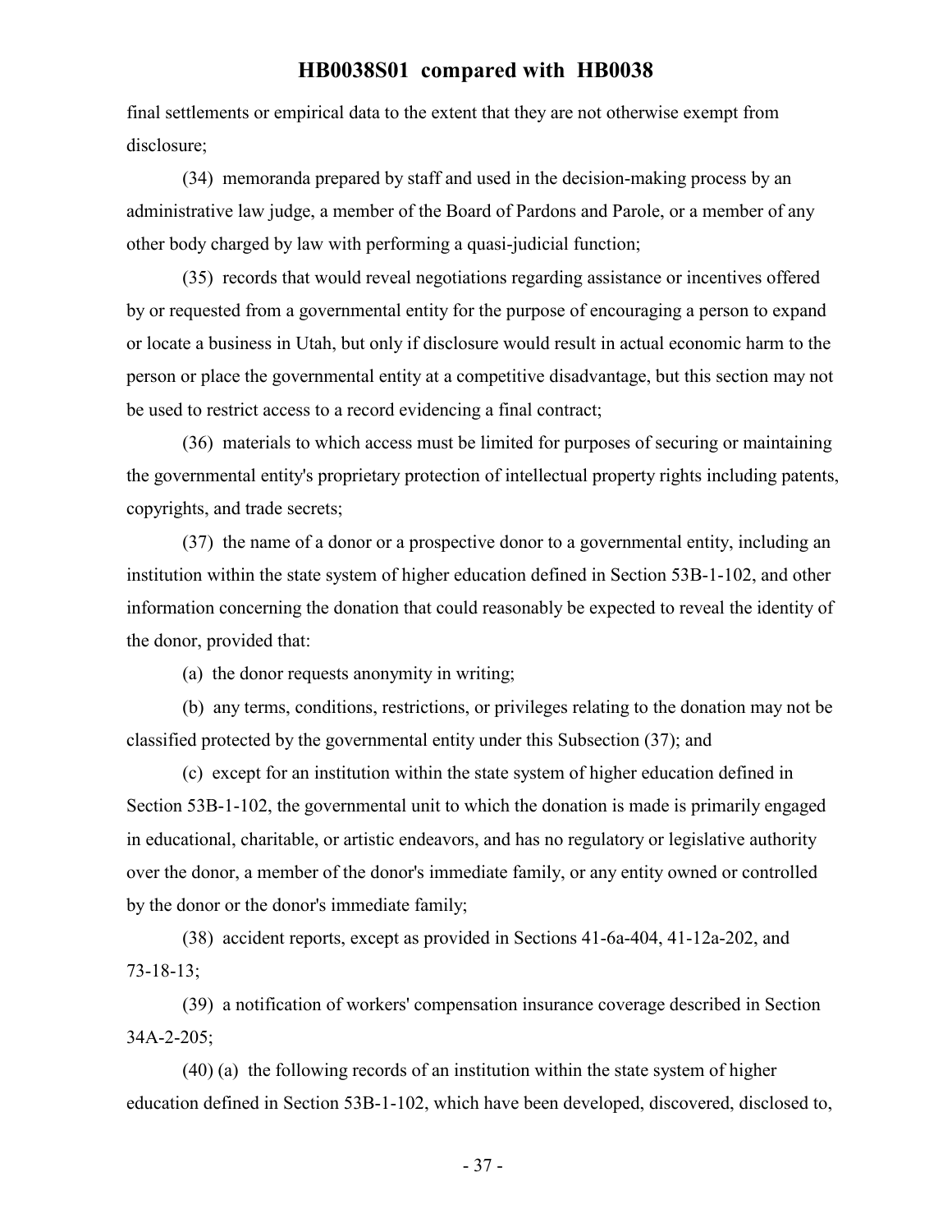final settlements or empirical data to the extent that they are not otherwise exempt from disclosure;

(34) memoranda prepared by staff and used in the decision-making process by an administrative law judge, a member of the Board of Pardons and Parole, or a member of any other body charged by law with performing a quasi-judicial function;

(35) records that would reveal negotiations regarding assistance or incentives offered by or requested from a governmental entity for the purpose of encouraging a person to expand or locate a business in Utah, but only if disclosure would result in actual economic harm to the person or place the governmental entity at a competitive disadvantage, but this section may not be used to restrict access to a record evidencing a final contract;

(36) materials to which access must be limited for purposes of securing or maintaining the governmental entity's proprietary protection of intellectual property rights including patents, copyrights, and trade secrets;

(37) the name of a donor or a prospective donor to a governmental entity, including an institution within the state system of higher education defined in Section 53B-1-102, and other information concerning the donation that could reasonably be expected to reveal the identity of the donor, provided that:

(a) the donor requests anonymity in writing;

(b) any terms, conditions, restrictions, or privileges relating to the donation may not be classified protected by the governmental entity under this Subsection (37); and

(c) except for an institution within the state system of higher education defined in Section 53B-1-102, the governmental unit to which the donation is made is primarily engaged in educational, charitable, or artistic endeavors, and has no regulatory or legislative authority over the donor, a member of the donor's immediate family, or any entity owned or controlled by the donor or the donor's immediate family;

(38) accident reports, except as provided in Sections 41-6a-404, 41-12a-202, and 73-18-13;

(39) a notification of workers' compensation insurance coverage described in Section 34A-2-205;

(40) (a) the following records of an institution within the state system of higher education defined in Section 53B-1-102, which have been developed, discovered, disclosed to,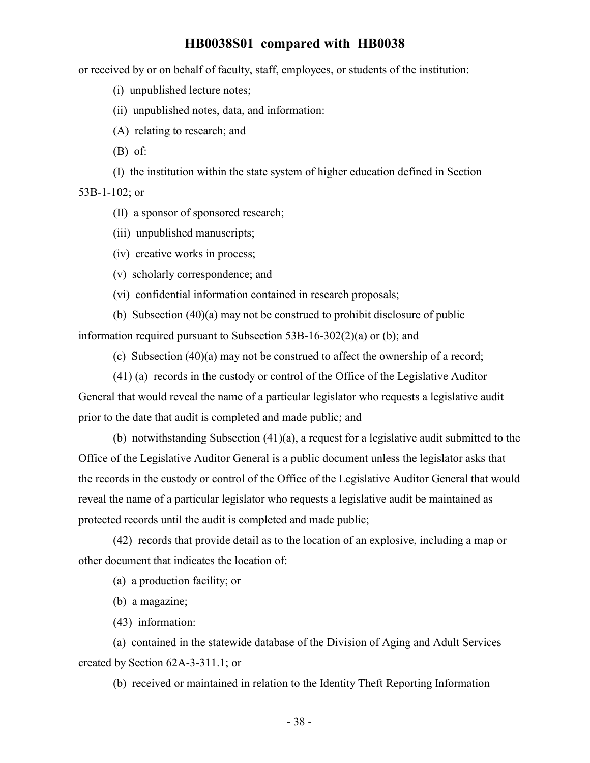or received by or on behalf of faculty, staff, employees, or students of the institution:

(i) unpublished lecture notes;

(ii) unpublished notes, data, and information:

(A) relating to research; and

(B) of:

(I) the institution within the state system of higher education defined in Section 53B-1-102; or

(II) a sponsor of sponsored research;

(iii) unpublished manuscripts;

(iv) creative works in process;

(v) scholarly correspondence; and

(vi) confidential information contained in research proposals;

(b) Subsection (40)(a) may not be construed to prohibit disclosure of public information required pursuant to Subsection 53B-16-302(2)(a) or (b); and

(c) Subsection (40)(a) may not be construed to affect the ownership of a record;

(41) (a) records in the custody or control of the Office of the Legislative Auditor General that would reveal the name of a particular legislator who requests a legislative audit prior to the date that audit is completed and made public; and

(b) notwithstanding Subsection (41)(a), a request for a legislative audit submitted to the Office of the Legislative Auditor General is a public document unless the legislator asks that the records in the custody or control of the Office of the Legislative Auditor General that would reveal the name of a particular legislator who requests a legislative audit be maintained as protected records until the audit is completed and made public;

(42) records that provide detail as to the location of an explosive, including a map or other document that indicates the location of:

(a) a production facility; or

(b) a magazine;

(43) information:

(a) contained in the statewide database of the Division of Aging and Adult Services created by Section 62A-3-311.1; or

(b) received or maintained in relation to the Identity Theft Reporting Information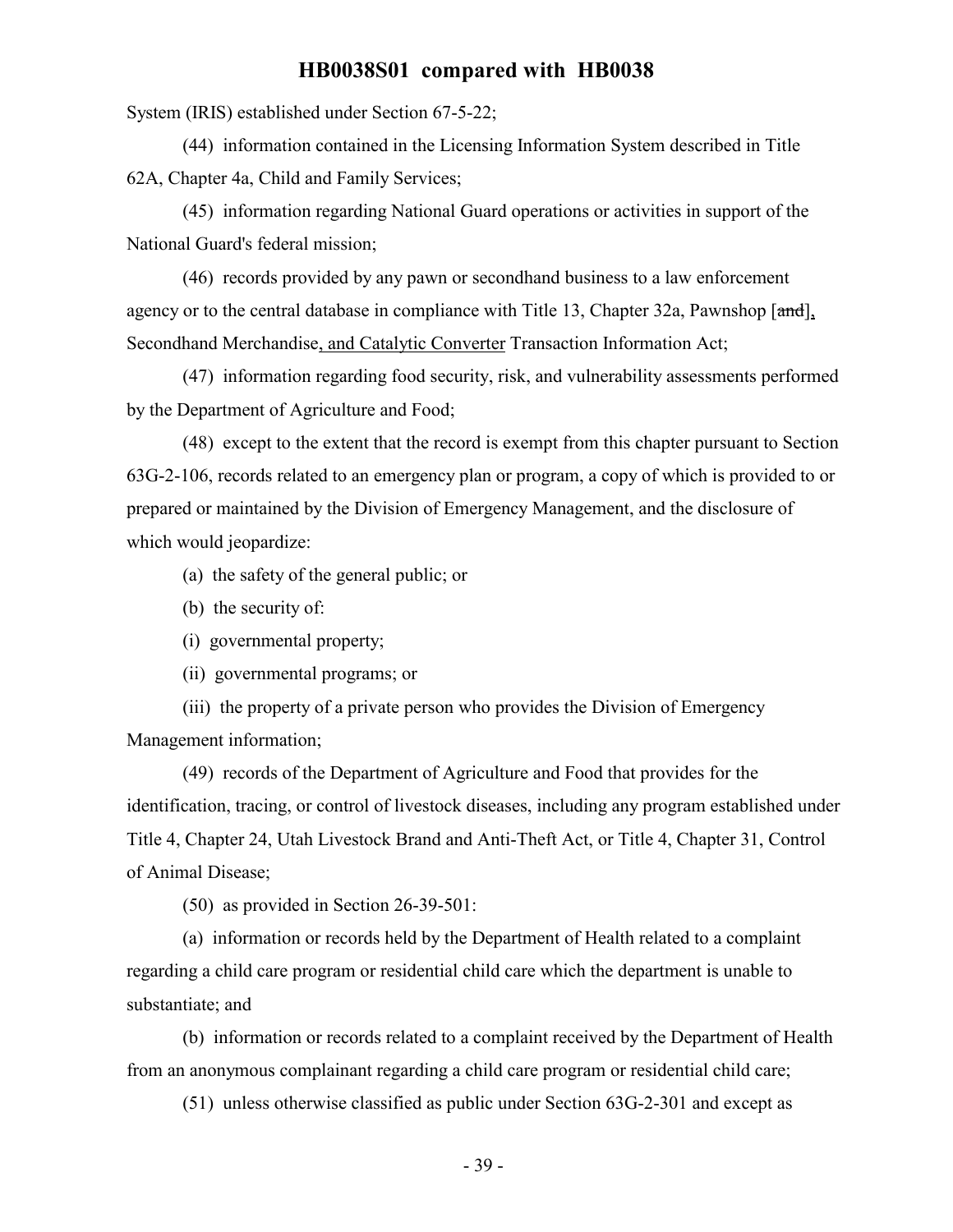System (IRIS) established under Section 67-5-22;

(44) information contained in the Licensing Information System described in Title 62A, Chapter 4a, Child and Family Services;

(45) information regarding National Guard operations or activities in support of the National Guard's federal mission;

(46) records provided by any pawn or secondhand business to a law enforcement agency or to the central database in compliance with Title 13, Chapter 32a, Pawnshop [~~and~~], Secondhand Merchandise, and Catalytic Converter Transaction Information Act;

(47) information regarding food security, risk, and vulnerability assessments performed by the Department of Agriculture and Food;

(48) except to the extent that the record is exempt from this chapter pursuant to Section 63G-2-106, records related to an emergency plan or program, a copy of which is provided to or prepared or maintained by the Division of Emergency Management, and the disclosure of which would jeopardize:

(a) the safety of the general public; or

(b) the security of:

(i) governmental property;

(ii) governmental programs; or

(iii) the property of a private person who provides the Division of Emergency Management information;

(49) records of the Department of Agriculture and Food that provides for the identification, tracing, or control of livestock diseases, including any program established under Title 4, Chapter 24, Utah Livestock Brand and Anti-Theft Act, or Title 4, Chapter 31, Control of Animal Disease;

(50) as provided in Section 26-39-501:

(a) information or records held by the Department of Health related to a complaint regarding a child care program or residential child care which the department is unable to substantiate; and

(b) information or records related to a complaint received by the Department of Health from an anonymous complainant regarding a child care program or residential child care;

(51) unless otherwise classified as public under Section 63G-2-301 and except as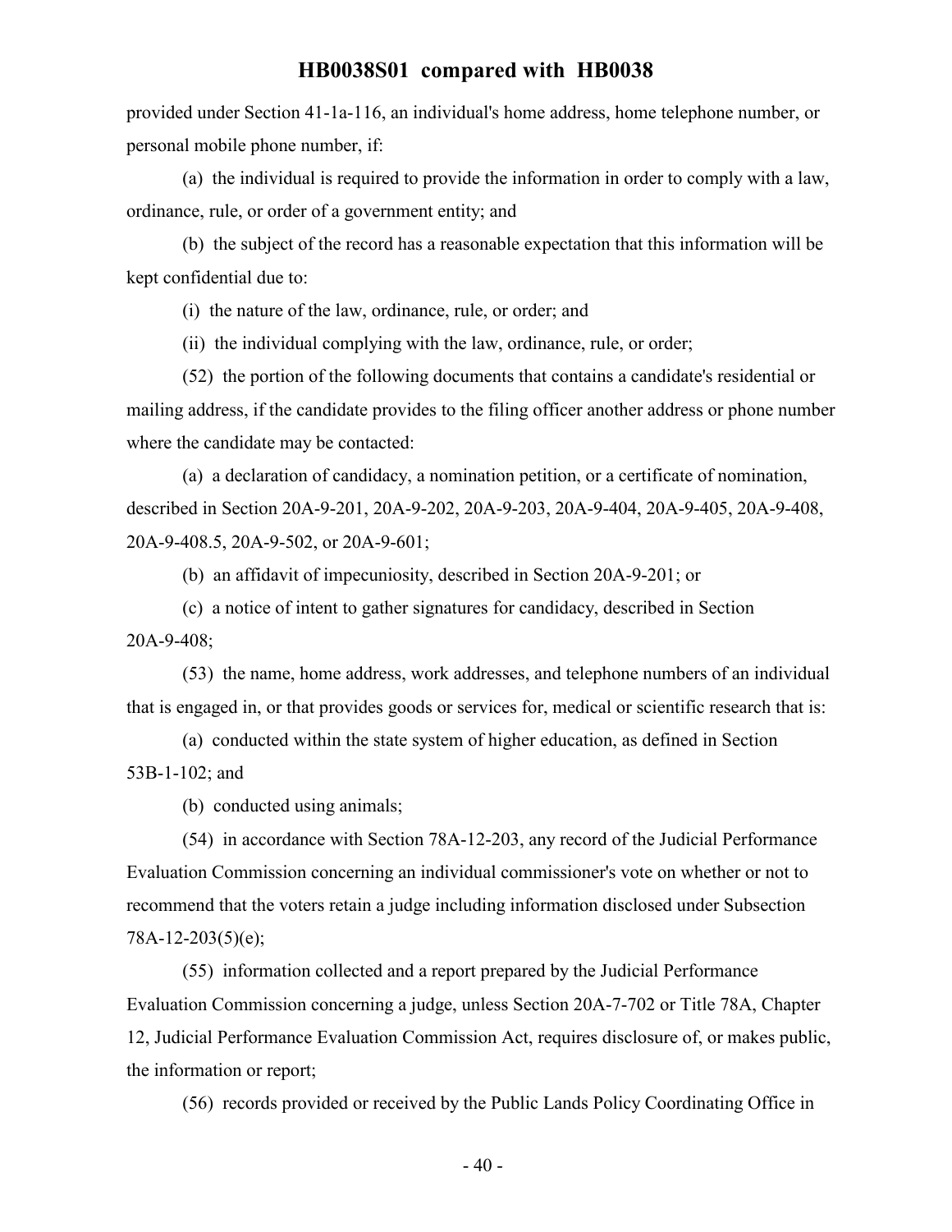provided under Section 41-1a-116, an individual's home address, home telephone number, or personal mobile phone number, if:

(a) the individual is required to provide the information in order to comply with a law, ordinance, rule, or order of a government entity; and

(b) the subject of the record has a reasonable expectation that this information will be kept confidential due to:

(i) the nature of the law, ordinance, rule, or order; and

(ii) the individual complying with the law, ordinance, rule, or order;

(52) the portion of the following documents that contains a candidate's residential or mailing address, if the candidate provides to the filing officer another address or phone number where the candidate may be contacted:

(a) a declaration of candidacy, a nomination petition, or a certificate of nomination, described in Section 20A-9-201, 20A-9-202, 20A-9-203, 20A-9-404, 20A-9-405, 20A-9-408, 20A-9-408.5, 20A-9-502, or 20A-9-601;

(b) an affidavit of impecuniosity, described in Section 20A-9-201; or

(c) a notice of intent to gather signatures for candidacy, described in Section 20A-9-408;

(53) the name, home address, work addresses, and telephone numbers of an individual that is engaged in, or that provides goods or services for, medical or scientific research that is:

(a) conducted within the state system of higher education, as defined in Section 53B-1-102; and

(b) conducted using animals;

(54) in accordance with Section 78A-12-203, any record of the Judicial Performance Evaluation Commission concerning an individual commissioner's vote on whether or not to recommend that the voters retain a judge including information disclosed under Subsection 78A-12-203(5)(e);

(55) information collected and a report prepared by the Judicial Performance Evaluation Commission concerning a judge, unless Section 20A-7-702 or Title 78A, Chapter 12, Judicial Performance Evaluation Commission Act, requires disclosure of, or makes public, the information or report;

(56) records provided or received by the Public Lands Policy Coordinating Office in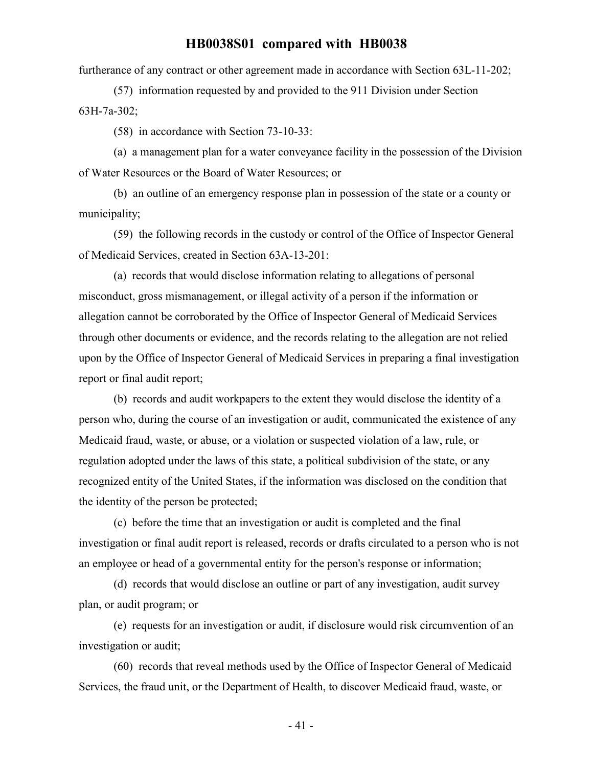furtherance of any contract or other agreement made in accordance with Section 63L-11-202;

(57) information requested by and provided to the 911 Division under Section 63H-7a-302;

(58) in accordance with Section 73-10-33:

(a) a management plan for a water conveyance facility in the possession of the Division of Water Resources or the Board of Water Resources; or

(b) an outline of an emergency response plan in possession of the state or a county or municipality;

(59) the following records in the custody or control of the Office of Inspector General of Medicaid Services, created in Section 63A-13-201:

(a) records that would disclose information relating to allegations of personal misconduct, gross mismanagement, or illegal activity of a person if the information or allegation cannot be corroborated by the Office of Inspector General of Medicaid Services through other documents or evidence, and the records relating to the allegation are not relied upon by the Office of Inspector General of Medicaid Services in preparing a final investigation report or final audit report;

(b) records and audit workpapers to the extent they would disclose the identity of a person who, during the course of an investigation or audit, communicated the existence of any Medicaid fraud, waste, or abuse, or a violation or suspected violation of a law, rule, or regulation adopted under the laws of this state, a political subdivision of the state, or any recognized entity of the United States, if the information was disclosed on the condition that the identity of the person be protected;

(c) before the time that an investigation or audit is completed and the final investigation or final audit report is released, records or drafts circulated to a person who is not an employee or head of a governmental entity for the person's response or information;

(d) records that would disclose an outline or part of any investigation, audit survey plan, or audit program; or

(e) requests for an investigation or audit, if disclosure would risk circumvention of an investigation or audit;

(60) records that reveal methods used by the Office of Inspector General of Medicaid Services, the fraud unit, or the Department of Health, to discover Medicaid fraud, waste, or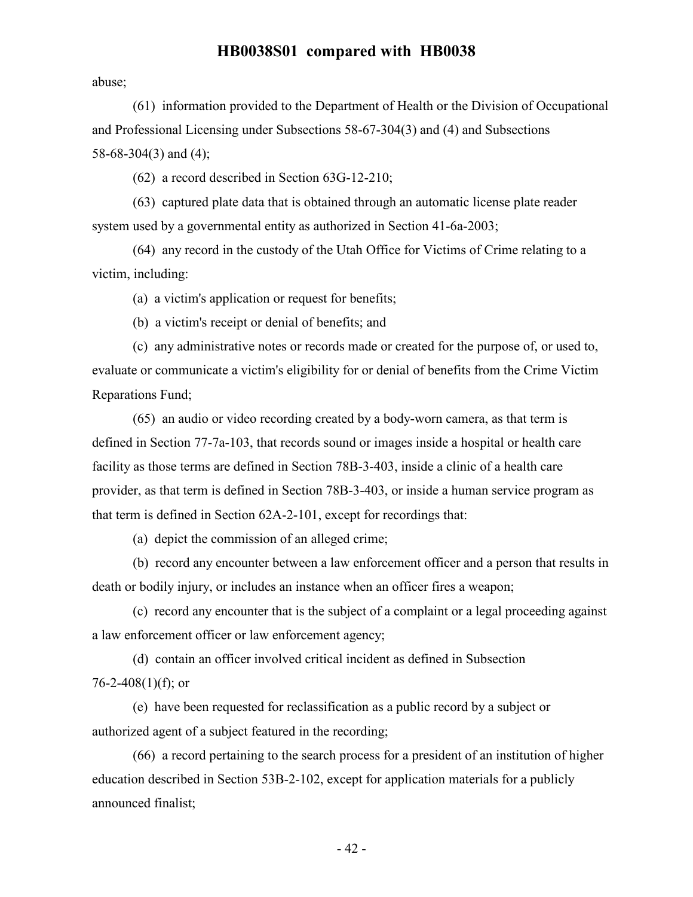abuse;

(61) information provided to the Department of Health or the Division of Occupational and Professional Licensing under Subsections 58-67-304(3) and (4) and Subsections 58-68-304(3) and (4);

(62) a record described in Section 63G-12-210;

(63) captured plate data that is obtained through an automatic license plate reader system used by a governmental entity as authorized in Section 41-6a-2003;

(64) any record in the custody of the Utah Office for Victims of Crime relating to a victim, including:

(a) a victim's application or request for benefits;

(b) a victim's receipt or denial of benefits; and

(c) any administrative notes or records made or created for the purpose of, or used to, evaluate or communicate a victim's eligibility for or denial of benefits from the Crime Victim Reparations Fund;

(65) an audio or video recording created by a body-worn camera, as that term is defined in Section 77-7a-103, that records sound or images inside a hospital or health care facility as those terms are defined in Section 78B-3-403, inside a clinic of a health care provider, as that term is defined in Section 78B-3-403, or inside a human service program as that term is defined in Section 62A-2-101, except for recordings that:

(a) depict the commission of an alleged crime;

(b) record any encounter between a law enforcement officer and a person that results in death or bodily injury, or includes an instance when an officer fires a weapon;

(c) record any encounter that is the subject of a complaint or a legal proceeding against a law enforcement officer or law enforcement agency;

(d) contain an officer involved critical incident as defined in Subsection 76-2-408(1)(f); or

(e) have been requested for reclassification as a public record by a subject or authorized agent of a subject featured in the recording;

(66) a record pertaining to the search process for a president of an institution of higher education described in Section 53B-2-102, except for application materials for a publicly announced finalist;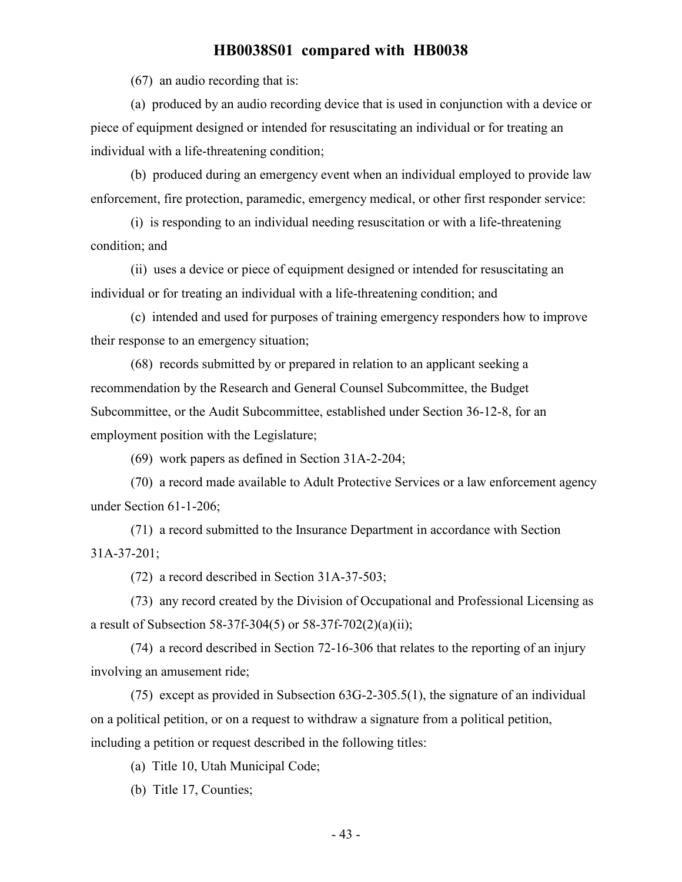(67) an audio recording that is:

(a) produced by an audio recording device that is used in conjunction with a device or piece of equipment designed or intended for resuscitating an individual or for treating an individual with a life-threatening condition;

(b) produced during an emergency event when an individual employed to provide law enforcement, fire protection, paramedic, emergency medical, or other first responder service:

(i) is responding to an individual needing resuscitation or with a life-threatening condition; and

(ii) uses a device or piece of equipment designed or intended for resuscitating an individual or for treating an individual with a life-threatening condition; and

(c) intended and used for purposes of training emergency responders how to improve their response to an emergency situation;

(68) records submitted by or prepared in relation to an applicant seeking a recommendation by the Research and General Counsel Subcommittee, the Budget Subcommittee, or the Audit Subcommittee, established under Section 36-12-8, for an employment position with the Legislature;

(69) work papers as defined in Section 31A-2-204;

(70) a record made available to Adult Protective Services or a law enforcement agency under Section 61-1-206;

(71) a record submitted to the Insurance Department in accordance with Section 31A-37-201;

(72) a record described in Section 31A-37-503;

(73) any record created by the Division of Occupational and Professional Licensing as a result of Subsection 58-37f-304(5) or 58-37f-702(2)(a)(ii);

(74) a record described in Section 72-16-306 that relates to the reporting of an injury involving an amusement ride;

(75) except as provided in Subsection 63G-2-305.5(1), the signature of an individual on a political petition, or on a request to withdraw a signature from a political petition, including a petition or request described in the following titles:

(a) Title 10, Utah Municipal Code;

(b) Title 17, Counties;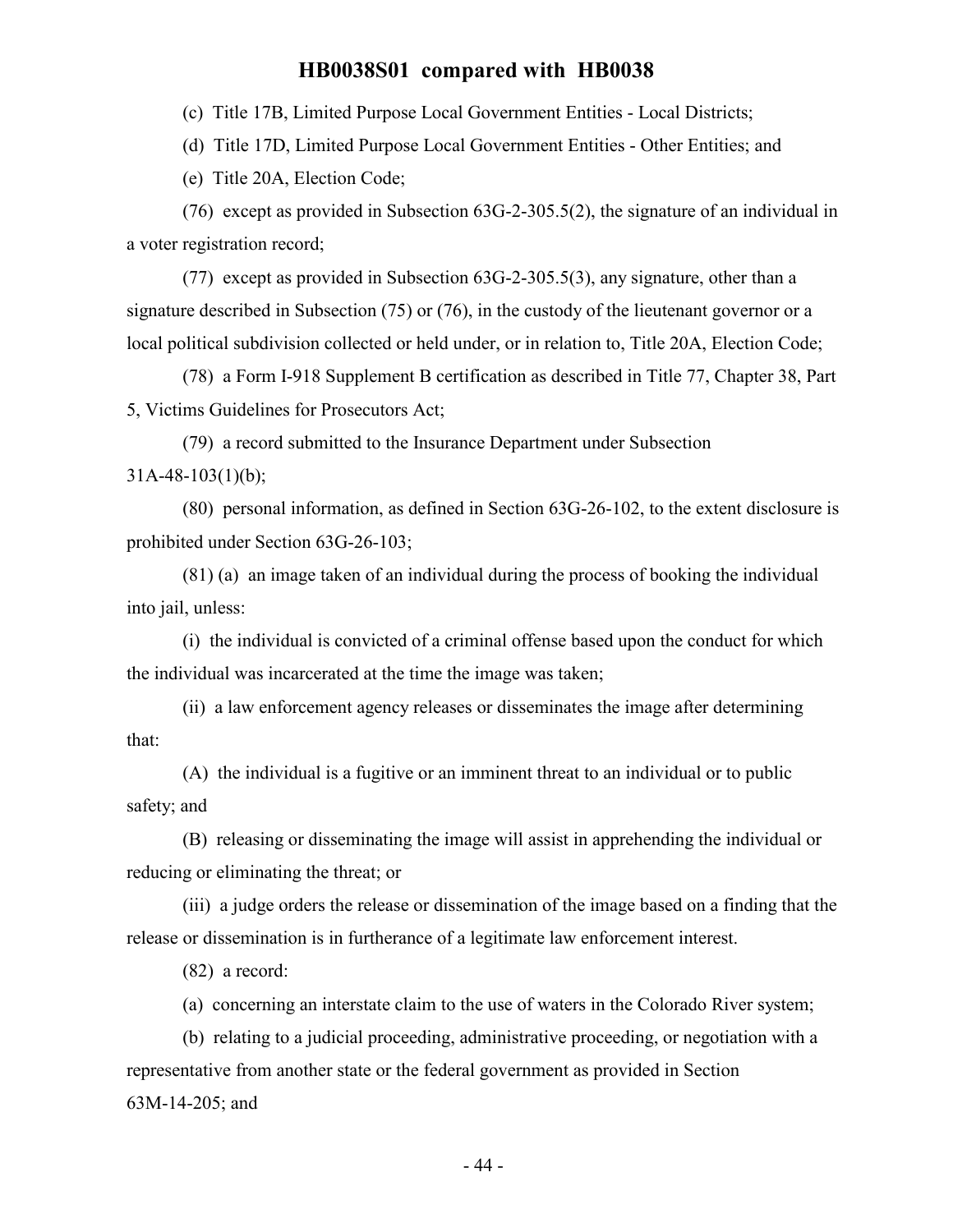(c) Title 17B, Limited Purpose Local Government Entities - Local Districts;

(d) Title 17D, Limited Purpose Local Government Entities - Other Entities; and

(e) Title 20A, Election Code;

(76) except as provided in Subsection 63G-2-305.5(2), the signature of an individual in a voter registration record;

(77) except as provided in Subsection 63G-2-305.5(3), any signature, other than a signature described in Subsection (75) or (76), in the custody of the lieutenant governor or a local political subdivision collected or held under, or in relation to, Title 20A, Election Code;

(78) a Form I-918 Supplement B certification as described in Title 77, Chapter 38, Part 5, Victims Guidelines for Prosecutors Act;

(79) a record submitted to the Insurance Department under Subsection 31A-48-103(1)(b);

(80) personal information, as defined in Section 63G-26-102, to the extent disclosure is prohibited under Section 63G-26-103;

(81) (a) an image taken of an individual during the process of booking the individual into jail, unless:

(i) the individual is convicted of a criminal offense based upon the conduct for which the individual was incarcerated at the time the image was taken;

(ii) a law enforcement agency releases or disseminates the image after determining that:

(A) the individual is a fugitive or an imminent threat to an individual or to public safety; and

(B) releasing or disseminating the image will assist in apprehending the individual or reducing or eliminating the threat; or

(iii) a judge orders the release or dissemination of the image based on a finding that the release or dissemination is in furtherance of a legitimate law enforcement interest.

(82) a record:

(a) concerning an interstate claim to the use of waters in the Colorado River system;

(b) relating to a judicial proceeding, administrative proceeding, or negotiation with a representative from another state or the federal government as provided in Section 63M-14-205; and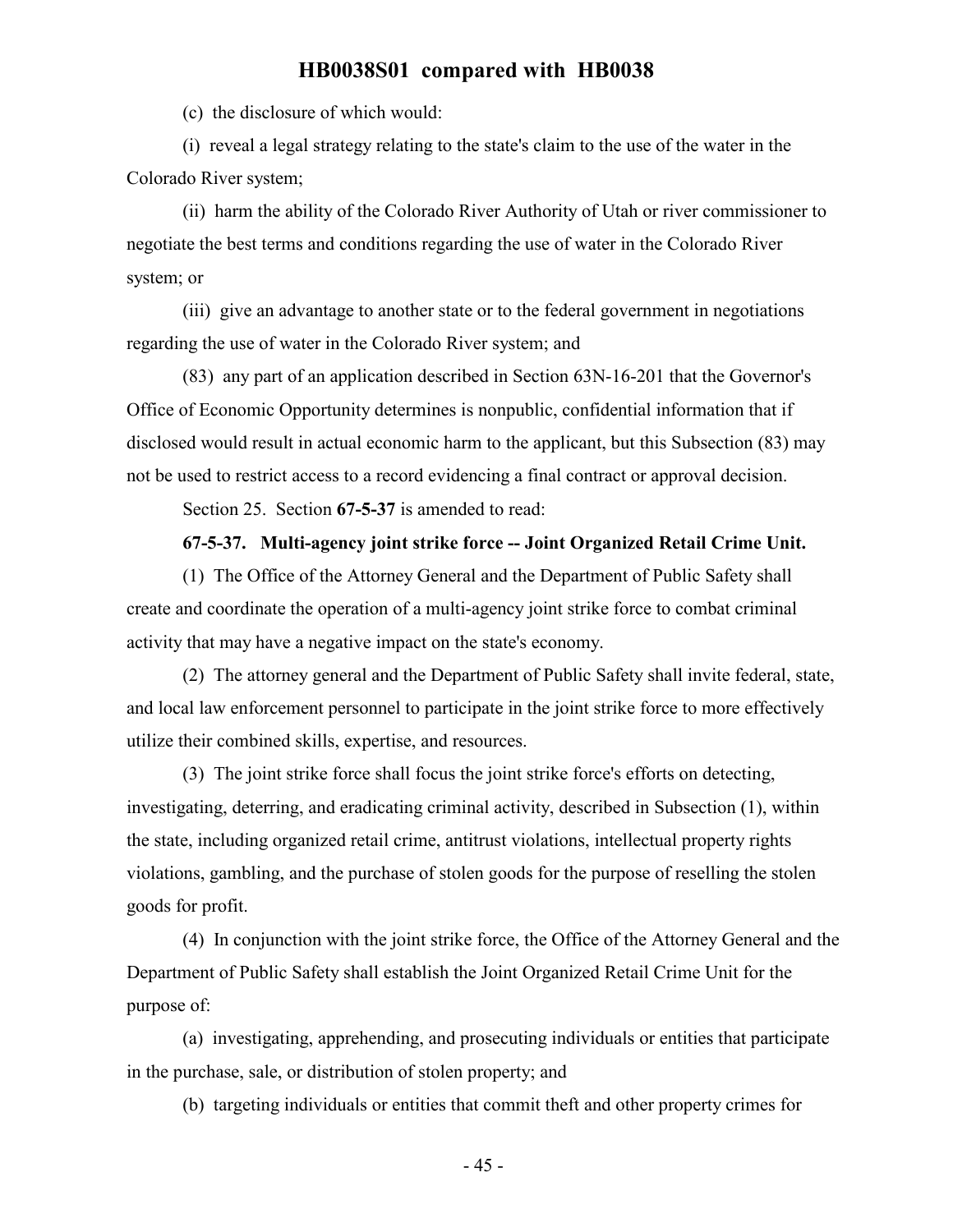(c) the disclosure of which would:

(i) reveal a legal strategy relating to the state's claim to the use of the water in the Colorado River system;

(ii) harm the ability of the Colorado River Authority of Utah or river commissioner to negotiate the best terms and conditions regarding the use of water in the Colorado River system; or

(iii) give an advantage to another state or to the federal government in negotiations regarding the use of water in the Colorado River system; and

(83) any part of an application described in Section 63N-16-201 that the Governor's Office of Economic Opportunity determines is nonpublic, confidential information that if disclosed would result in actual economic harm to the applicant, but this Subsection (83) may not be used to restrict access to a record evidencing a final contract or approval decision.

Section 25. Section **67-5-37** is amended to read:

**67-5-37. Multi-agency joint strike force -- Joint Organized Retail Crime Unit.**

(1) The Office of the Attorney General and the Department of Public Safety shall create and coordinate the operation of a multi-agency joint strike force to combat criminal activity that may have a negative impact on the state's economy.

(2) The attorney general and the Department of Public Safety shall invite federal, state, and local law enforcement personnel to participate in the joint strike force to more effectively utilize their combined skills, expertise, and resources.

(3) The joint strike force shall focus the joint strike force's efforts on detecting, investigating, deterring, and eradicating criminal activity, described in Subsection (1), within the state, including organized retail crime, antitrust violations, intellectual property rights violations, gambling, and the purchase of stolen goods for the purpose of reselling the stolen goods for profit.

(4) In conjunction with the joint strike force, the Office of the Attorney General and the Department of Public Safety shall establish the Joint Organized Retail Crime Unit for the purpose of:

(a) investigating, apprehending, and prosecuting individuals or entities that participate in the purchase, sale, or distribution of stolen property; and

(b) targeting individuals or entities that commit theft and other property crimes for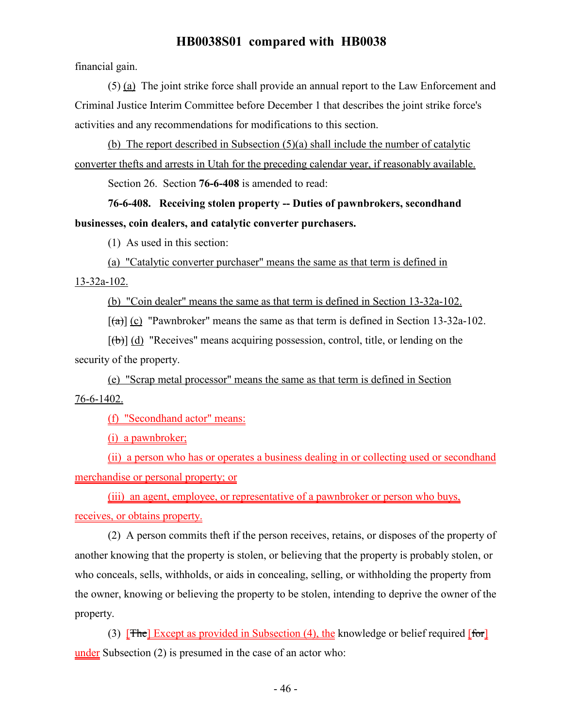financial gain.

(5) (a) The joint strike force shall provide an annual report to the Law Enforcement and Criminal Justice Interim Committee before December 1 that describes the joint strike force's activities and any recommendations for modifications to this section.

(b) The report described in Subsection (5)(a) shall include the number of catalytic converter thefts and arrests in Utah for the preceding calendar year, if reasonably available.

Section 26. Section **76-6-408** is amended to read:

**76-6-408. Receiving stolen property -- Duties of pawnbrokers, secondhand businesses, coin dealers, and catalytic converter purchasers.**

(1) As used in this section:

(a) "Catalytic converter purchaser" means the same as that term is defined in 13-32a-102.

(b) "Coin dealer" means the same as that term is defined in Section 13-32a-102.

[(a)] (c) "Pawnbroker" means the same as that term is defined in Section 13-32a-102.

[(b)] (d) "Receives" means acquiring possession, control, title, or lending on the security of the property.

(e) "Scrap metal processor" means the same as that term is defined in Section 76-6-1402.

(f) "Secondhand actor" means:

(i) a pawnbroker;

(ii) a person who has or operates a business dealing in or collecting used or secondhand merchandise or personal property; or

(iii) an agent, employee, or representative of a pawnbroker or person who buys, receives, or obtains property.

(2) A person commits theft if the person receives, retains, or disposes of the property of another knowing that the property is stolen, or believing that the property is probably stolen, or who conceals, sells, withholds, or aids in concealing, selling, or withholding the property from the owner, knowing or believing the property to be stolen, intending to deprive the owner of the property.

(3) [The] Except as provided in Subsection (4), the knowledge or belief required [for] under Subsection (2) is presumed in the case of an actor who: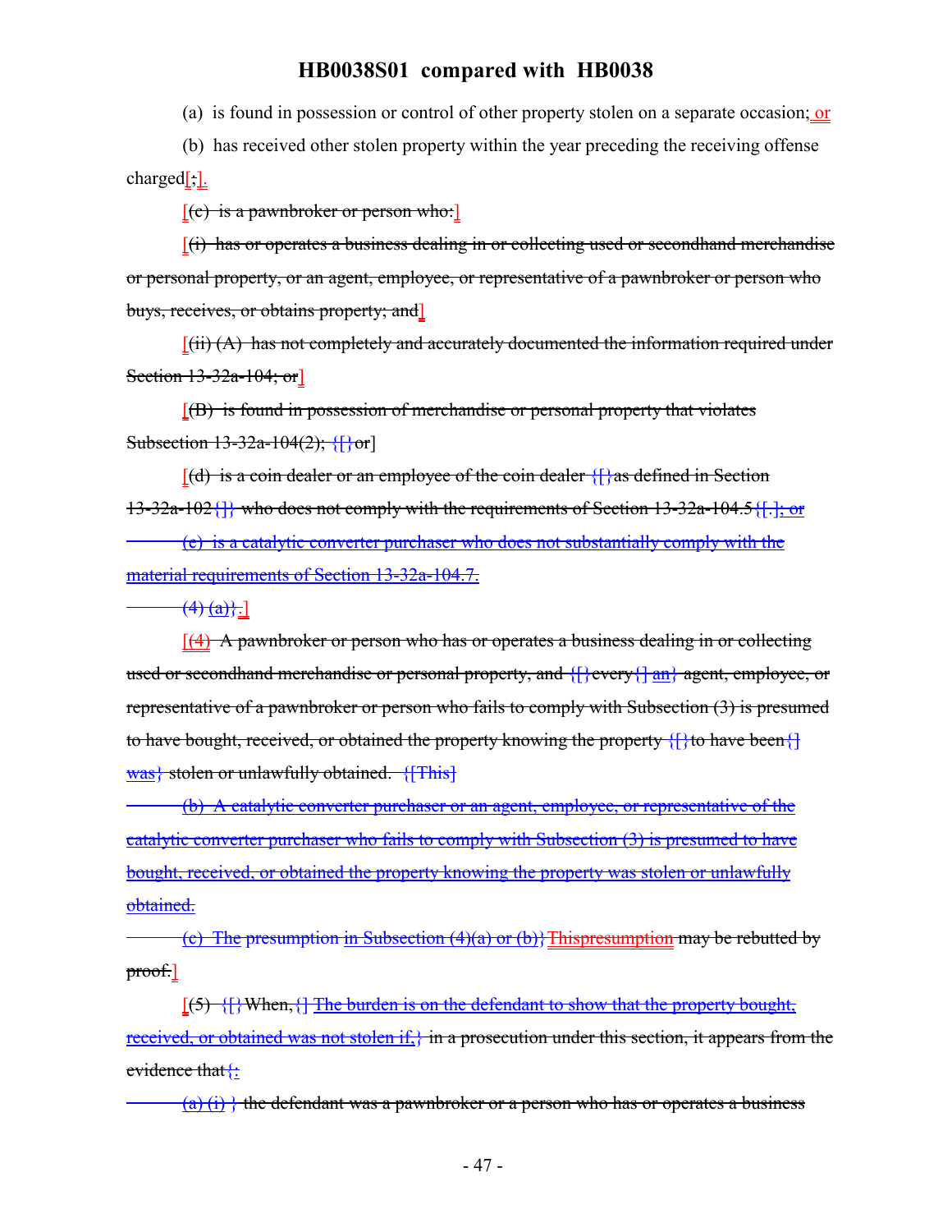(a) is found in possession or control of other property stolen on a separate occasion; or

(b) has received other stolen property within the year preceding the receiving offense charged[;].

[(c) is a pawnbroker or person who:]

[(i) has or operates a business dealing in or collecting used or secondhand merchandise or personal property, or an agent, employee, or representative of a pawnbroker or person who buys, receives, or obtains property; and]

[(ii) (A) has not completely and accurately documented the information required under Section 13-32a-104; or]

[(B) is found in possession of merchandise or personal property that violates Subsection 13-32a-104(2); {[}or]

[(d) is a coin dealer or an employee of the coin dealer {[}as defined in Section 13-32a-102{]} who does not comply with the requirements of Section 13-32a-104.5{[.]; or

(e) is a catalytic converter purchaser who does not substantially comply with the material requirements of Section 13-32a-104.7.

(4) (a)}.]

[(4) A pawnbroker or person who has or operates a business dealing in or collecting used or secondhand merchandise or personal property, and {[}every{] an} agent, employee, or representative of a pawnbroker or person who fails to comply with Subsection (3) is presumed to have bought, received, or obtained the property knowing the property {[}to have been{] was} stolen or unlawfully obtained. {[This]

(b) A catalytic converter purchaser or an agent, employee, or representative of the catalytic converter purchaser who fails to comply with Subsection (3) is presumed to have bought, received, or obtained the property knowing the property was stolen or unlawfully obtained.

(c) The presumption in Subsection (4)(a) or (b)}Thispresumption may be rebutted by proof.]

[(5) {[}When,{] The burden is on the defendant to show that the property bought, received, or obtained was not stolen if,} in a prosecution under this section, it appears from the evidence that{:

(a) (i) } the defendant was a pawnbroker or a person who has or operates a business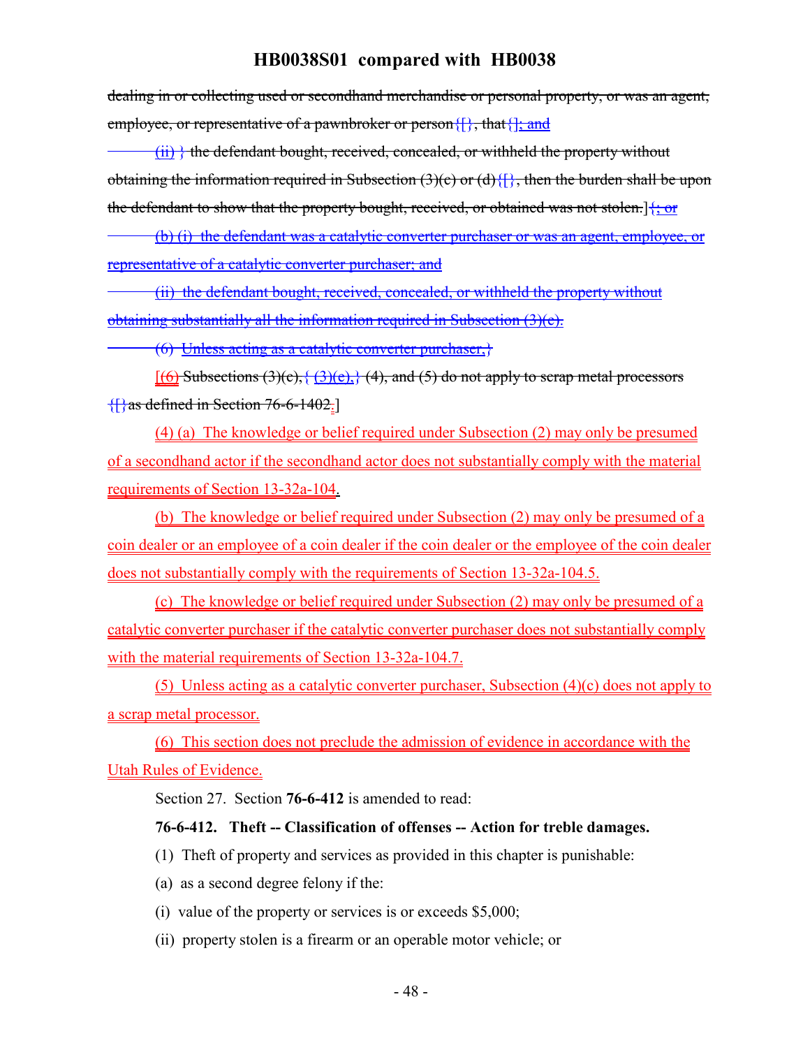dealing in or collecting used or secondhand merchandise or personal property, or was an agent, employee, or representative of a pawnbroker or person{[}, that{]; and

(ii) } the defendant bought, received, concealed, or withheld the property without obtaining the information required in Subsection (3)(c) or (d){[}, then the burden shall be upon the defendant to show that the property bought, received, or obtained was not stolen.]{; or

(b) (i) the defendant was a catalytic converter purchaser or was an agent, employee, or representative of a catalytic converter purchaser; and

(ii) the defendant bought, received, concealed, or withheld the property without obtaining substantially all the information required in Subsection (3)(e).

(6) Unless acting as a catalytic converter purchaser,}

[(6) Subsections (3)(c),{ (3)(e),} (4), and (5) do not apply to scrap metal processors {[}as defined in Section 76-6-1402.]

(4) (a) The knowledge or belief required under Subsection (2) may only be presumed of a secondhand actor if the secondhand actor does not substantially comply with the material requirements of Section 13-32a-104.

(b) The knowledge or belief required under Subsection (2) may only be presumed of a coin dealer or an employee of a coin dealer if the coin dealer or the employee of the coin dealer does not substantially comply with the requirements of Section 13-32a-104.5.

(c) The knowledge or belief required under Subsection (2) may only be presumed of a catalytic converter purchaser if the catalytic converter purchaser does not substantially comply with the material requirements of Section 13-32a-104.7.

(5) Unless acting as a catalytic converter purchaser, Subsection (4)(c) does not apply to a scrap metal processor.

(6) This section does not preclude the admission of evidence in accordance with the Utah Rules of Evidence.

Section 27. Section **76-6-412** is amended to read:

**76-6-412. Theft -- Classification of offenses -- Action for treble damages.**

(1) Theft of property and services as provided in this chapter is punishable:

(a) as a second degree felony if the:

(i) value of the property or services is or exceeds $5,000;

(ii) property stolen is a firearm or an operable motor vehicle; or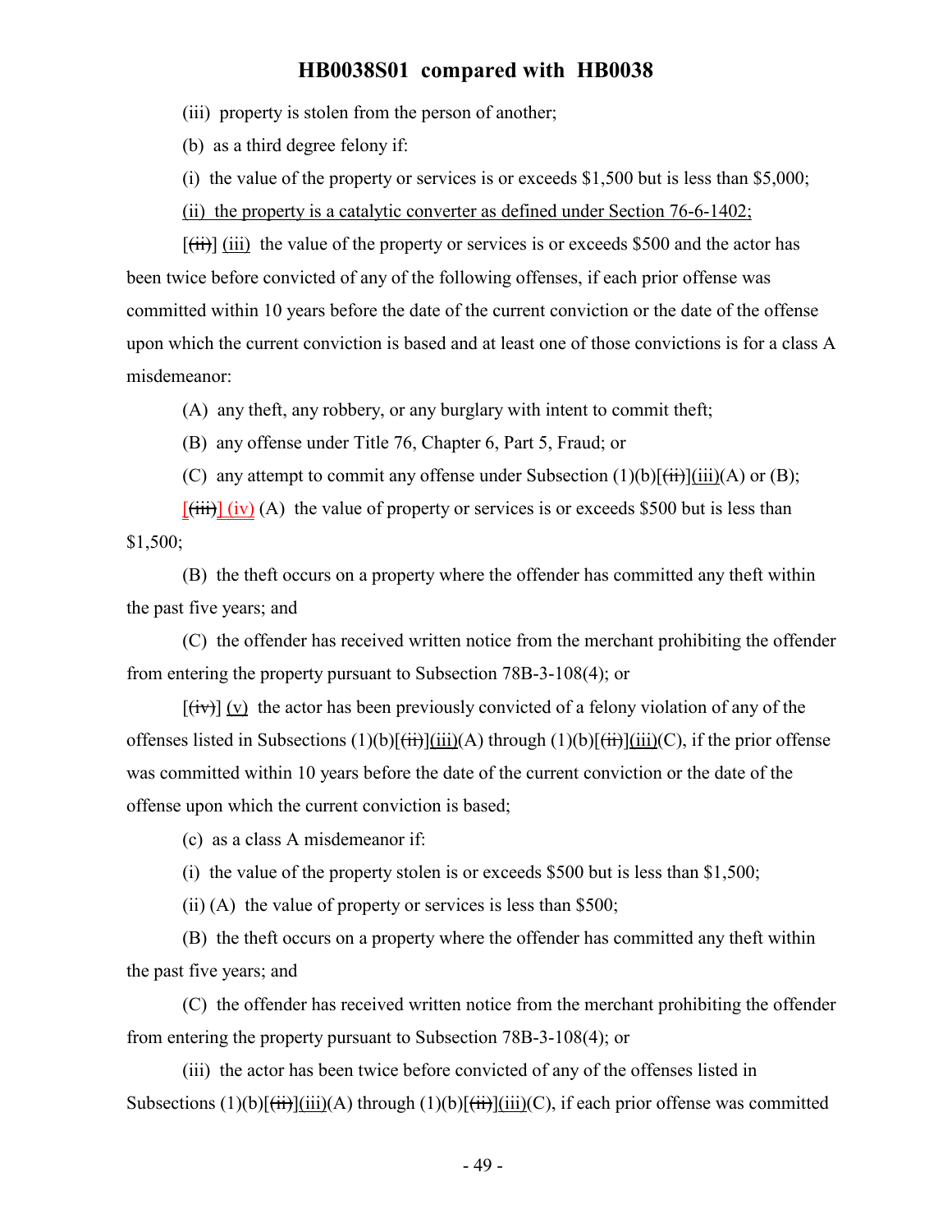(iii) property is stolen from the person of another;

(b) as a third degree felony if:

(i) the value of the property or services is or exceeds $1,500 but is less than $5,000;

<u>(ii) the property is a catalytic converter as defined under Section 76-6-1402;</u>

[~~(ii)~~] <u>(iii)</u> the value of the property or services is or exceeds $500 and the actor has been twice before convicted of any of the following offenses, if each prior offense was committed within 10 years before the date of the current conviction or the date of the offense upon which the current conviction is based and at least one of those convictions is for a class A misdemeanor:

(A) any theft, any robbery, or any burglary with intent to commit theft;

(B) any offense under Title 76, Chapter 6, Part 5, Fraud; or

(C) any attempt to commit any offense under Subsection (1)(b)[~~(ii)~~]<u>(iii)</u>(A) or (B);

[~~(iii)~~] <u>(iv)</u> (A) the value of property or services is or exceeds $500 but is less than $1,500;

(B) the theft occurs on a property where the offender has committed any theft within the past five years; and

(C) the offender has received written notice from the merchant prohibiting the offender from entering the property pursuant to Subsection 78B-3-108(4); or

[~~(iv)~~] <u>(v)</u> the actor has been previously convicted of a felony violation of any of the offenses listed in Subsections (1)(b)[~~(ii)~~]<u>(iii)</u>(A) through (1)(b)[~~(ii)~~]<u>(iii)</u>(C), if the prior offense was committed within 10 years before the date of the current conviction or the date of the offense upon which the current conviction is based;

(c) as a class A misdemeanor if:

(i) the value of the property stolen is or exceeds $500 but is less than $1,500;

(ii) (A) the value of property or services is less than $500;

(B) the theft occurs on a property where the offender has committed any theft within the past five years; and

(C) the offender has received written notice from the merchant prohibiting the offender from entering the property pursuant to Subsection 78B-3-108(4); or

(iii) the actor has been twice before convicted of any of the offenses listed in Subsections (1)(b)[~~(ii)~~]<u>(iii)</u>(A) through (1)(b)[~~(ii)~~]<u>(iii)</u>(C), if each prior offense was committed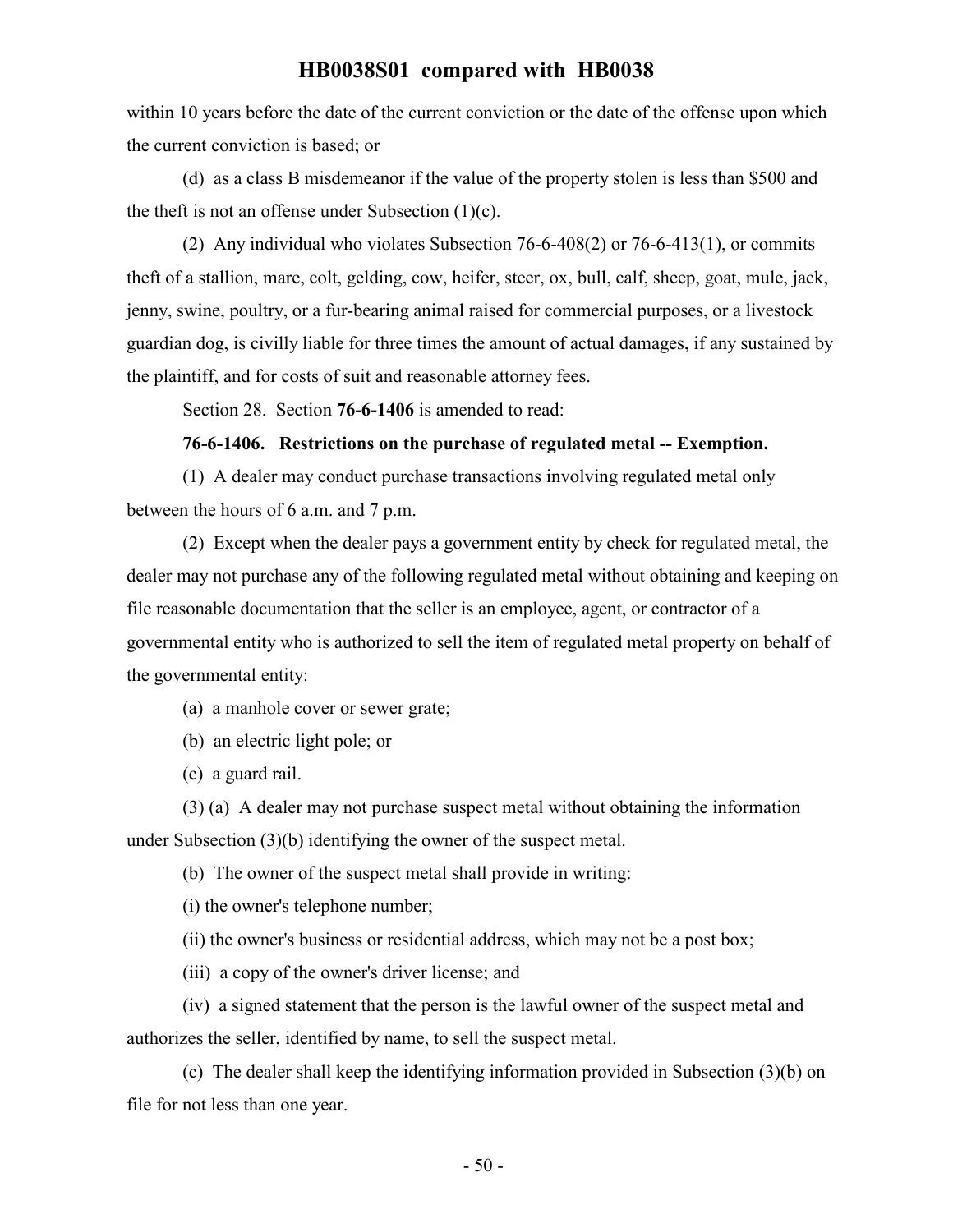within 10 years before the date of the current conviction or the date of the offense upon which the current conviction is based; or

(d) as a class B misdemeanor if the value of the property stolen is less than $500 and the theft is not an offense under Subsection (1)(c).

(2) Any individual who violates Subsection 76-6-408(2) or 76-6-413(1), or commits theft of a stallion, mare, colt, gelding, cow, heifer, steer, ox, bull, calf, sheep, goat, mule, jack, jenny, swine, poultry, or a fur-bearing animal raised for commercial purposes, or a livestock guardian dog, is civilly liable for three times the amount of actual damages, if any sustained by the plaintiff, and for costs of suit and reasonable attorney fees.

Section 28. Section **76-6-1406** is amended to read:

**76-6-1406. Restrictions on the purchase of regulated metal -- Exemption.**

(1) A dealer may conduct purchase transactions involving regulated metal only between the hours of 6 a.m. and 7 p.m.

(2) Except when the dealer pays a government entity by check for regulated metal, the dealer may not purchase any of the following regulated metal without obtaining and keeping on file reasonable documentation that the seller is an employee, agent, or contractor of a governmental entity who is authorized to sell the item of regulated metal property on behalf of the governmental entity:

(a) a manhole cover or sewer grate;

(b) an electric light pole; or

(c) a guard rail.

(3) (a) A dealer may not purchase suspect metal without obtaining the information under Subsection (3)(b) identifying the owner of the suspect metal.

(b) The owner of the suspect metal shall provide in writing:

(i) the owner's telephone number;

(ii) the owner's business or residential address, which may not be a post box;

(iii) a copy of the owner's driver license; and

(iv) a signed statement that the person is the lawful owner of the suspect metal and authorizes the seller, identified by name, to sell the suspect metal.

(c) The dealer shall keep the identifying information provided in Subsection (3)(b) on file for not less than one year.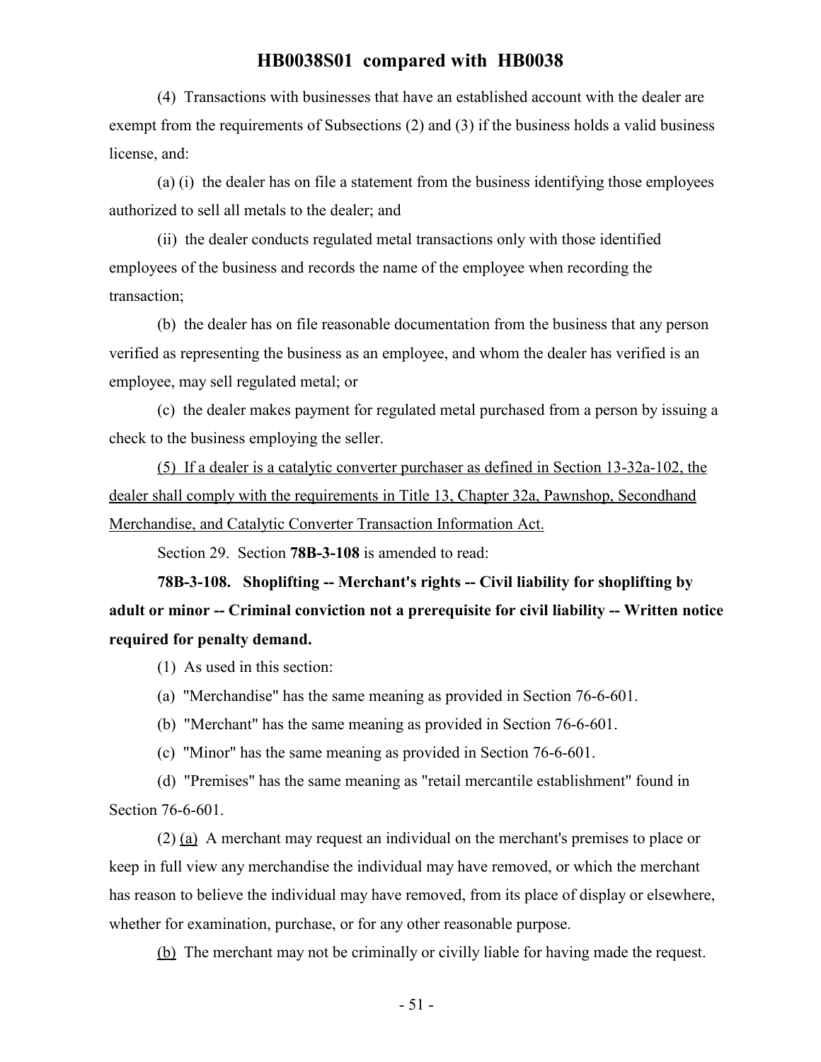(4) Transactions with businesses that have an established account with the dealer are exempt from the requirements of Subsections (2) and (3) if the business holds a valid business license, and:

(a) (i) the dealer has on file a statement from the business identifying those employees authorized to sell all metals to the dealer; and

(ii) the dealer conducts regulated metal transactions only with those identified employees of the business and records the name of the employee when recording the transaction;

(b) the dealer has on file reasonable documentation from the business that any person verified as representing the business as an employee, and whom the dealer has verified is an employee, may sell regulated metal; or

(c) the dealer makes payment for regulated metal purchased from a person by issuing a check to the business employing the seller.

(5) If a dealer is a catalytic converter purchaser as defined in Section 13-32a-102, the dealer shall comply with the requirements in Title 13, Chapter 32a, Pawnshop, Secondhand Merchandise, and Catalytic Converter Transaction Information Act.

Section 29. Section **78B-3-108** is amended to read:

**78B-3-108. Shoplifting -- Merchant's rights -- Civil liability for shoplifting by adult or minor -- Criminal conviction not a prerequisite for civil liability -- Written notice required for penalty demand.**

(1) As used in this section:

(a) "Merchandise" has the same meaning as provided in Section 76-6-601.

(b) "Merchant" has the same meaning as provided in Section 76-6-601.

(c) "Minor" has the same meaning as provided in Section 76-6-601.

(d) "Premises" has the same meaning as "retail mercantile establishment" found in Section 76-6-601.

(2) (a) A merchant may request an individual on the merchant's premises to place or keep in full view any merchandise the individual may have removed, or which the merchant has reason to believe the individual may have removed, from its place of display or elsewhere, whether for examination, purchase, or for any other reasonable purpose.

(b) The merchant may not be criminally or civilly liable for having made the request.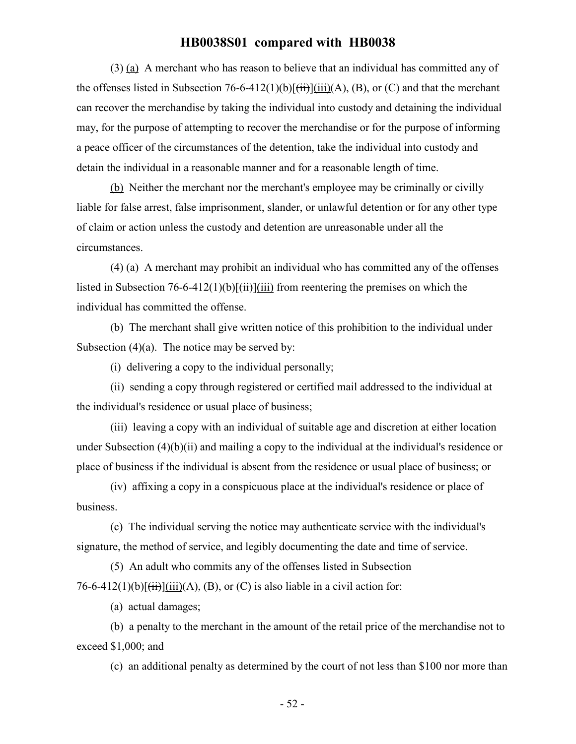(3) (a) A merchant who has reason to believe that an individual has committed any of the offenses listed in Subsection 76-6-412(1)(b)[~~(ii)~~](iii)(A), (B), or (C) and that the merchant can recover the merchandise by taking the individual into custody and detaining the individual may, for the purpose of attempting to recover the merchandise or for the purpose of informing a peace officer of the circumstances of the detention, take the individual into custody and detain the individual in a reasonable manner and for a reasonable length of time.

(b) Neither the merchant nor the merchant's employee may be criminally or civilly liable for false arrest, false imprisonment, slander, or unlawful detention or for any other type of claim or action unless the custody and detention are unreasonable under all the circumstances.

(4) (a) A merchant may prohibit an individual who has committed any of the offenses listed in Subsection 76-6-412(1)(b)[~~(ii)~~](iii) from reentering the premises on which the individual has committed the offense.

(b) The merchant shall give written notice of this prohibition to the individual under Subsection (4)(a). The notice may be served by:

(i) delivering a copy to the individual personally;

(ii) sending a copy through registered or certified mail addressed to the individual at the individual's residence or usual place of business;

(iii) leaving a copy with an individual of suitable age and discretion at either location under Subsection (4)(b)(ii) and mailing a copy to the individual at the individual's residence or place of business if the individual is absent from the residence or usual place of business; or

(iv) affixing a copy in a conspicuous place at the individual's residence or place of business.

(c) The individual serving the notice may authenticate service with the individual's signature, the method of service, and legibly documenting the date and time of service.

(5) An adult who commits any of the offenses listed in Subsection 76-6-412(1)(b)[~~(ii)~~](iii)(A), (B), or (C) is also liable in a civil action for:

(a) actual damages;

(b) a penalty to the merchant in the amount of the retail price of the merchandise not to exceed $1,000; and

(c) an additional penalty as determined by the court of not less than $100 nor more than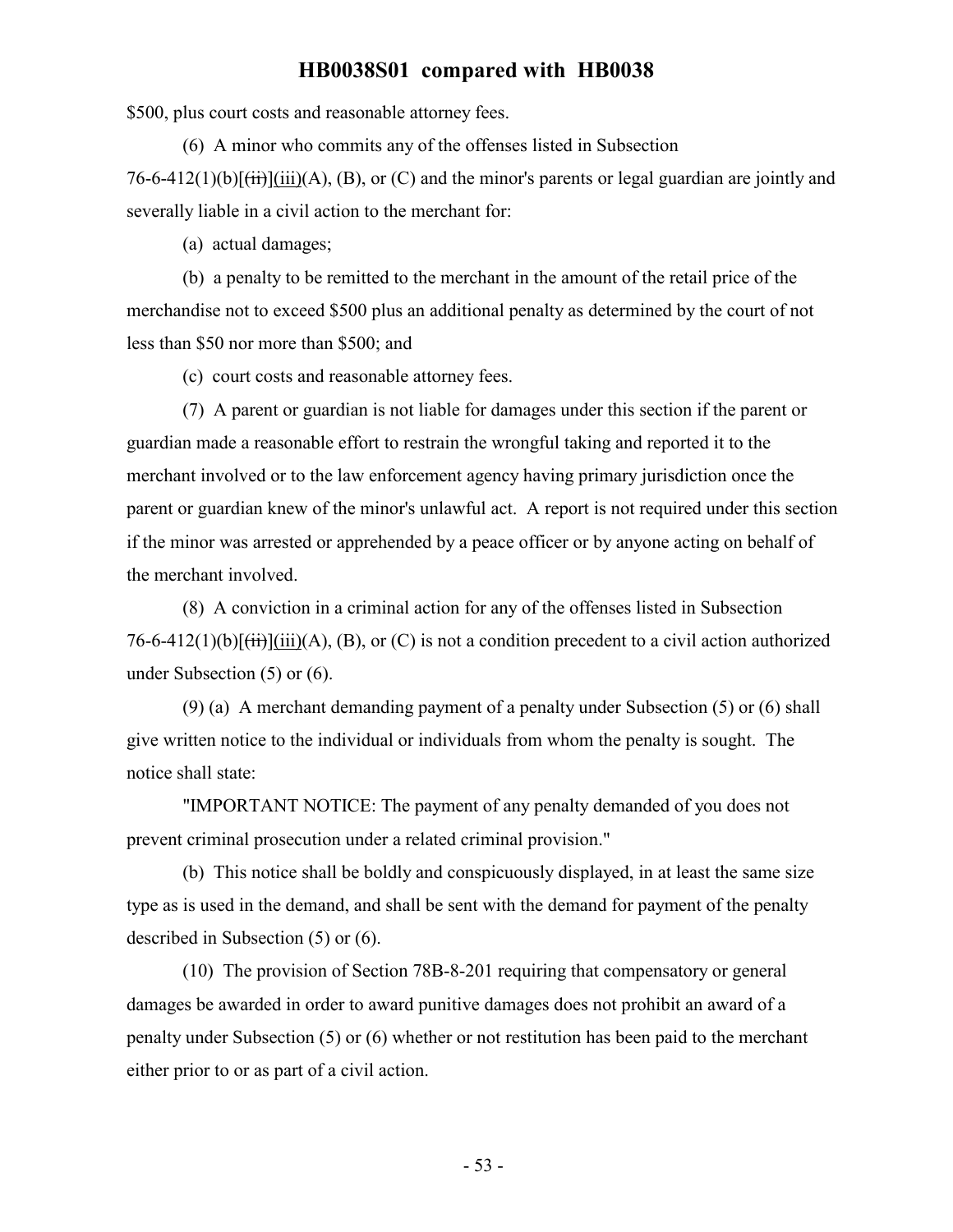$500, plus court costs and reasonable attorney fees.

(6) A minor who commits any of the offenses listed in Subsection 76-6-412(1)(b)[(ii)](iii)(A), (B), or (C) and the minor's parents or legal guardian are jointly and severally liable in a civil action to the merchant for:

(a) actual damages;

(b) a penalty to be remitted to the merchant in the amount of the retail price of the merchandise not to exceed $500 plus an additional penalty as determined by the court of not less than $50 nor more than $500; and

(c) court costs and reasonable attorney fees.

(7) A parent or guardian is not liable for damages under this section if the parent or guardian made a reasonable effort to restrain the wrongful taking and reported it to the merchant involved or to the law enforcement agency having primary jurisdiction once the parent or guardian knew of the minor's unlawful act. A report is not required under this section if the minor was arrested or apprehended by a peace officer or by anyone acting on behalf of the merchant involved.

(8) A conviction in a criminal action for any of the offenses listed in Subsection 76-6-412(1)(b)[(ii)](iii)(A), (B), or (C) is not a condition precedent to a civil action authorized under Subsection (5) or (6).

(9) (a) A merchant demanding payment of a penalty under Subsection (5) or (6) shall give written notice to the individual or individuals from whom the penalty is sought. The notice shall state:

"IMPORTANT NOTICE: The payment of any penalty demanded of you does not prevent criminal prosecution under a related criminal provision."

(b) This notice shall be boldly and conspicuously displayed, in at least the same size type as is used in the demand, and shall be sent with the demand for payment of the penalty described in Subsection (5) or (6).

(10) The provision of Section 78B-8-201 requiring that compensatory or general damages be awarded in order to award punitive damages does not prohibit an award of a penalty under Subsection (5) or (6) whether or not restitution has been paid to the merchant either prior to or as part of a civil action.